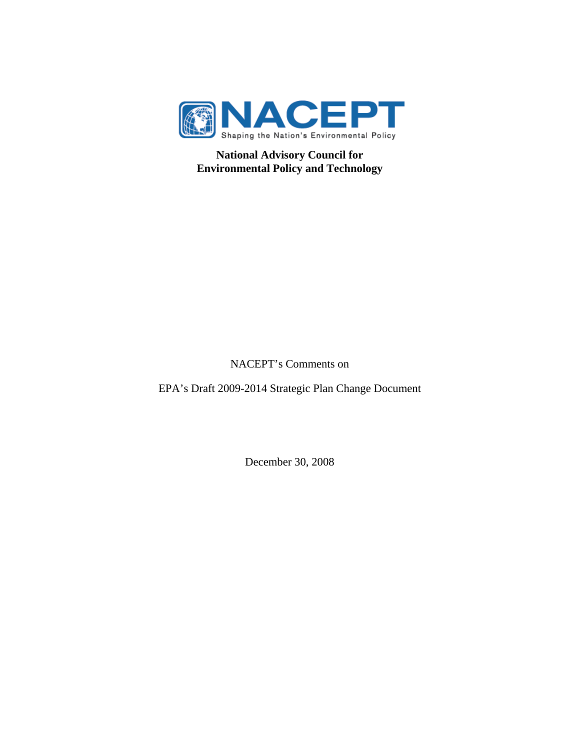NACEPT

Shaping the Nation's Environmental Policy

**National Advisory Council for Environmental Policy and Technology**

NACEPT's Comments on

EPA's Draft 2009-2014 Strategic Plan Change Document

December 30, 2008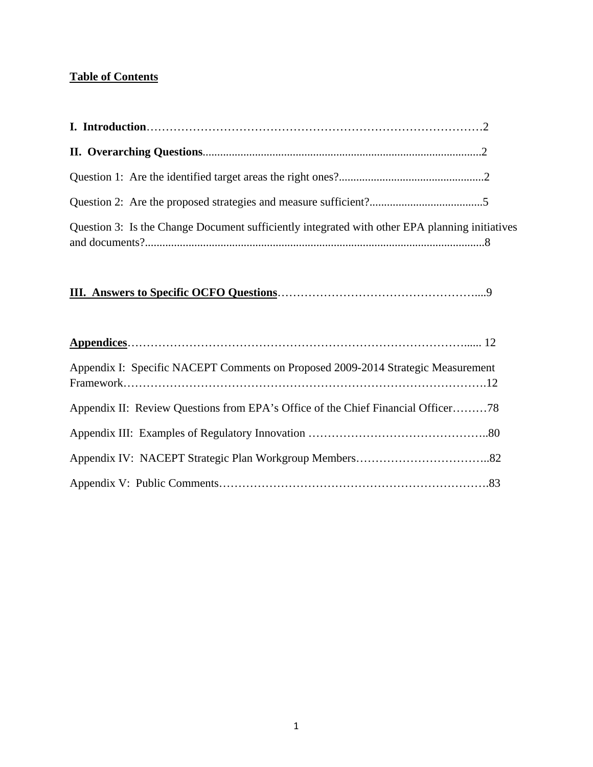## Table of Contents

**I. Introduction**……………………………………………………………………………2

**II. Overarching Questions**...............................................................................................2

Question 1: Are the identified target areas the right ones?..................................................2

Question 2: Are the proposed strategies and measure sufficient?.......................................5

Question 3: Is the Change Document sufficiently integrated with other EPA planning initiatives and documents?...................................................................................................................8

**III. Answers to Specific OCFO Questions**……………………………………………....9

**Appendices**………………………………………………………………………….….... 12

Appendix I: Specific NACEPT Comments on Proposed 2009-2014 Strategic Measurement Framework……………………………………………………………………………….12

Appendix II: Review Questions from EPA's Office of the Chief Financial Officer………78

Appendix III: Examples of Regulatory Innovation ………………………………………..80

Appendix IV: NACEPT Strategic Plan Workgroup Members……………………………..82

Appendix V: Public Comments…………………………………………………………….83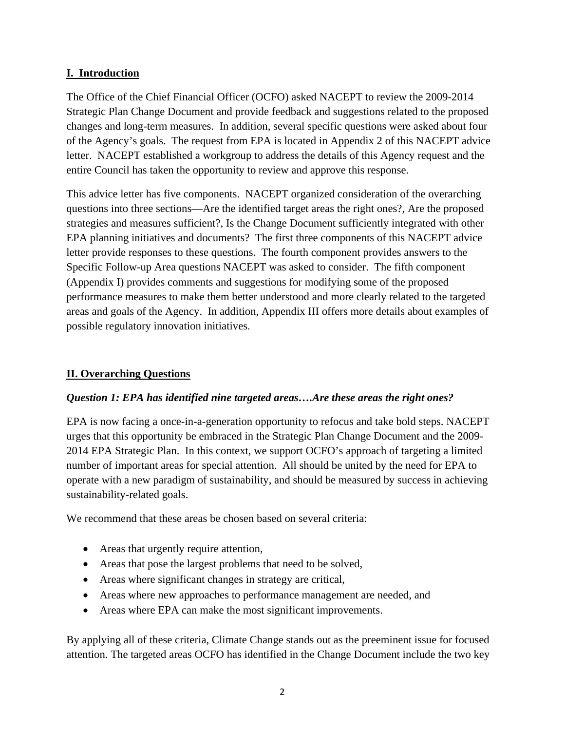## I. Introduction

The Office of the Chief Financial Officer (OCFO) asked NACEPT to review the 2009-2014 Strategic Plan Change Document and provide feedback and suggestions related to the proposed changes and long-term measures. In addition, several specific questions were asked about four of the Agency's goals. The request from EPA is located in Appendix 2 of this NACEPT advice letter. NACEPT established a workgroup to address the details of this Agency request and the entire Council has taken the opportunity to review and approve this response.

This advice letter has five components. NACEPT organized consideration of the overarching questions into three sections—Are the identified target areas the right ones?, Are the proposed strategies and measures sufficient?, Is the Change Document sufficiently integrated with other EPA planning initiatives and documents? The first three components of this NACEPT advice letter provide responses to these questions. The fourth component provides answers to the Specific Follow-up Area questions NACEPT was asked to consider. The fifth component (Appendix I) provides comments and suggestions for modifying some of the proposed performance measures to make them better understood and more clearly related to the targeted areas and goals of the Agency. In addition, Appendix III offers more details about examples of possible regulatory innovation initiatives.

## II. Overarching Questions

### *Question 1: EPA has identified nine targeted areas….Are these areas the right ones?*

EPA is now facing a once-in-a-generation opportunity to refocus and take bold steps. NACEPT urges that this opportunity be embraced in the Strategic Plan Change Document and the 2009-2014 EPA Strategic Plan. In this context, we support OCFO's approach of targeting a limited number of important areas for special attention. All should be united by the need for EPA to operate with a new paradigm of sustainability, and should be measured by success in achieving sustainability-related goals.

We recommend that these areas be chosen based on several criteria:

- Areas that urgently require attention,
- Areas that pose the largest problems that need to be solved,
- Areas where significant changes in strategy are critical,
- Areas where new approaches to performance management are needed, and
- Areas where EPA can make the most significant improvements.

By applying all of these criteria, Climate Change stands out as the preeminent issue for focused attention. The targeted areas OCFO has identified in the Change Document include the two key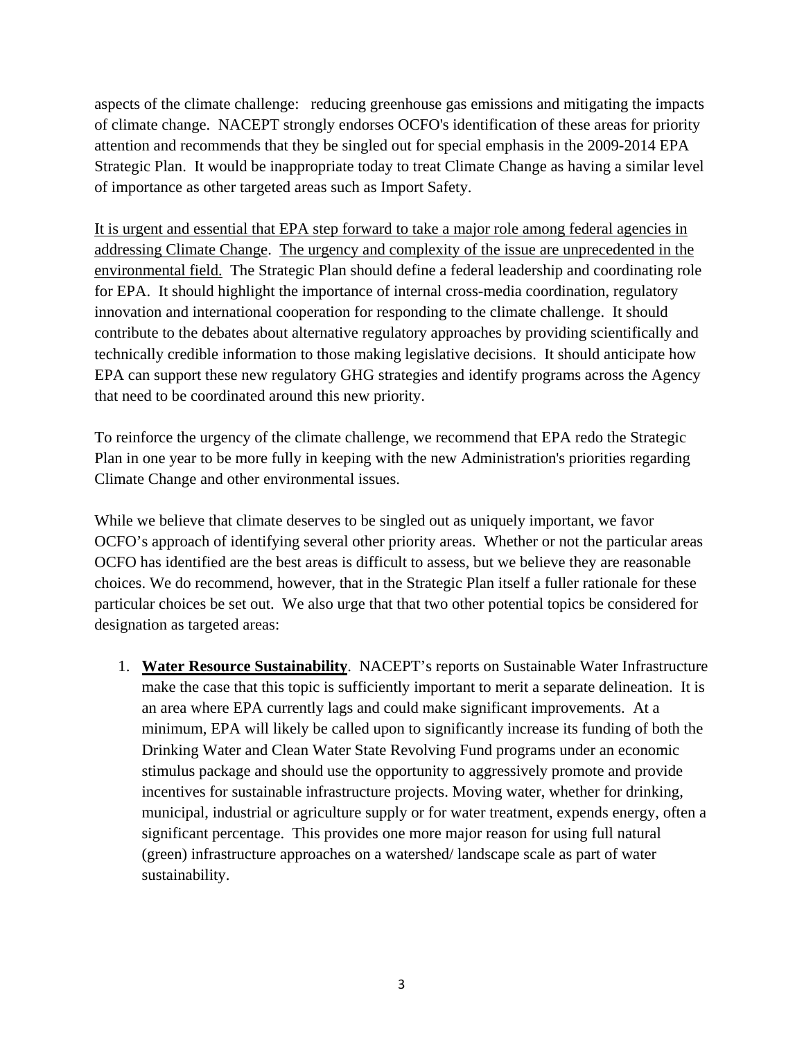aspects of the climate challenge: reducing greenhouse gas emissions and mitigating the impacts of climate change. NACEPT strongly endorses OCFO's identification of these areas for priority attention and recommends that they be singled out for special emphasis in the 2009-2014 EPA Strategic Plan. It would be inappropriate today to treat Climate Change as having a similar level of importance as other targeted areas such as Import Safety.

<u>It is urgent and essential that EPA step forward to take a major role among federal agencies in addressing Climate Change</u>. <u>The urgency and complexity of the issue are unprecedented in the environmental field.</u> The Strategic Plan should define a federal leadership and coordinating role for EPA. It should highlight the importance of internal cross-media coordination, regulatory innovation and international cooperation for responding to the climate challenge. It should contribute to the debates about alternative regulatory approaches by providing scientifically and technically credible information to those making legislative decisions. It should anticipate how EPA can support these new regulatory GHG strategies and identify programs across the Agency that need to be coordinated around this new priority.

To reinforce the urgency of the climate challenge, we recommend that EPA redo the Strategic Plan in one year to be more fully in keeping with the new Administration's priorities regarding Climate Change and other environmental issues.

While we believe that climate deserves to be singled out as uniquely important, we favor OCFO's approach of identifying several other priority areas. Whether or not the particular areas OCFO has identified are the best areas is difficult to assess, but we believe they are reasonable choices. We do recommend, however, that in the Strategic Plan itself a fuller rationale for these particular choices be set out. We also urge that that two other potential topics be considered for designation as targeted areas:

1. **<u>Water Resource Sustainability</u>**. NACEPT's reports on Sustainable Water Infrastructure make the case that this topic is sufficiently important to merit a separate delineation. It is an area where EPA currently lags and could make significant improvements. At a minimum, EPA will likely be called upon to significantly increase its funding of both the Drinking Water and Clean Water State Revolving Fund programs under an economic stimulus package and should use the opportunity to aggressively promote and provide incentives for sustainable infrastructure projects. Moving water, whether for drinking, municipal, industrial or agriculture supply or for water treatment, expends energy, often a significant percentage. This provides one more major reason for using full natural (green) infrastructure approaches on a watershed/ landscape scale as part of water sustainability.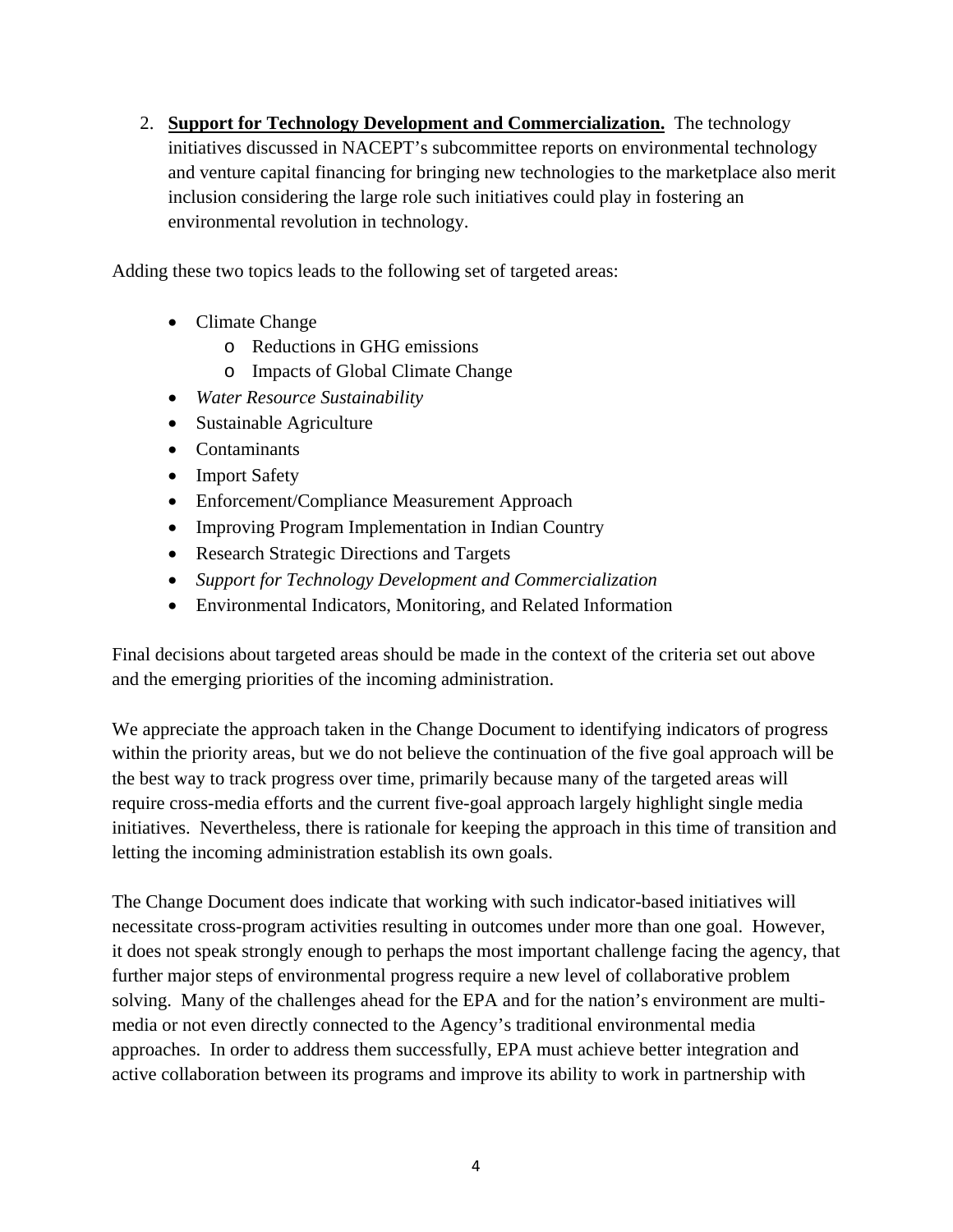2. **Support for Technology Development and Commercialization.** The technology initiatives discussed in NACEPT's subcommittee reports on environmental technology and venture capital financing for bringing new technologies to the marketplace also merit inclusion considering the large role such initiatives could play in fostering an environmental revolution in technology.

Adding these two topics leads to the following set of targeted areas:

- Climate Change
  - Reductions in GHG emissions
  - Impacts of Global Climate Change
- *Water Resource Sustainability*
- Sustainable Agriculture
- Contaminants
- Import Safety
- Enforcement/Compliance Measurement Approach
- Improving Program Implementation in Indian Country
- Research Strategic Directions and Targets
- *Support for Technology Development and Commercialization*
- Environmental Indicators, Monitoring, and Related Information

Final decisions about targeted areas should be made in the context of the criteria set out above and the emerging priorities of the incoming administration.

We appreciate the approach taken in the Change Document to identifying indicators of progress within the priority areas, but we do not believe the continuation of the five goal approach will be the best way to track progress over time, primarily because many of the targeted areas will require cross-media efforts and the current five-goal approach largely highlight single media initiatives. Nevertheless, there is rationale for keeping the approach in this time of transition and letting the incoming administration establish its own goals.

The Change Document does indicate that working with such indicator-based initiatives will necessitate cross-program activities resulting in outcomes under more than one goal. However, it does not speak strongly enough to perhaps the most important challenge facing the agency, that further major steps of environmental progress require a new level of collaborative problem solving. Many of the challenges ahead for the EPA and for the nation's environment are multi-media or not even directly connected to the Agency's traditional environmental media approaches. In order to address them successfully, EPA must achieve better integration and active collaboration between its programs and improve its ability to work in partnership with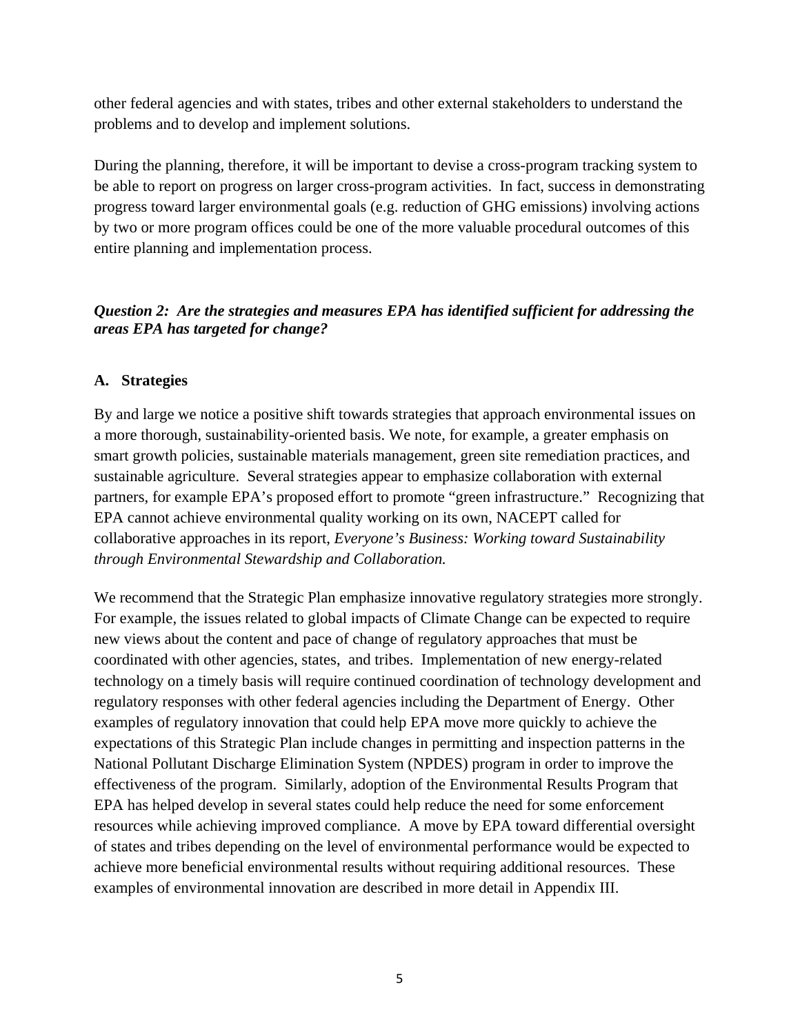other federal agencies and with states, tribes and other external stakeholders to understand the problems and to develop and implement solutions.

During the planning, therefore, it will be important to devise a cross-program tracking system to be able to report on progress on larger cross-program activities. In fact, success in demonstrating progress toward larger environmental goals (e.g. reduction of GHG emissions) involving actions by two or more program offices could be one of the more valuable procedural outcomes of this entire planning and implementation process.

***Question 2: Are the strategies and measures EPA has identified sufficient for addressing the areas EPA has targeted for change?***

**A. Strategies**

By and large we notice a positive shift towards strategies that approach environmental issues on a more thorough, sustainability-oriented basis. We note, for example, a greater emphasis on smart growth policies, sustainable materials management, green site remediation practices, and sustainable agriculture. Several strategies appear to emphasize collaboration with external partners, for example EPA's proposed effort to promote "green infrastructure." Recognizing that EPA cannot achieve environmental quality working on its own, NACEPT called for collaborative approaches in its report, *Everyone's Business: Working toward Sustainability through Environmental Stewardship and Collaboration.*

We recommend that the Strategic Plan emphasize innovative regulatory strategies more strongly. For example, the issues related to global impacts of Climate Change can be expected to require new views about the content and pace of change of regulatory approaches that must be coordinated with other agencies, states, and tribes. Implementation of new energy-related technology on a timely basis will require continued coordination of technology development and regulatory responses with other federal agencies including the Department of Energy. Other examples of regulatory innovation that could help EPA move more quickly to achieve the expectations of this Strategic Plan include changes in permitting and inspection patterns in the National Pollutant Discharge Elimination System (NPDES) program in order to improve the effectiveness of the program. Similarly, adoption of the Environmental Results Program that EPA has helped develop in several states could help reduce the need for some enforcement resources while achieving improved compliance. A move by EPA toward differential oversight of states and tribes depending on the level of environmental performance would be expected to achieve more beneficial environmental results without requiring additional resources. These examples of environmental innovation are described in more detail in Appendix III.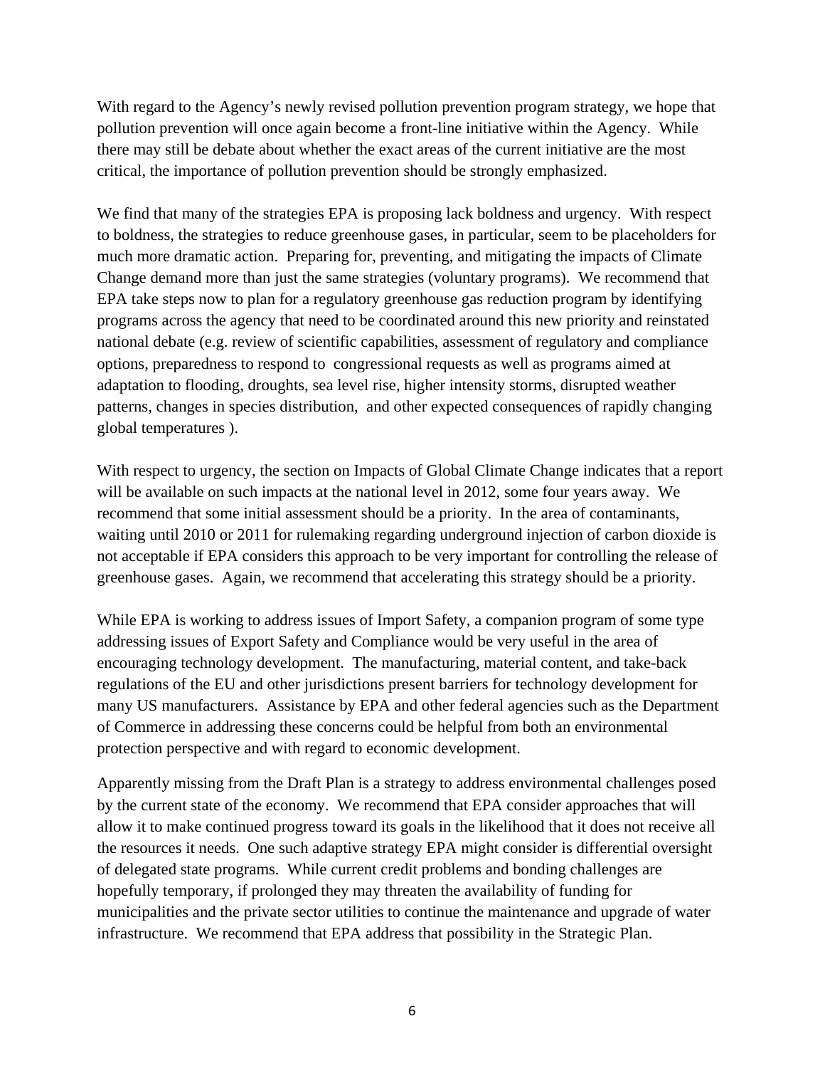With regard to the Agency's newly revised pollution prevention program strategy, we hope that pollution prevention will once again become a front-line initiative within the Agency. While there may still be debate about whether the exact areas of the current initiative are the most critical, the importance of pollution prevention should be strongly emphasized.

We find that many of the strategies EPA is proposing lack boldness and urgency. With respect to boldness, the strategies to reduce greenhouse gases, in particular, seem to be placeholders for much more dramatic action. Preparing for, preventing, and mitigating the impacts of Climate Change demand more than just the same strategies (voluntary programs). We recommend that EPA take steps now to plan for a regulatory greenhouse gas reduction program by identifying programs across the agency that need to be coordinated around this new priority and reinstated national debate (e.g. review of scientific capabilities, assessment of regulatory and compliance options, preparedness to respond to congressional requests as well as programs aimed at adaptation to flooding, droughts, sea level rise, higher intensity storms, disrupted weather patterns, changes in species distribution, and other expected consequences of rapidly changing global temperatures ).

With respect to urgency, the section on Impacts of Global Climate Change indicates that a report will be available on such impacts at the national level in 2012, some four years away. We recommend that some initial assessment should be a priority. In the area of contaminants, waiting until 2010 or 2011 for rulemaking regarding underground injection of carbon dioxide is not acceptable if EPA considers this approach to be very important for controlling the release of greenhouse gases. Again, we recommend that accelerating this strategy should be a priority.

While EPA is working to address issues of Import Safety, a companion program of some type addressing issues of Export Safety and Compliance would be very useful in the area of encouraging technology development. The manufacturing, material content, and take-back regulations of the EU and other jurisdictions present barriers for technology development for many US manufacturers. Assistance by EPA and other federal agencies such as the Department of Commerce in addressing these concerns could be helpful from both an environmental protection perspective and with regard to economic development.

Apparently missing from the Draft Plan is a strategy to address environmental challenges posed by the current state of the economy. We recommend that EPA consider approaches that will allow it to make continued progress toward its goals in the likelihood that it does not receive all the resources it needs. One such adaptive strategy EPA might consider is differential oversight of delegated state programs. While current credit problems and bonding challenges are hopefully temporary, if prolonged they may threaten the availability of funding for municipalities and the private sector utilities to continue the maintenance and upgrade of water infrastructure. We recommend that EPA address that possibility in the Strategic Plan.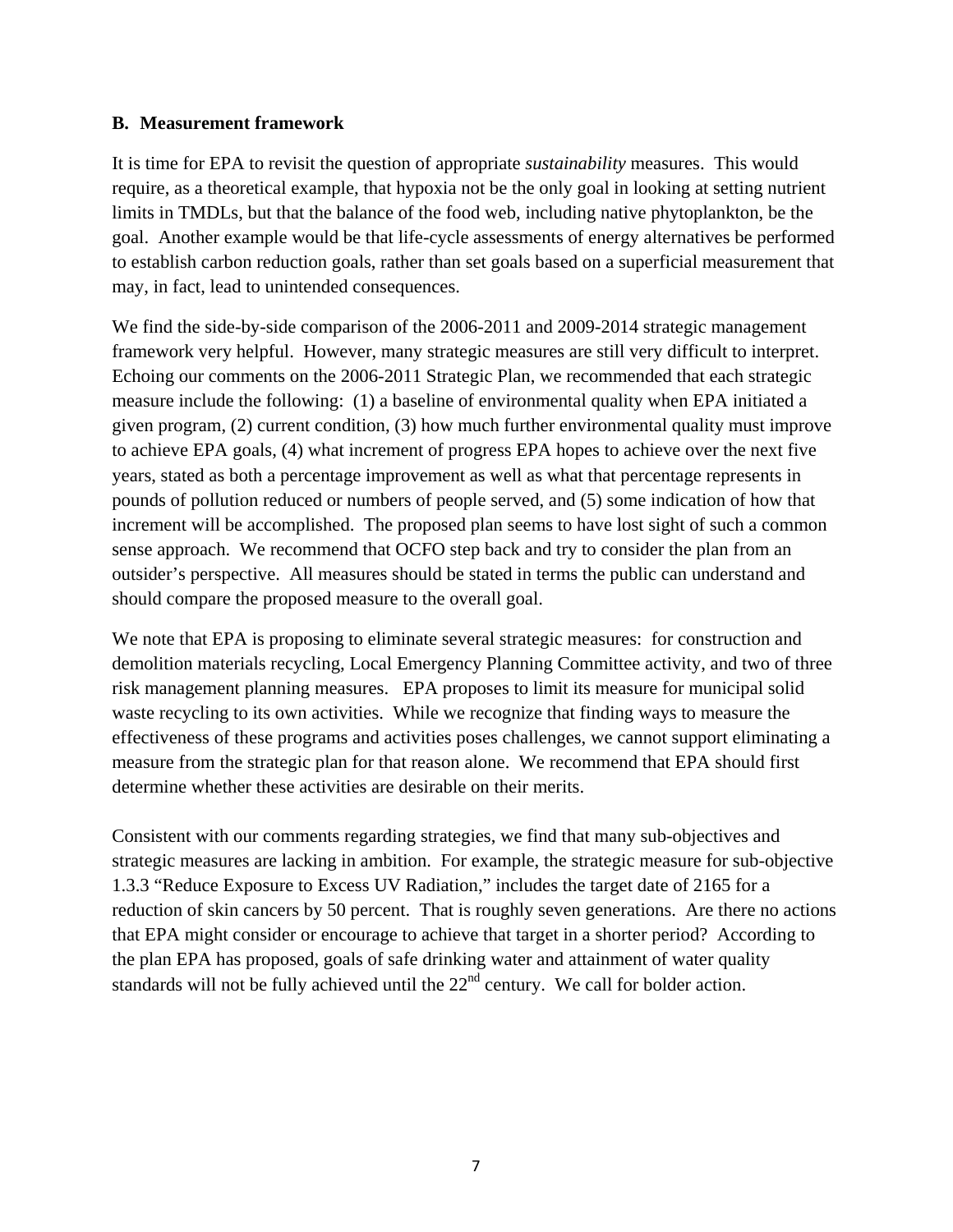## B. Measurement framework

It is time for EPA to revisit the question of appropriate *sustainability* measures. This would require, as a theoretical example, that hypoxia not be the only goal in looking at setting nutrient limits in TMDLs, but that the balance of the food web, including native phytoplankton, be the goal. Another example would be that life-cycle assessments of energy alternatives be performed to establish carbon reduction goals, rather than set goals based on a superficial measurement that may, in fact, lead to unintended consequences.

We find the side-by-side comparison of the 2006-2011 and 2009-2014 strategic management framework very helpful. However, many strategic measures are still very difficult to interpret. Echoing our comments on the 2006-2011 Strategic Plan, we recommended that each strategic measure include the following: (1) a baseline of environmental quality when EPA initiated a given program, (2) current condition, (3) how much further environmental quality must improve to achieve EPA goals, (4) what increment of progress EPA hopes to achieve over the next five years, stated as both a percentage improvement as well as what that percentage represents in pounds of pollution reduced or numbers of people served, and (5) some indication of how that increment will be accomplished. The proposed plan seems to have lost sight of such a common sense approach. We recommend that OCFO step back and try to consider the plan from an outsider's perspective. All measures should be stated in terms the public can understand and should compare the proposed measure to the overall goal.

We note that EPA is proposing to eliminate several strategic measures: for construction and demolition materials recycling, Local Emergency Planning Committee activity, and two of three risk management planning measures. EPA proposes to limit its measure for municipal solid waste recycling to its own activities. While we recognize that finding ways to measure the effectiveness of these programs and activities poses challenges, we cannot support eliminating a measure from the strategic plan for that reason alone. We recommend that EPA should first determine whether these activities are desirable on their merits.

Consistent with our comments regarding strategies, we find that many sub-objectives and strategic measures are lacking in ambition. For example, the strategic measure for sub-objective 1.3.3 "Reduce Exposure to Excess UV Radiation," includes the target date of 2165 for a reduction of skin cancers by 50 percent. That is roughly seven generations. Are there no actions that EPA might consider or encourage to achieve that target in a shorter period? According to the plan EPA has proposed, goals of safe drinking water and attainment of water quality standards will not be fully achieved until the 22nd century. We call for bolder action.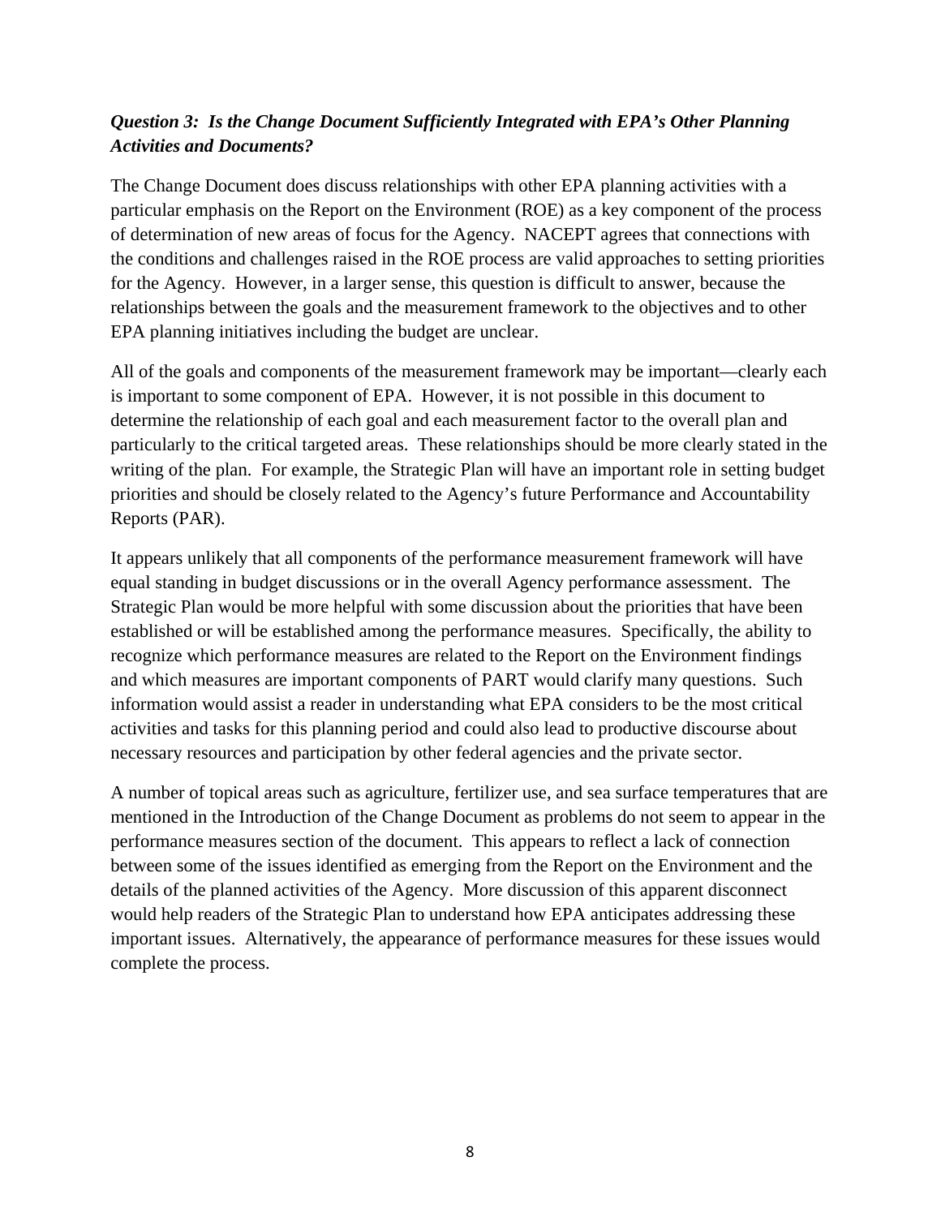### *Question 3: Is the Change Document Sufficiently Integrated with EPA's Other Planning Activities and Documents?*

The Change Document does discuss relationships with other EPA planning activities with a particular emphasis on the Report on the Environment (ROE) as a key component of the process of determination of new areas of focus for the Agency. NACEPT agrees that connections with the conditions and challenges raised in the ROE process are valid approaches to setting priorities for the Agency. However, in a larger sense, this question is difficult to answer, because the relationships between the goals and the measurement framework to the objectives and to other EPA planning initiatives including the budget are unclear.

All of the goals and components of the measurement framework may be important—clearly each is important to some component of EPA. However, it is not possible in this document to determine the relationship of each goal and each measurement factor to the overall plan and particularly to the critical targeted areas. These relationships should be more clearly stated in the writing of the plan. For example, the Strategic Plan will have an important role in setting budget priorities and should be closely related to the Agency's future Performance and Accountability Reports (PAR).

It appears unlikely that all components of the performance measurement framework will have equal standing in budget discussions or in the overall Agency performance assessment. The Strategic Plan would be more helpful with some discussion about the priorities that have been established or will be established among the performance measures. Specifically, the ability to recognize which performance measures are related to the Report on the Environment findings and which measures are important components of PART would clarify many questions. Such information would assist a reader in understanding what EPA considers to be the most critical activities and tasks for this planning period and could also lead to productive discourse about necessary resources and participation by other federal agencies and the private sector.

A number of topical areas such as agriculture, fertilizer use, and sea surface temperatures that are mentioned in the Introduction of the Change Document as problems do not seem to appear in the performance measures section of the document. This appears to reflect a lack of connection between some of the issues identified as emerging from the Report on the Environment and the details of the planned activities of the Agency. More discussion of this apparent disconnect would help readers of the Strategic Plan to understand how EPA anticipates addressing these important issues. Alternatively, the appearance of performance measures for these issues would complete the process.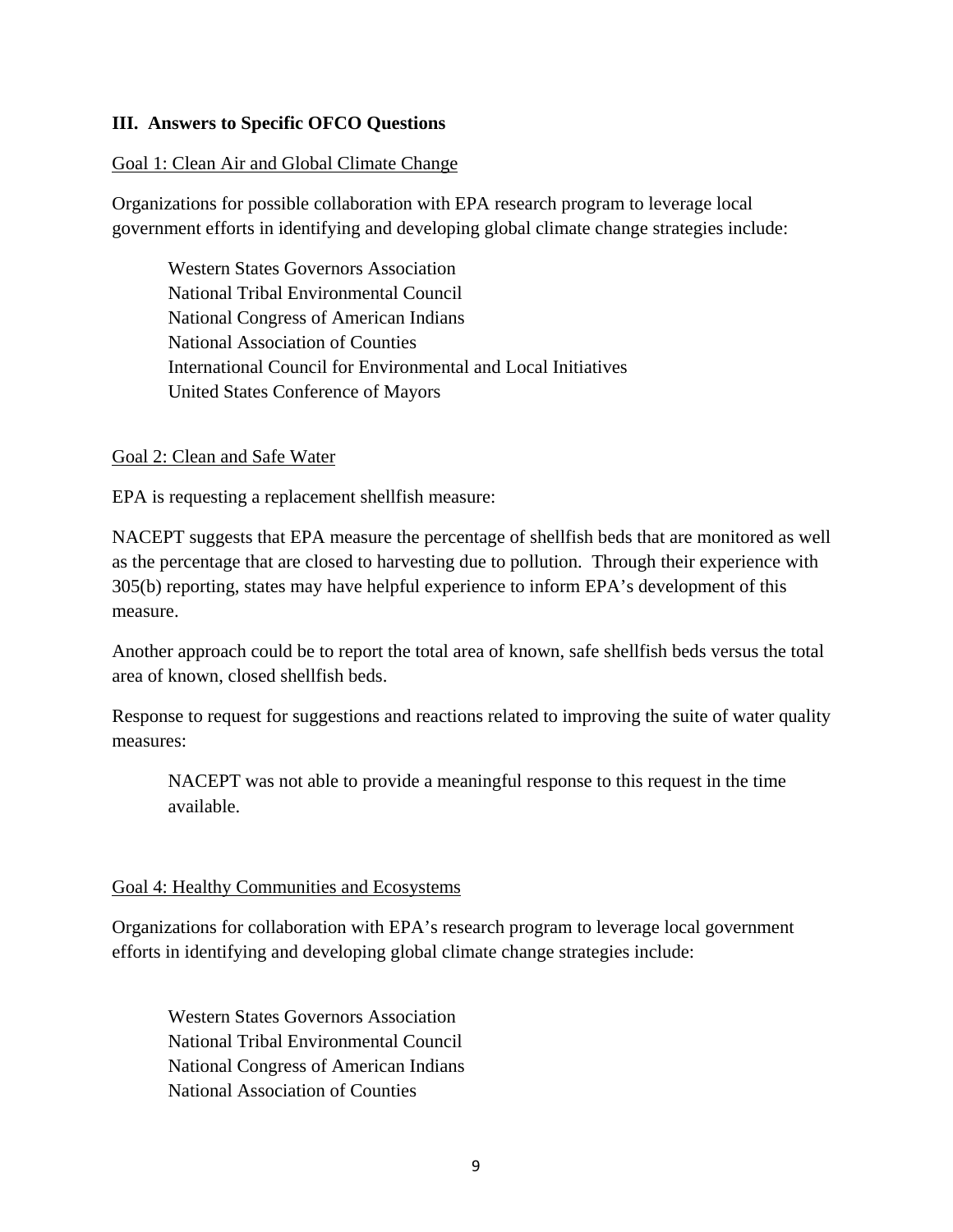## III. Answers to Specific OFCO Questions

Goal 1: Clean Air and Global Climate Change

Organizations for possible collaboration with EPA research program to leverage local government efforts in identifying and developing global climate change strategies include:

> Western States Governors Association
> National Tribal Environmental Council
> National Congress of American Indians
> National Association of Counties
> International Council for Environmental and Local Initiatives
> United States Conference of Mayors

Goal 2: Clean and Safe Water

EPA is requesting a replacement shellfish measure:

NACEPT suggests that EPA measure the percentage of shellfish beds that are monitored as well as the percentage that are closed to harvesting due to pollution. Through their experience with 305(b) reporting, states may have helpful experience to inform EPA's development of this measure.

Another approach could be to report the total area of known, safe shellfish beds versus the total area of known, closed shellfish beds.

Response to request for suggestions and reactions related to improving the suite of water quality measures:

> NACEPT was not able to provide a meaningful response to this request in the time available.

Goal 4: Healthy Communities and Ecosystems

Organizations for collaboration with EPA's research program to leverage local government efforts in identifying and developing global climate change strategies include:

> Western States Governors Association
> National Tribal Environmental Council
> National Congress of American Indians
> National Association of Counties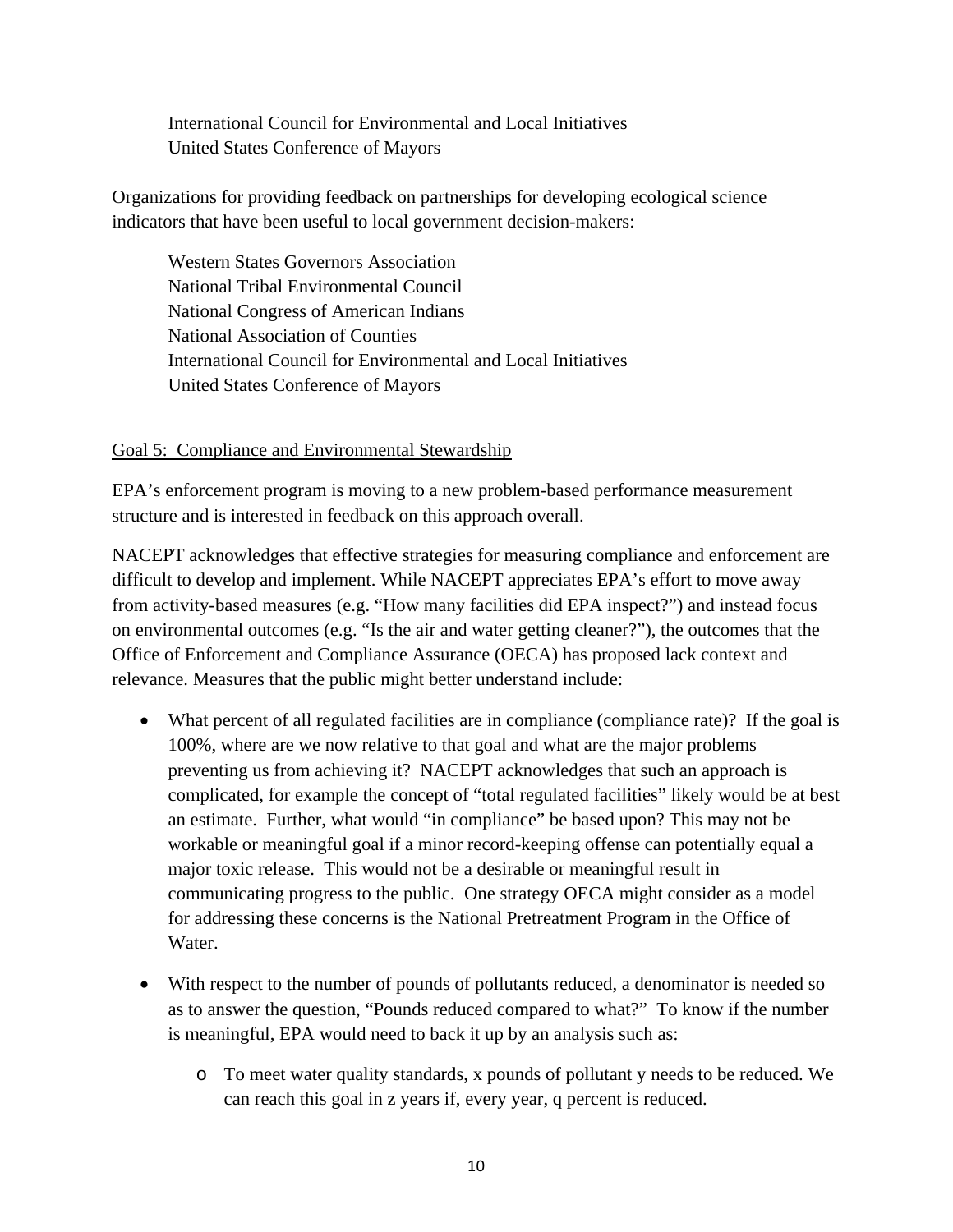International Council for Environmental and Local Initiatives
United States Conference of Mayors

Organizations for providing feedback on partnerships for developing ecological science indicators that have been useful to local government decision-makers:

Western States Governors Association
National Tribal Environmental Council
National Congress of American Indians
National Association of Counties
International Council for Environmental and Local Initiatives
United States Conference of Mayors

Goal 5: Compliance and Environmental Stewardship

EPA's enforcement program is moving to a new problem-based performance measurement structure and is interested in feedback on this approach overall.

NACEPT acknowledges that effective strategies for measuring compliance and enforcement are difficult to develop and implement. While NACEPT appreciates EPA's effort to move away from activity-based measures (e.g. "How many facilities did EPA inspect?") and instead focus on environmental outcomes (e.g. "Is the air and water getting cleaner?"), the outcomes that the Office of Enforcement and Compliance Assurance (OECA) has proposed lack context and relevance. Measures that the public might better understand include:

- What percent of all regulated facilities are in compliance (compliance rate)? If the goal is 100%, where are we now relative to that goal and what are the major problems preventing us from achieving it? NACEPT acknowledges that such an approach is complicated, for example the concept of "total regulated facilities" likely would be at best an estimate. Further, what would "in compliance" be based upon? This may not be workable or meaningful goal if a minor record-keeping offense can potentially equal a major toxic release. This would not be a desirable or meaningful result in communicating progress to the public. One strategy OECA might consider as a model for addressing these concerns is the National Pretreatment Program in the Office of Water.

- With respect to the number of pounds of pollutants reduced, a denominator is needed so as to answer the question, "Pounds reduced compared to what?" To know if the number is meaningful, EPA would need to back it up by an analysis such as:
  - To meet water quality standards, x pounds of pollutant y needs to be reduced. We can reach this goal in z years if, every year, q percent is reduced.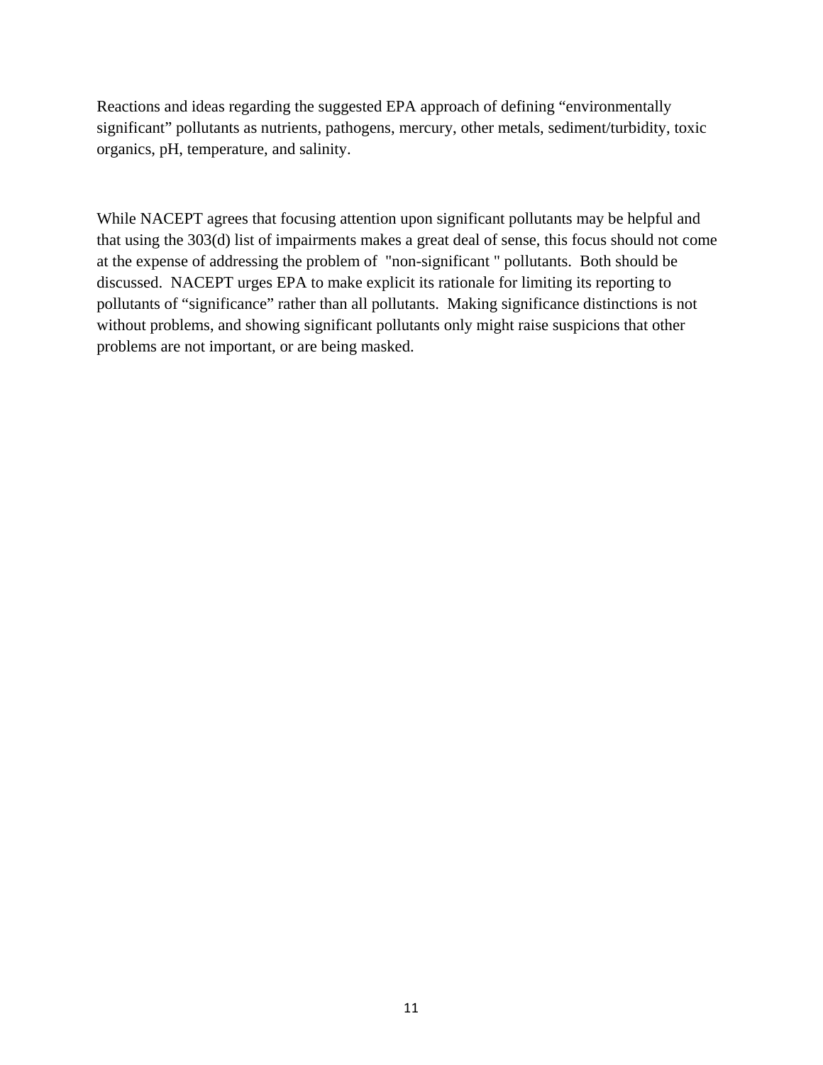Reactions and ideas regarding the suggested EPA approach of defining “environmentally significant” pollutants as nutrients, pathogens, mercury, other metals, sediment/turbidity, toxic organics, pH, temperature, and salinity.

While NACEPT agrees that focusing attention upon significant pollutants may be helpful and that using the 303(d) list of impairments makes a great deal of sense, this focus should not come at the expense of addressing the problem of "non-significant " pollutants. Both should be discussed. NACEPT urges EPA to make explicit its rationale for limiting its reporting to pollutants of “significance” rather than all pollutants. Making significance distinctions is not without problems, and showing significant pollutants only might raise suspicions that other problems are not important, or are being masked.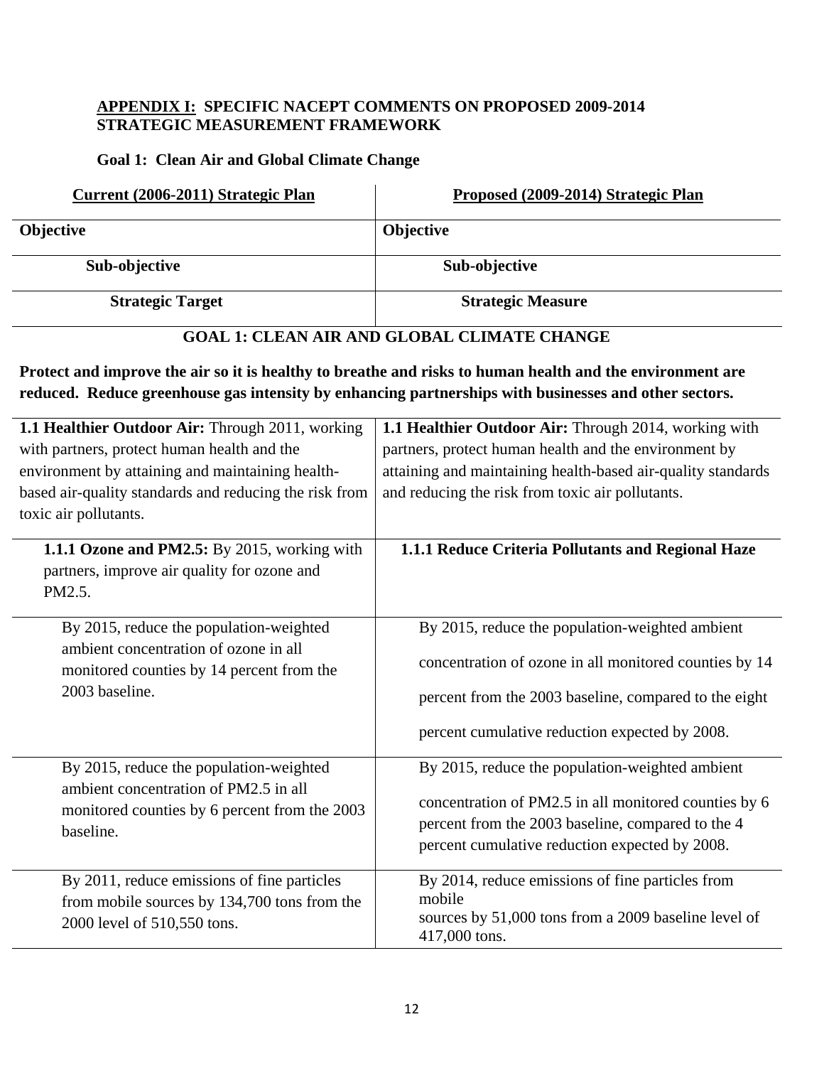**APPENDIX I: SPECIFIC NACEPT COMMENTS ON PROPOSED 2009-2014 STRATEGIC MEASUREMENT FRAMEWORK**

**Goal 1: Clean Air and Global Climate Change**

| Current (2006-2011) Strategic Plan | Proposed (2009-2014) Strategic Plan |
|---|---|
| **Objective** | **Objective** |
| **Sub-objective** | **Sub-objective** |
| **Strategic Target** | **Strategic Measure** |

**GOAL 1: CLEAN AIR AND GLOBAL CLIMATE CHANGE**

**Protect and improve the air so it is healthy to breathe and risks to human health and the environment are reduced. Reduce greenhouse gas intensity by enhancing partnerships with businesses and other sectors.**

| Current (2006-2011) Strategic Plan | Proposed (2009-2014) Strategic Plan |
|---|---|
| **1.1 Healthier Outdoor Air:** Through 2011, working with partners, protect human health and the environment by attaining and maintaining health-based air-quality standards and reducing the risk from toxic air pollutants. | **1.1 Healthier Outdoor Air:** Through 2014, working with partners, protect human health and the environment by attaining and maintaining health-based air-quality standards and reducing the risk from toxic air pollutants. |
| **1.1.1 Ozone and PM2.5:** By 2015, working with partners, improve air quality for ozone and PM2.5. | **1.1.1 Reduce Criteria Pollutants and Regional Haze** |
| By 2015, reduce the population-weighted ambient concentration of ozone in all monitored counties by 14 percent from the 2003 baseline. | By 2015, reduce the population-weighted ambient concentration of ozone in all monitored counties by 14 percent from the 2003 baseline, compared to the eight percent cumulative reduction expected by 2008. |
| By 2015, reduce the population-weighted ambient concentration of PM2.5 in all monitored counties by 6 percent from the 2003 baseline. | By 2015, reduce the population-weighted ambient concentration of PM2.5 in all monitored counties by 6 percent from the 2003 baseline, compared to the 4 percent cumulative reduction expected by 2008. |
| By 2011, reduce emissions of fine particles from mobile sources by 134,700 tons from the 2000 level of 510,550 tons. | By 2014, reduce emissions of fine particles from mobile sources by 51,000 tons from a 2009 baseline level of 417,000 tons. |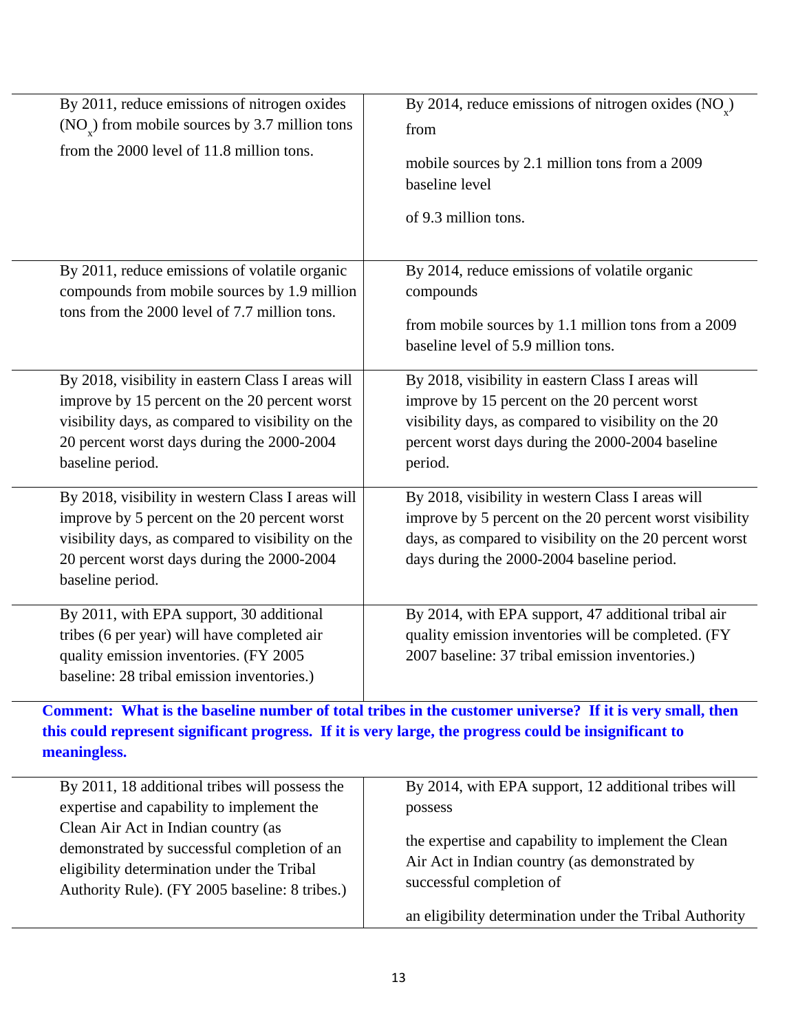| | |
|---|---|
| By 2011, reduce emissions of nitrogen oxides ($NO_x$) from mobile sources by 3.7 million tons from the 2000 level of 11.8 million tons. | By 2014, reduce emissions of nitrogen oxides ($NO_x$) from mobile sources by 2.1 million tons from a 2009 baseline level of 9.3 million tons. |
| By 2011, reduce emissions of volatile organic compounds from mobile sources by 1.9 million tons from the 2000 level of 7.7 million tons. | By 2014, reduce emissions of volatile organic compounds from mobile sources by 1.1 million tons from a 2009 baseline level of 5.9 million tons. |
| By 2018, visibility in eastern Class I areas will improve by 15 percent on the 20 percent worst visibility days, as compared to visibility on the 20 percent worst days during the 2000-2004 baseline period. | By 2018, visibility in eastern Class I areas will improve by 15 percent on the 20 percent worst visibility days, as compared to visibility on the 20 percent worst days during the 2000-2004 baseline period. |
| By 2018, visibility in western Class I areas will improve by 5 percent on the 20 percent worst visibility days, as compared to visibility on the 20 percent worst days during the 2000-2004 baseline period. | By 2018, visibility in western Class I areas will improve by 5 percent on the 20 percent worst visibility days, as compared to visibility on the 20 percent worst days during the 2000-2004 baseline period. |
| By 2011, with EPA support, 30 additional tribes (6 per year) will have completed air quality emission inventories. (FY 2005 baseline: 28 tribal emission inventories.) | By 2014, with EPA support, 47 additional tribal air quality emission inventories will be completed. (FY 2007 baseline: 37 tribal emission inventories.) |

**Comment: What is the baseline number of total tribes in the customer universe? If it is very small, then this could represent significant progress. If it is very large, the progress could be insignificant to meaningless.**

| | |
|---|---|
| By 2011, 18 additional tribes will possess the expertise and capability to implement the Clean Air Act in Indian country (as demonstrated by successful completion of an eligibility determination under the Tribal Authority Rule). (FY 2005 baseline: 8 tribes.) | By 2014, with EPA support, 12 additional tribes will possess the expertise and capability to implement the Clean Air Act in Indian country (as demonstrated by successful completion of an eligibility determination under the Tribal Authority |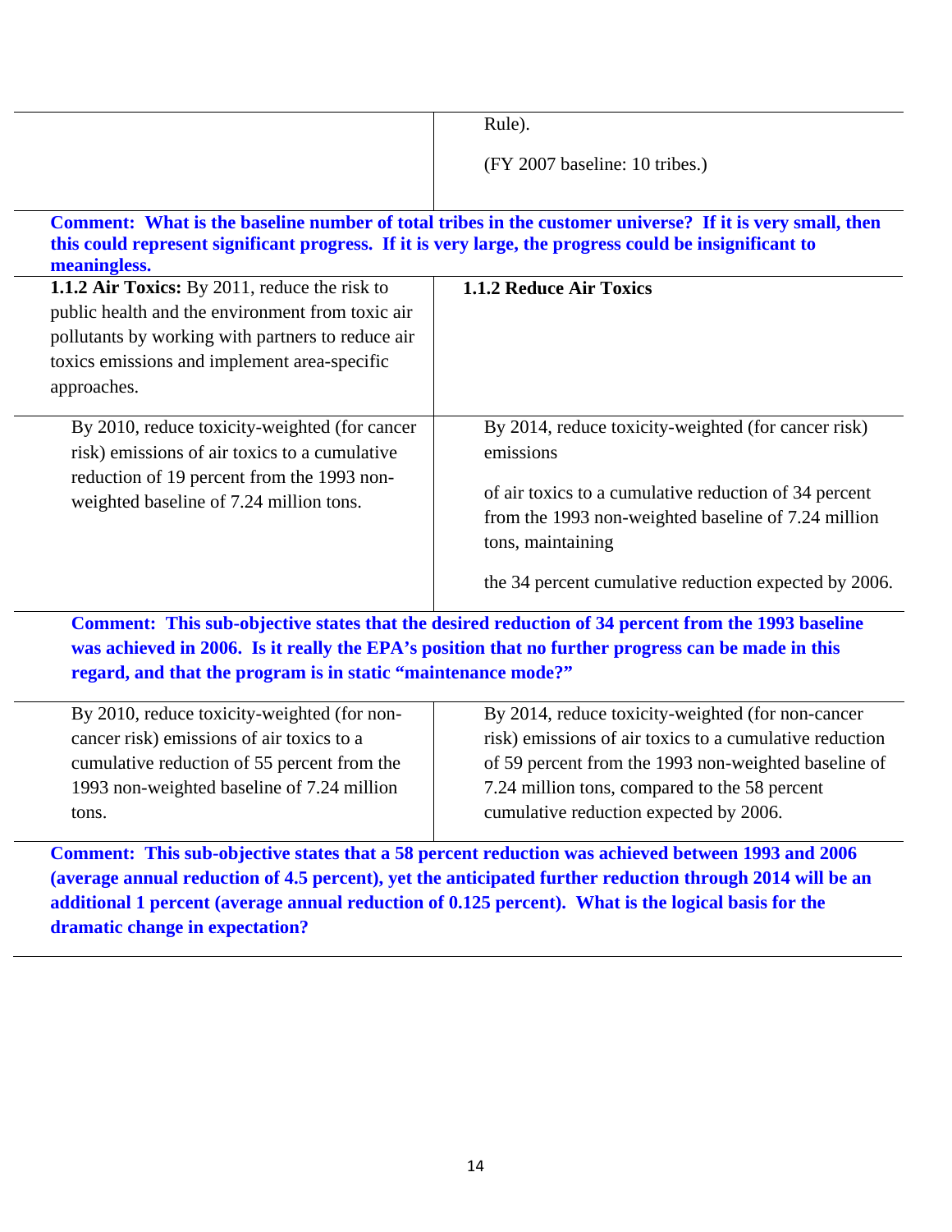| | |
|---|---|
| | Rule).<br><br>(FY 2007 baseline: 10 tribes.) |

**Comment: What is the baseline number of total tribes in the customer universe? If it is very small, then this could represent significant progress. If it is very large, the progress could be insignificant to meaningless.**

| | |
|---|---|
| **1.1.2 Air Toxics:** By 2011, reduce the risk to public health and the environment from toxic air pollutants by working with partners to reduce air toxics emissions and implement area-specific approaches. | **1.1.2 Reduce Air Toxics** |
| By 2010, reduce toxicity-weighted (for cancer risk) emissions of air toxics to a cumulative reduction of 19 percent from the 1993 non-weighted baseline of 7.24 million tons. | By 2014, reduce toxicity-weighted (for cancer risk) emissions<br><br>of air toxics to a cumulative reduction of 34 percent from the 1993 non-weighted baseline of 7.24 million tons, maintaining<br><br>the 34 percent cumulative reduction expected by 2006. |

**Comment: This sub-objective states that the desired reduction of 34 percent from the 1993 baseline was achieved in 2006. Is it really the EPA's position that no further progress can be made in this regard, and that the program is in static "maintenance mode?"**

| | |
|---|---|
| By 2010, reduce toxicity-weighted (for non-cancer risk) emissions of air toxics to a cumulative reduction of 55 percent from the 1993 non-weighted baseline of 7.24 million tons. | By 2014, reduce toxicity-weighted (for non-cancer risk) emissions of air toxics to a cumulative reduction of 59 percent from the 1993 non-weighted baseline of 7.24 million tons, compared to the 58 percent cumulative reduction expected by 2006. |

**Comment: This sub-objective states that a 58 percent reduction was achieved between 1993 and 2006 (average annual reduction of 4.5 percent), yet the anticipated further reduction through 2014 will be an additional 1 percent (average annual reduction of 0.125 percent). What is the logical basis for the dramatic change in expectation?**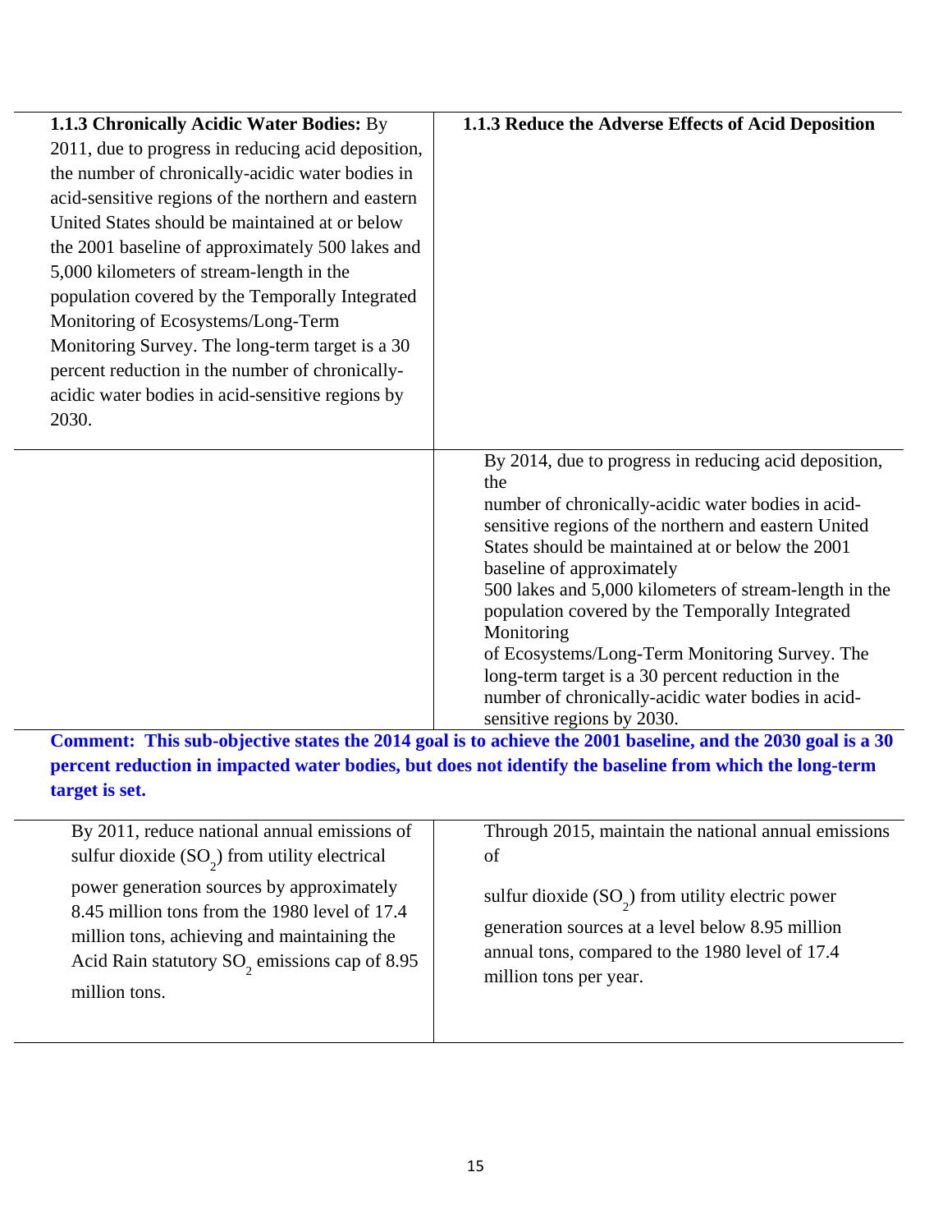| **1.1.3 Chronically Acidic Water Bodies:** By 2011, due to progress in reducing acid deposition, the number of chronically-acidic water bodies in acid-sensitive regions of the northern and eastern United States should be maintained at or below the 2001 baseline of approximately 500 lakes and 5,000 kilometers of stream-length in the population covered by the Temporally Integrated Monitoring of Ecosystems/Long-Term Monitoring Survey. The long-term target is a 30 percent reduction in the number of chronically-acidic water bodies in acid-sensitive regions by 2030. | **1.1.3 Reduce the Adverse Effects of Acid Deposition** |
|---|---|
| | By 2014, due to progress in reducing acid deposition, the number of chronically-acidic water bodies in acid-sensitive regions of the northern and eastern United States should be maintained at or below the 2001 baseline of approximately 500 lakes and 5,000 kilometers of stream-length in the population covered by the Temporally Integrated Monitoring of Ecosystems/Long-Term Monitoring Survey. The long-term target is a 30 percent reduction in the number of chronically-acidic water bodies in acid-sensitive regions by 2030. |

**Comment: This sub-objective states the 2014 goal is to achieve the 2001 baseline, and the 2030 goal is a 30 percent reduction in impacted water bodies, but does not identify the baseline from which the long-term target is set.**

| By 2011, reduce national annual emissions of sulfur dioxide ($SO_2$) from utility electrical power generation sources by approximately 8.45 million tons from the 1980 level of 17.4 million tons, achieving and maintaining the Acid Rain statutory $SO_2$ emissions cap of 8.95 million tons. | Through 2015, maintain the national annual emissions of sulfur dioxide ($SO_2$) from utility electric power generation sources at a level below 8.95 million annual tons, compared to the 1980 level of 17.4 million tons per year. |
|---|---|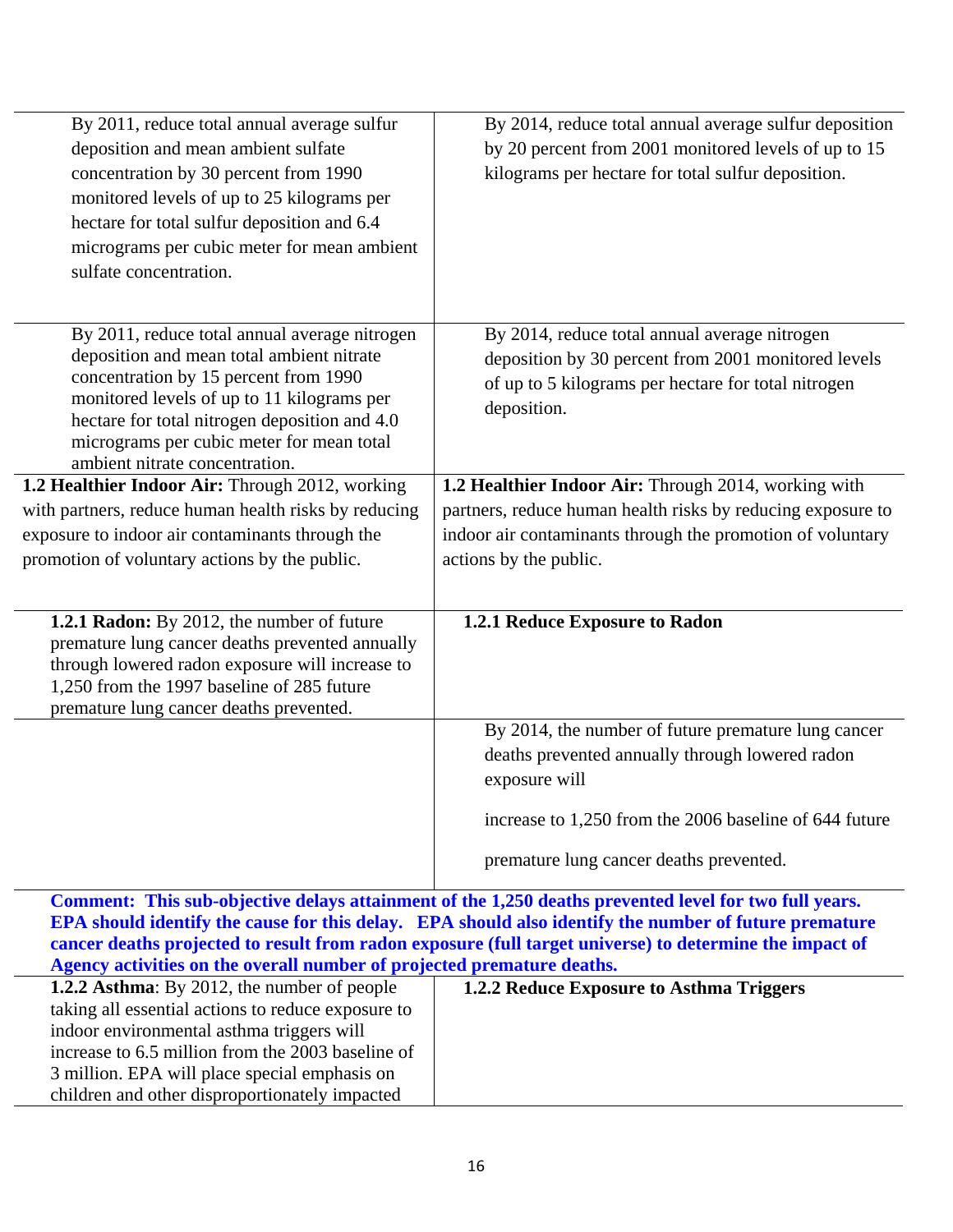| | |
|---|---|
| By 2011, reduce total annual average sulfur deposition and mean ambient sulfate concentration by 30 percent from 1990 monitored levels of up to 25 kilograms per hectare for total sulfur deposition and 6.4 micrograms per cubic meter for mean ambient sulfate concentration. | By 2014, reduce total annual average sulfur deposition by 20 percent from 2001 monitored levels of up to 15 kilograms per hectare for total sulfur deposition. |
| By 2011, reduce total annual average nitrogen deposition and mean total ambient nitrate concentration by 15 percent from 1990 monitored levels of up to 11 kilograms per hectare for total nitrogen deposition and 4.0 micrograms per cubic meter for mean total ambient nitrate concentration. | By 2014, reduce total annual average nitrogen deposition by 30 percent from 2001 monitored levels of up to 5 kilograms per hectare for total nitrogen deposition. |
| **1.2 Healthier Indoor Air:** Through 2012, working with partners, reduce human health risks by reducing exposure to indoor air contaminants through the promotion of voluntary actions by the public. | **1.2 Healthier Indoor Air:** Through 2014, working with partners, reduce human health risks by reducing exposure to indoor air contaminants through the promotion of voluntary actions by the public. |
| **1.2.1 Radon:** By 2012, the number of future premature lung cancer deaths prevented annually through lowered radon exposure will increase to 1,250 from the 1997 baseline of 285 future premature lung cancer deaths prevented. | **1.2.1 Reduce Exposure to Radon** |
| | By 2014, the number of future premature lung cancer deaths prevented annually through lowered radon exposure will increase to 1,250 from the 2006 baseline of 644 future premature lung cancer deaths prevented. |

**Comment: This sub-objective delays attainment of the 1,250 deaths prevented level for two full years. EPA should identify the cause for this delay. EPA should also identify the number of future premature cancer deaths projected to result from radon exposure (full target universe) to determine the impact of Agency activities on the overall number of projected premature deaths.**

| | |
|---|---|
| **1.2.2 Asthma**: By 2012, the number of people taking all essential actions to reduce exposure to indoor environmental asthma triggers will increase to 6.5 million from the 2003 baseline of 3 million. EPA will place special emphasis on children and other disproportionately impacted | **1.2.2 Reduce Exposure to Asthma Triggers** |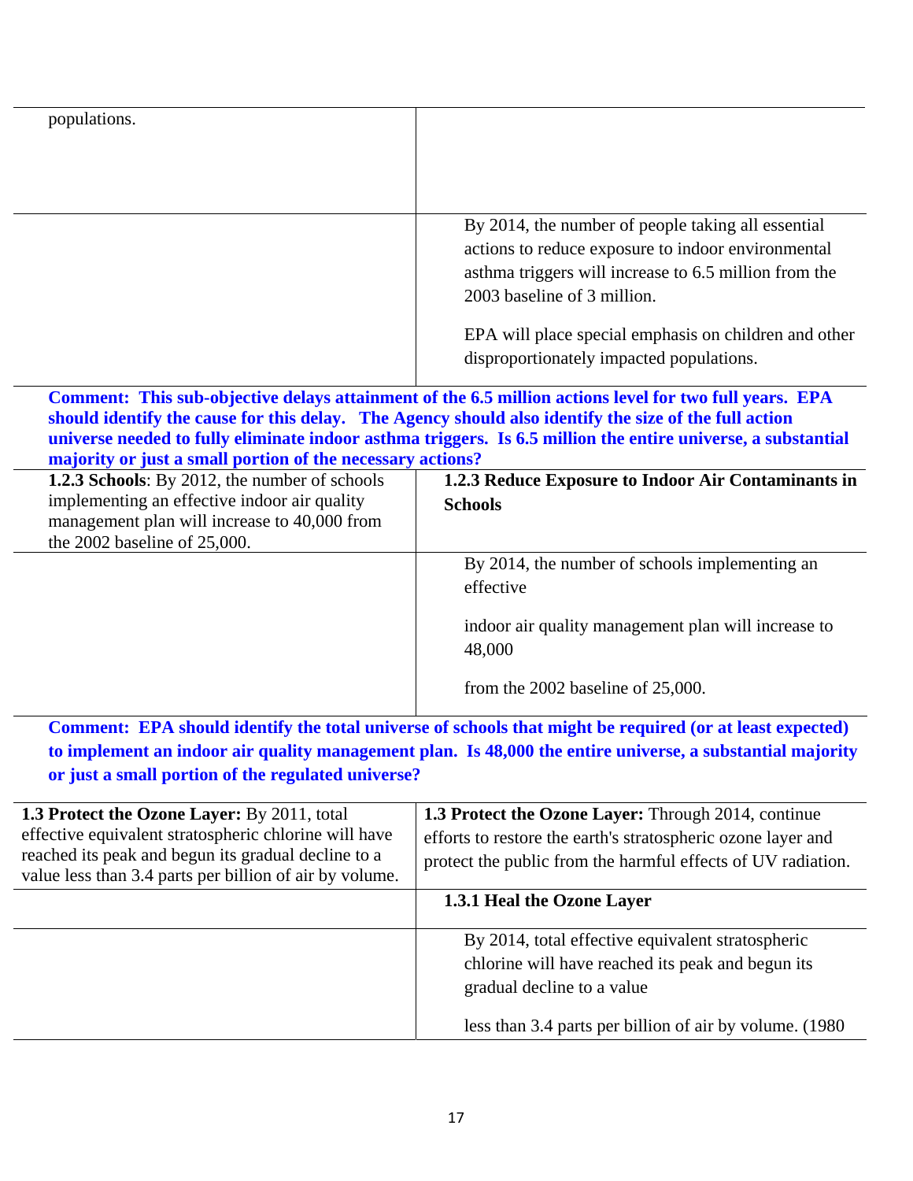| | |
|---|---|
| populations. | |
| | By 2014, the number of people taking all essential actions to reduce exposure to indoor environmental asthma triggers will increase to 6.5 million from the 2003 baseline of 3 million.<br><br>EPA will place special emphasis on children and other disproportionately impacted populations. |

**Comment: This sub-objective delays attainment of the 6.5 million actions level for two full years. EPA should identify the cause for this delay. The Agency should also identify the size of the full action universe needed to fully eliminate indoor asthma triggers. Is 6.5 million the entire universe, a substantial majority or just a small portion of the necessary actions?**

| | |
|---|---|
| **1.2.3 Schools**: By 2012, the number of schools implementing an effective indoor air quality management plan will increase to 40,000 from the 2002 baseline of 25,000. | **1.2.3 Reduce Exposure to Indoor Air Contaminants in Schools** |
| | By 2014, the number of schools implementing an effective<br><br>indoor air quality management plan will increase to 48,000<br><br>from the 2002 baseline of 25,000. |

**Comment: EPA should identify the total universe of schools that might be required (or at least expected) to implement an indoor air quality management plan. Is 48,000 the entire universe, a substantial majority or just a small portion of the regulated universe?**

| | |
|---|---|
| **1.3 Protect the Ozone Layer:** By 2011, total effective equivalent stratospheric chlorine will have reached its peak and begun its gradual decline to a value less than 3.4 parts per billion of air by volume. | **1.3 Protect the Ozone Layer:** Through 2014, continue efforts to restore the earth's stratospheric ozone layer and protect the public from the harmful effects of UV radiation. |
| | **1.3.1 Heal the Ozone Layer** |
| | By 2014, total effective equivalent stratospheric chlorine will have reached its peak and begun its gradual decline to a value<br><br>less than 3.4 parts per billion of air by volume. (1980 |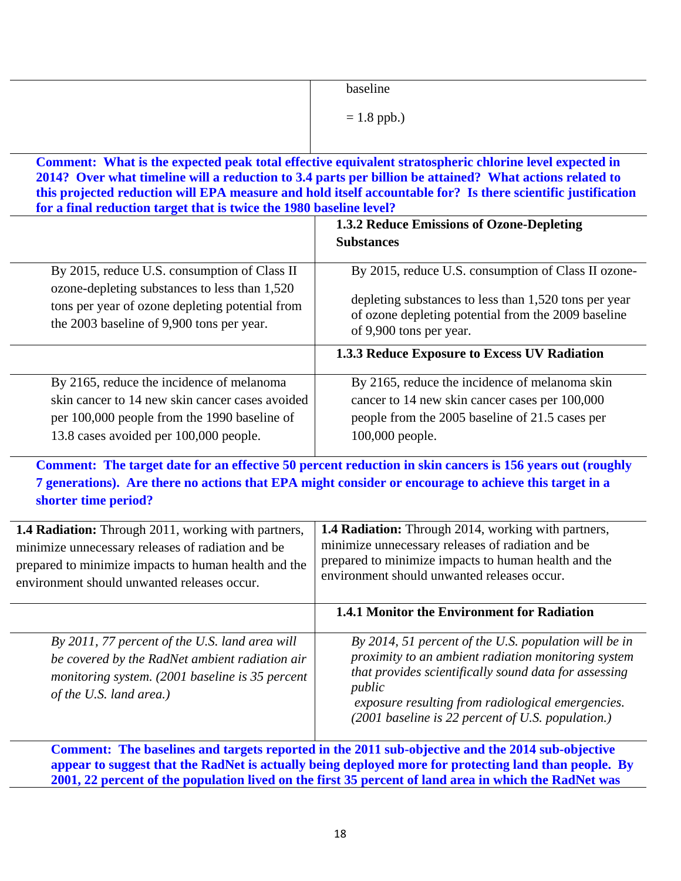| | |
|---|---|
| | baseline<br><br>= 1.8 ppb.) |

**Comment: What is the expected peak total effective equivalent stratospheric chlorine level expected in 2014? Over what timeline will a reduction to 3.4 parts per billion be attained? What actions related to this projected reduction will EPA measure and hold itself accountable for? Is there scientific justification for a final reduction target that is twice the 1980 baseline level?**

| | |
|---|---|
| | **1.3.2 Reduce Emissions of Ozone-Depleting Substances** |
| By 2015, reduce U.S. consumption of Class II ozone-depleting substances to less than 1,520 tons per year of ozone depleting potential from the 2003 baseline of 9,900 tons per year. | By 2015, reduce U.S. consumption of Class II ozone-depleting substances to less than 1,520 tons per year of ozone depleting potential from the 2009 baseline of 9,900 tons per year. |
| | **1.3.3 Reduce Exposure to Excess UV Radiation** |
| By 2165, reduce the incidence of melanoma skin cancer to 14 new skin cancer cases avoided per 100,000 people from the 1990 baseline of 13.8 cases avoided per 100,000 people. | By 2165, reduce the incidence of melanoma skin cancer to 14 new skin cancer cases per 100,000 people from the 2005 baseline of 21.5 cases per 100,000 people. |

**Comment: The target date for an effective 50 percent reduction in skin cancers is 156 years out (roughly 7 generations). Are there no actions that EPA might consider or encourage to achieve this target in a shorter time period?**

| | |
|---|---|
| **1.4 Radiation:** Through 2011, working with partners, minimize unnecessary releases of radiation and be prepared to minimize impacts to human health and the environment should unwanted releases occur. | **1.4 Radiation:** Through 2014, working with partners, minimize unnecessary releases of radiation and be prepared to minimize impacts to human health and the environment should unwanted releases occur. |
| | **1.4.1 Monitor the Environment for Radiation** |
| *By 2011, 77 percent of the U.S. land area will be covered by the RadNet ambient radiation air monitoring system. (2001 baseline is 35 percent of the U.S. land area.)* | *By 2014, 51 percent of the U.S. population will be in proximity to an ambient radiation monitoring system that provides scientifically sound data for assessing public exposure resulting from radiological emergencies. (2001 baseline is 22 percent of U.S. population.)* |

**Comment: The baselines and targets reported in the 2011 sub-objective and the 2014 sub-objective appear to suggest that the RadNet is actually being deployed more for protecting land than people. By 2001, 22 percent of the population lived on the first 35 percent of land area in which the RadNet was**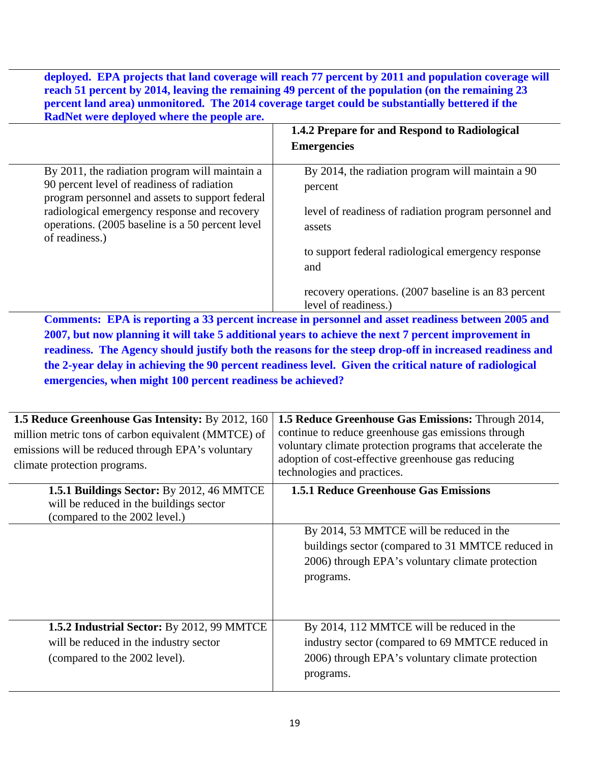**deployed. EPA projects that land coverage will reach 77 percent by 2011 and population coverage will reach 51 percent by 2014, leaving the remaining 49 percent of the population (on the remaining 23 percent land area) unmonitored. The 2014 coverage target could be substantially bettered if the RadNet were deployed where the people are.**

| | **1.4.2 Prepare for and Respond to Radiological Emergencies** |
|---|---|
| By 2011, the radiation program will maintain a 90 percent level of readiness of radiation program personnel and assets to support federal radiological emergency response and recovery operations. (2005 baseline is a 50 percent level of readiness.) | By 2014, the radiation program will maintain a 90 percent level of readiness of radiation program personnel and assets to support federal radiological emergency response and recovery operations. (2007 baseline is an 83 percent level of readiness.) |

**Comments: EPA is reporting a 33 percent increase in personnel and asset readiness between 2005 and 2007, but now planning it will take 5 additional years to achieve the next 7 percent improvement in readiness. The Agency should justify both the reasons for the steep drop-off in increased readiness and the 2-year delay in achieving the 90 percent readiness level. Given the critical nature of radiological emergencies, when might 100 percent readiness be achieved?**

| **1.5 Reduce Greenhouse Gas Intensity:** By 2012, 160 million metric tons of carbon equivalent (MMTCE) of emissions will be reduced through EPA's voluntary climate protection programs. | **1.5 Reduce Greenhouse Gas Emissions:** Through 2014, continue to reduce greenhouse gas emissions through voluntary climate protection programs that accelerate the adoption of cost-effective greenhouse gas reducing technologies and practices. |
|---|---|
| **1.5.1 Buildings Sector:** By 2012, 46 MMTCE will be reduced in the buildings sector (compared to the 2002 level.) | **1.5.1 Reduce Greenhouse Gas Emissions** |
| | By 2014, 53 MMTCE will be reduced in the buildings sector (compared to 31 MMTCE reduced in 2006) through EPA's voluntary climate protection programs. |
| **1.5.2 Industrial Sector:** By 2012, 99 MMTCE will be reduced in the industry sector (compared to the 2002 level). | By 2014, 112 MMTCE will be reduced in the industry sector (compared to 69 MMTCE reduced in 2006) through EPA's voluntary climate protection programs. |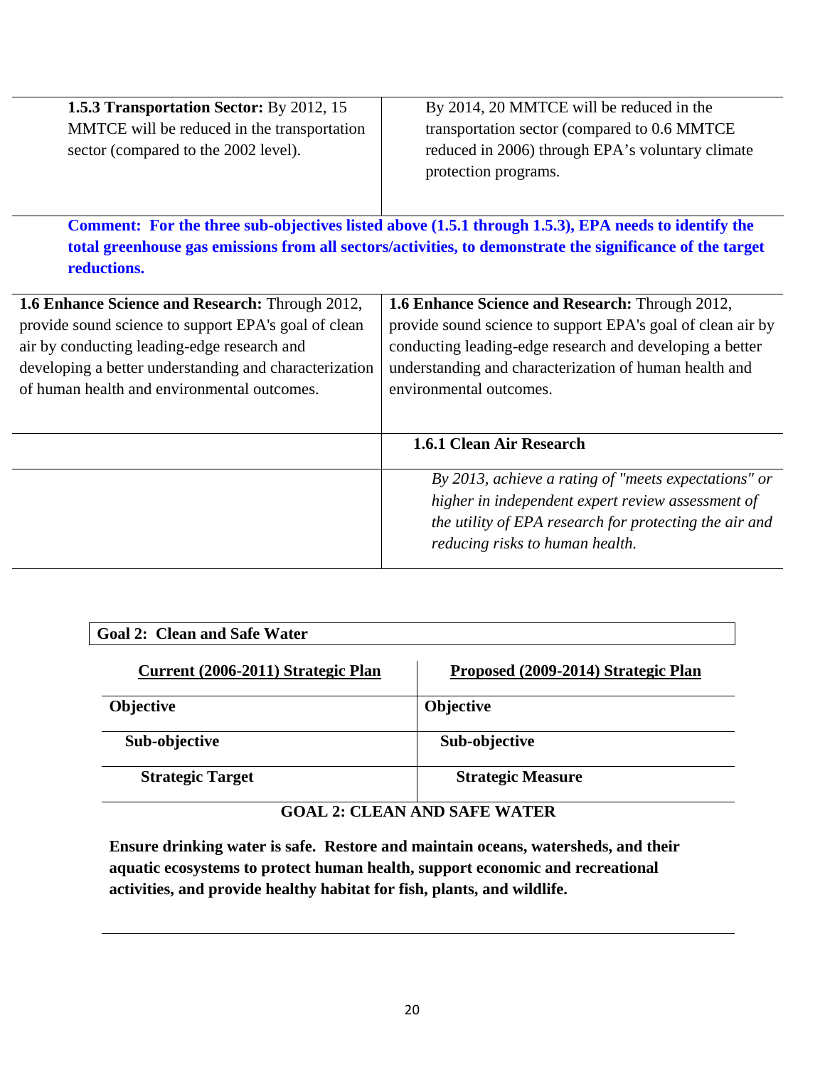| | |
|---|---|
| **1.5.3 Transportation Sector:** By 2012, 15 MMTCE will be reduced in the transportation sector (compared to the 2002 level). | By 2014, 20 MMTCE will be reduced in the transportation sector (compared to 0.6 MMTCE reduced in 2006) through EPA's voluntary climate protection programs. |

**Comment: For the three sub-objectives listed above (1.5.1 through 1.5.3), EPA needs to identify the total greenhouse gas emissions from all sectors/activities, to demonstrate the significance of the target reductions.**

| | |
|---|---|
| **1.6 Enhance Science and Research:** Through 2012, provide sound science to support EPA's goal of clean air by conducting leading-edge research and developing a better understanding and characterization of human health and environmental outcomes. | **1.6 Enhance Science and Research:** Through 2012, provide sound science to support EPA's goal of clean air by conducting leading-edge research and developing a better understanding and characterization of human health and environmental outcomes. |
| | **1.6.1 Clean Air Research** |
| | *By 2013, achieve a rating of "meets expectations" or higher in independent expert review assessment of the utility of EPA research for protecting the air and reducing risks to human health.* |

| **Goal 2: Clean and Safe Water** | |
|---|---|
| **Current (2006-2011) Strategic Plan** | **Proposed (2009-2014) Strategic Plan** |
| **Objective** | **Objective** |
| **Sub-objective** | **Sub-objective** |
| **Strategic Target** | **Strategic Measure** |

## GOAL 2: CLEAN AND SAFE WATER

**Ensure drinking water is safe. Restore and maintain oceans, watersheds, and their aquatic ecosystems to protect human health, support economic and recreational activities, and provide healthy habitat for fish, plants, and wildlife.**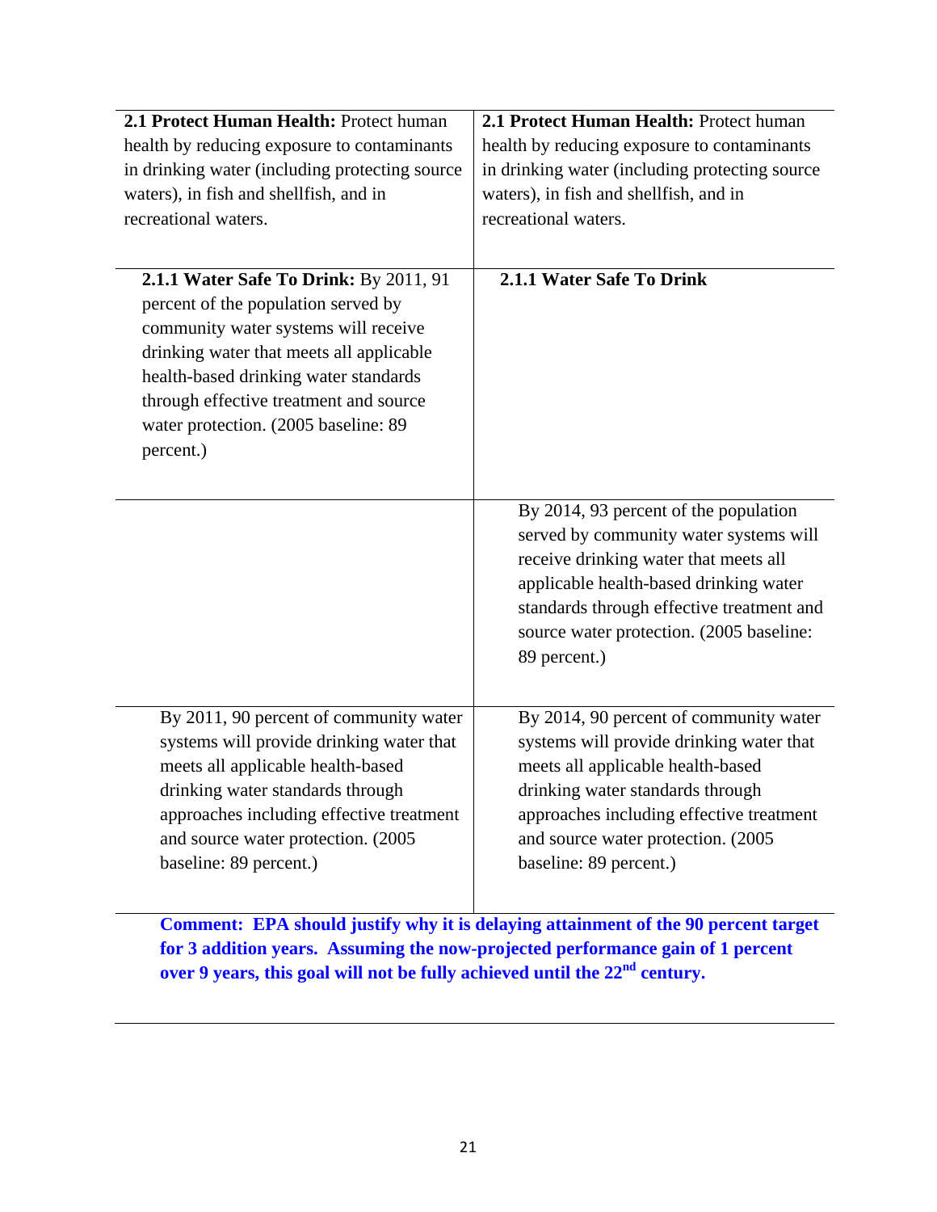| | |
|---|---|
| **2.1 Protect Human Health:** Protect human health by reducing exposure to contaminants in drinking water (including protecting source waters), in fish and shellfish, and in recreational waters. | **2.1 Protect Human Health:** Protect human health by reducing exposure to contaminants in drinking water (including protecting source waters), in fish and shellfish, and in recreational waters. |
| **2.1.1 Water Safe To Drink:** By 2011, 91 percent of the population served by community water systems will receive drinking water that meets all applicable health-based drinking water standards through effective treatment and source water protection. (2005 baseline: 89 percent.) | **2.1.1 Water Safe To Drink** |
| | By 2014, 93 percent of the population served by community water systems will receive drinking water that meets all applicable health-based drinking water standards through effective treatment and source water protection. (2005 baseline: 89 percent.) |
| By 2011, 90 percent of community water systems will provide drinking water that meets all applicable health-based drinking water standards through approaches including effective treatment and source water protection. (2005 baseline: 89 percent.) | By 2014, 90 percent of community water systems will provide drinking water that meets all applicable health-based drinking water standards through approaches including effective treatment and source water protection. (2005 baseline: 89 percent.) |

**Comment: EPA should justify why it is delaying attainment of the 90 percent target for 3 addition years. Assuming the now-projected performance gain of 1 percent over 9 years, this goal will not be fully achieved until the 22nd century.**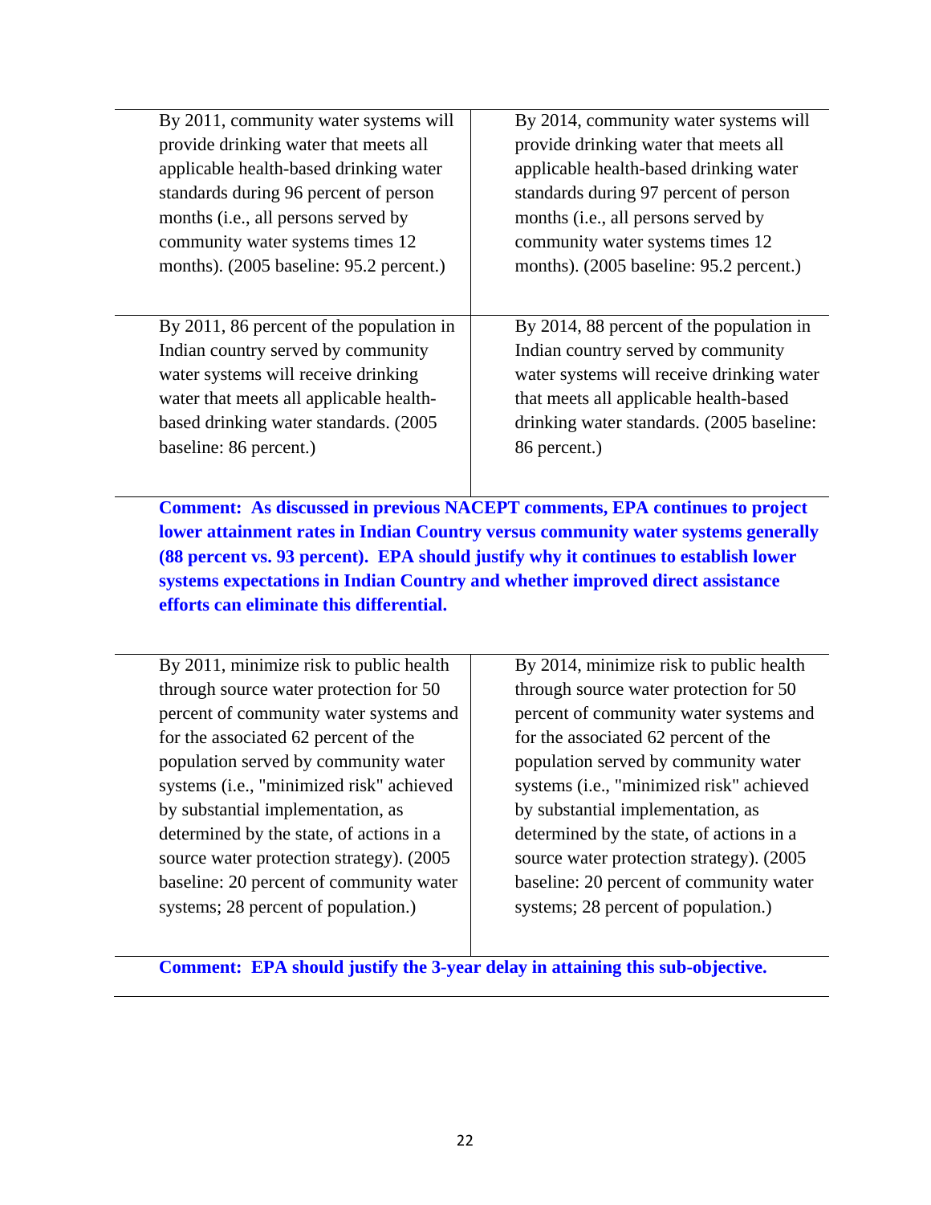| | |
|---|---|
| By 2011, community water systems will provide drinking water that meets all applicable health-based drinking water standards during 96 percent of person months (i.e., all persons served by community water systems times 12 months). (2005 baseline: 95.2 percent.) | By 2014, community water systems will provide drinking water that meets all applicable health-based drinking water standards during 97 percent of person months (i.e., all persons served by community water systems times 12 months). (2005 baseline: 95.2 percent.) |
| By 2011, 86 percent of the population in Indian country served by community water systems will receive drinking water that meets all applicable health-based drinking water standards. (2005 baseline: 86 percent.) | By 2014, 88 percent of the population in Indian country served by community water systems will receive drinking water that meets all applicable health-based drinking water standards. (2005 baseline: 86 percent.) |

**Comment: As discussed in previous NACEPT comments, EPA continues to project lower attainment rates in Indian Country versus community water systems generally (88 percent vs. 93 percent). EPA should justify why it continues to establish lower systems expectations in Indian Country and whether improved direct assistance efforts can eliminate this differential.**

| | |
|---|---|
| By 2011, minimize risk to public health through source water protection for 50 percent of community water systems and for the associated 62 percent of the population served by community water systems (i.e., "minimized risk" achieved by substantial implementation, as determined by the state, of actions in a source water protection strategy). (2005 baseline: 20 percent of community water systems; 28 percent of population.) | By 2014, minimize risk to public health through source water protection for 50 percent of community water systems and for the associated 62 percent of the population served by community water systems (i.e., "minimized risk" achieved by substantial implementation, as determined by the state, of actions in a source water protection strategy). (2005 baseline: 20 percent of community water systems; 28 percent of population.) |

**Comment: EPA should justify the 3-year delay in attaining this sub-objective.**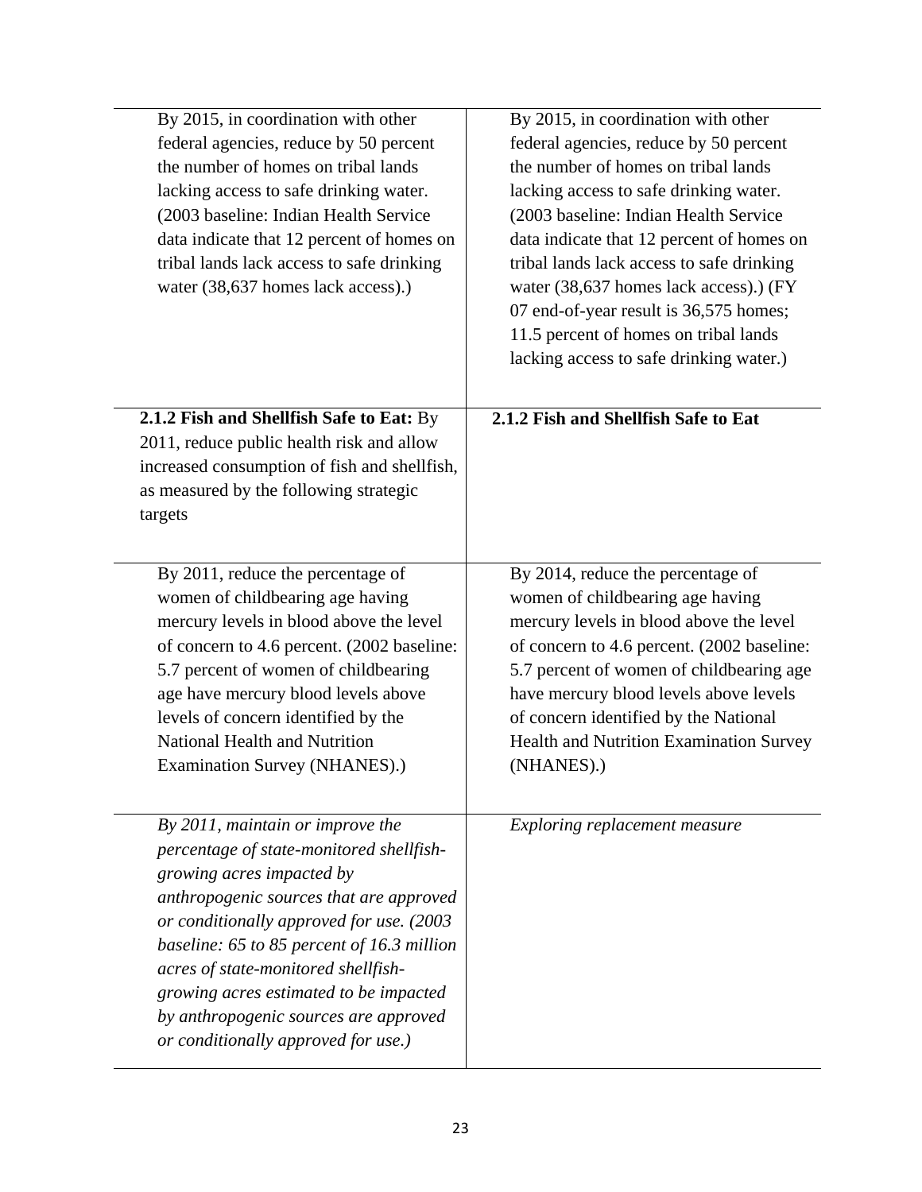| | |
|---|---|
| By 2015, in coordination with other federal agencies, reduce by 50 percent the number of homes on tribal lands lacking access to safe drinking water. (2003 baseline: Indian Health Service data indicate that 12 percent of homes on tribal lands lack access to safe drinking water (38,637 homes lack access).) | By 2015, in coordination with other federal agencies, reduce by 50 percent the number of homes on tribal lands lacking access to safe drinking water. (2003 baseline: Indian Health Service data indicate that 12 percent of homes on tribal lands lack access to safe drinking water (38,637 homes lack access).) (FY 07 end-of-year result is 36,575 homes; 11.5 percent of homes on tribal lands lacking access to safe drinking water.) |
| **2.1.2 Fish and Shellfish Safe to Eat:** By 2011, reduce public health risk and allow increased consumption of fish and shellfish, as measured by the following strategic targets | **2.1.2 Fish and Shellfish Safe to Eat** |
| By 2011, reduce the percentage of women of childbearing age having mercury levels in blood above the level of concern to 4.6 percent. (2002 baseline: 5.7 percent of women of childbearing age have mercury blood levels above levels of concern identified by the National Health and Nutrition Examination Survey (NHANES).) | By 2014, reduce the percentage of women of childbearing age having mercury levels in blood above the level of concern to 4.6 percent. (2002 baseline: 5.7 percent of women of childbearing age have mercury blood levels above levels of concern identified by the National Health and Nutrition Examination Survey (NHANES).) |
| *By 2011, maintain or improve the percentage of state-monitored shellfish-growing acres impacted by anthropogenic sources that are approved or conditionally approved for use. (2003 baseline: 65 to 85 percent of 16.3 million acres of state-monitored shellfish-growing acres estimated to be impacted by anthropogenic sources are approved or conditionally approved for use.)* | *Exploring replacement measure* |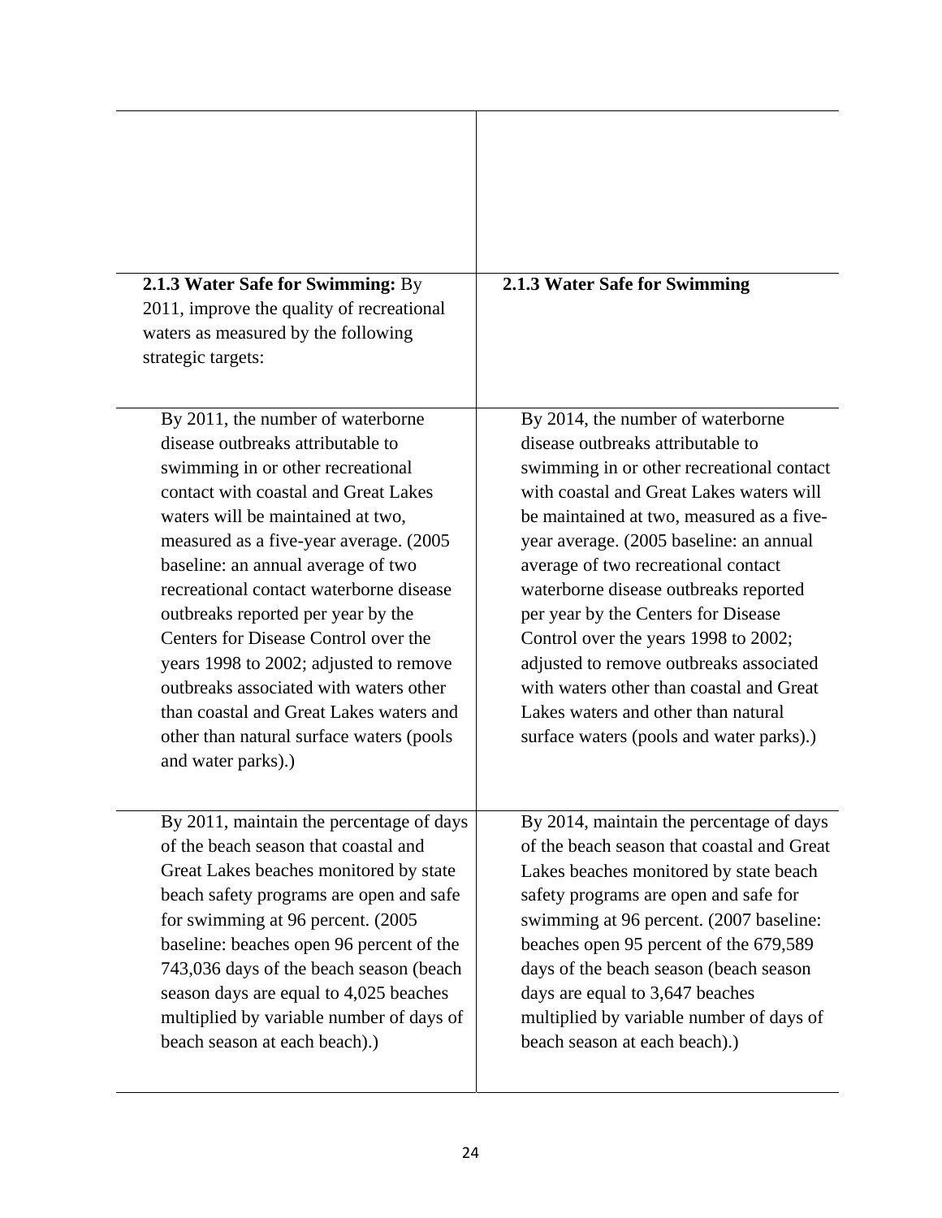| | |
|---|---|
| **2.1.3 Water Safe for Swimming:** By 2011, improve the quality of recreational waters as measured by the following strategic targets: | **2.1.3 Water Safe for Swimming** |
| By 2011, the number of waterborne disease outbreaks attributable to swimming in or other recreational contact with coastal and Great Lakes waters will be maintained at two, measured as a five-year average. (2005 baseline: an annual average of two recreational contact waterborne disease outbreaks reported per year by the Centers for Disease Control over the years 1998 to 2002; adjusted to remove outbreaks associated with waters other than coastal and Great Lakes waters and other than natural surface waters (pools and water parks).) | By 2014, the number of waterborne disease outbreaks attributable to swimming in or other recreational contact with coastal and Great Lakes waters will be maintained at two, measured as a five-year average. (2005 baseline: an annual average of two recreational contact waterborne disease outbreaks reported per year by the Centers for Disease Control over the years 1998 to 2002; adjusted to remove outbreaks associated with waters other than coastal and Great Lakes waters and other than natural surface waters (pools and water parks).) |
| By 2011, maintain the percentage of days of the beach season that coastal and Great Lakes beaches monitored by state beach safety programs are open and safe for swimming at 96 percent. (2005 baseline: beaches open 96 percent of the 743,036 days of the beach season (beach season days are equal to 4,025 beaches multiplied by variable number of days of beach season at each beach).) | By 2014, maintain the percentage of days of the beach season that coastal and Great Lakes beaches monitored by state beach safety programs are open and safe for swimming at 96 percent. (2007 baseline: beaches open 95 percent of the 679,589 days of the beach season (beach season days are equal to 3,647 beaches multiplied by variable number of days of beach season at each beach).) |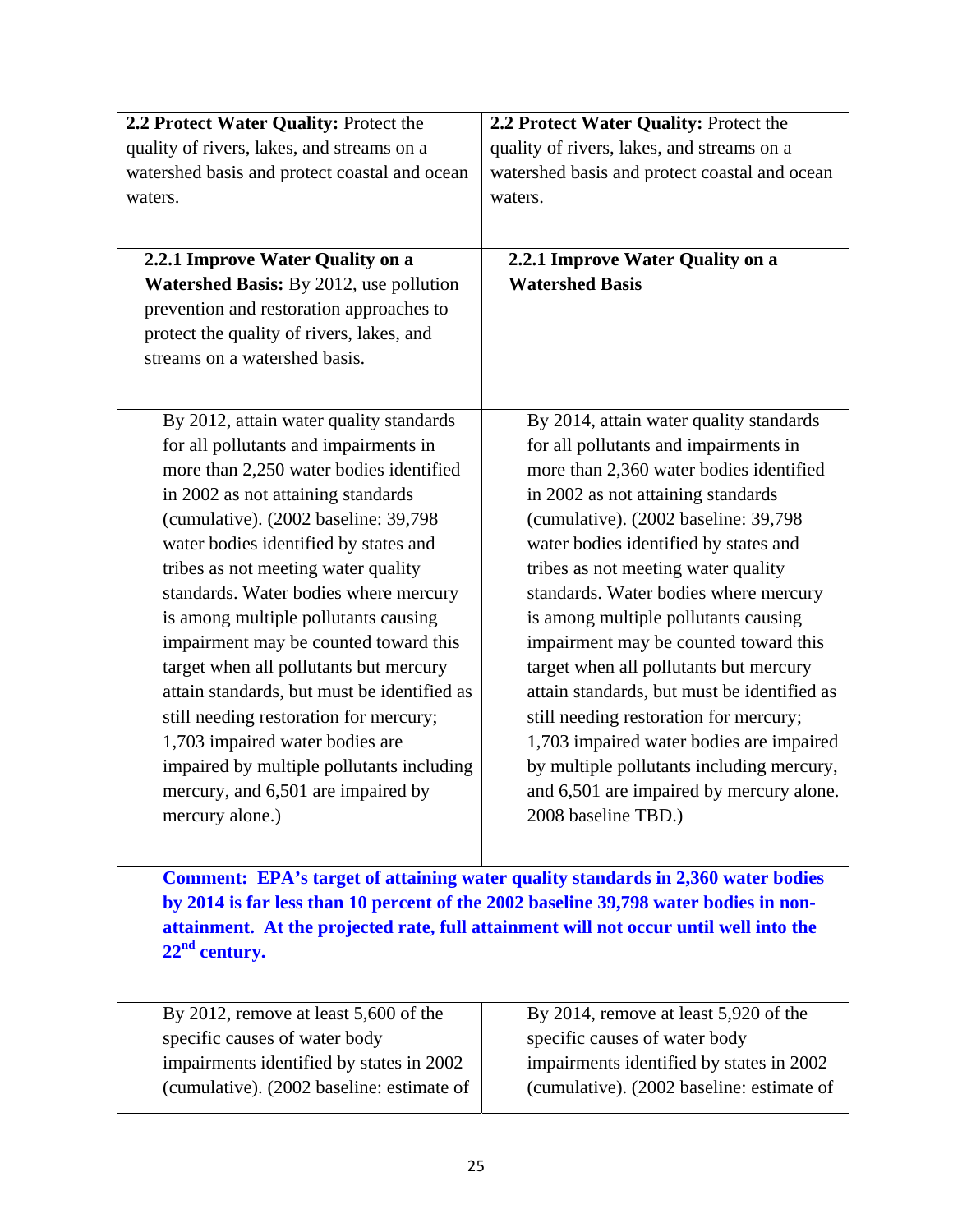| | |
|---|---|
| **2.2 Protect Water Quality:** Protect the quality of rivers, lakes, and streams on a watershed basis and protect coastal and ocean waters. | **2.2 Protect Water Quality:** Protect the quality of rivers, lakes, and streams on a watershed basis and protect coastal and ocean waters. |
| **2.2.1 Improve Water Quality on a Watershed Basis:** By 2012, use pollution prevention and restoration approaches to protect the quality of rivers, lakes, and streams on a watershed basis. | **2.2.1 Improve Water Quality on a Watershed Basis** |
| By 2012, attain water quality standards for all pollutants and impairments in more than 2,250 water bodies identified in 2002 as not attaining standards (cumulative). (2002 baseline: 39,798 water bodies identified by states and tribes as not meeting water quality standards. Water bodies where mercury is among multiple pollutants causing impairment may be counted toward this target when all pollutants but mercury attain standards, but must be identified as still needing restoration for mercury; 1,703 impaired water bodies are impaired by multiple pollutants including mercury, and 6,501 are impaired by mercury alone.) | By 2014, attain water quality standards for all pollutants and impairments in more than 2,360 water bodies identified in 2002 as not attaining standards (cumulative). (2002 baseline: 39,798 water bodies identified by states and tribes as not meeting water quality standards. Water bodies where mercury is among multiple pollutants causing impairment may be counted toward this target when all pollutants but mercury attain standards, but must be identified as still needing restoration for mercury; 1,703 impaired water bodies are impaired by multiple pollutants including mercury, and 6,501 are impaired by mercury alone. 2008 baseline TBD.) |

**Comment: EPA's target of attaining water quality standards in 2,360 water bodies by 2014 is far less than 10 percent of the 2002 baseline 39,798 water bodies in non-attainment. At the projected rate, full attainment will not occur until well into the 22nd century.**

| | |
|---|---|
| By 2012, remove at least 5,600 of the specific causes of water body impairments identified by states in 2002 (cumulative). (2002 baseline: estimate of | By 2014, remove at least 5,920 of the specific causes of water body impairments identified by states in 2002 (cumulative). (2002 baseline: estimate of |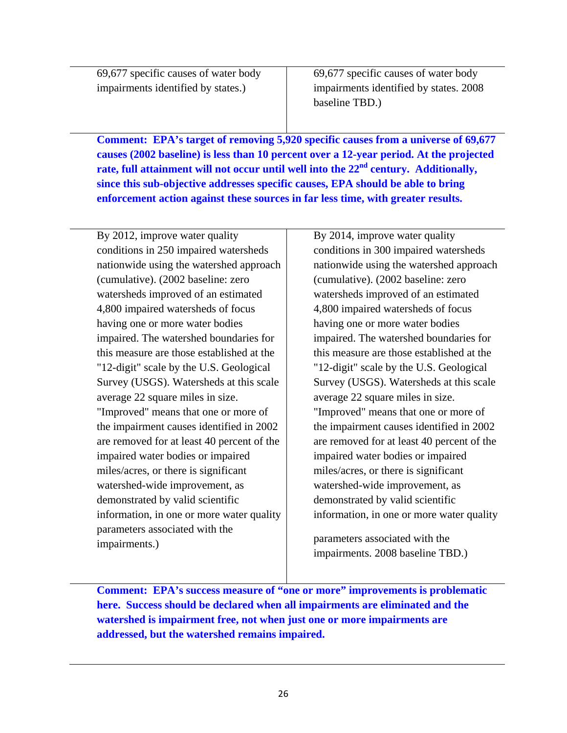| | |
|---|---|
| 69,677 specific causes of water body impairments identified by states.) | 69,677 specific causes of water body impairments identified by states. 2008 baseline TBD.) |

**Comment: EPA's target of removing 5,920 specific causes from a universe of 69,677 causes (2002 baseline) is less than 10 percent over a 12-year period. At the projected rate, full attainment will not occur until well into the 22nd century. Additionally, since this sub-objective addresses specific causes, EPA should be able to bring enforcement action against these sources in far less time, with greater results.**

| | |
|---|---|
| By 2012, improve water quality conditions in 250 impaired watersheds nationwide using the watershed approach (cumulative). (2002 baseline: zero watersheds improved of an estimated 4,800 impaired watersheds of focus having one or more water bodies impaired. The watershed boundaries for this measure are those established at the "12-digit" scale by the U.S. Geological Survey (USGS). Watersheds at this scale average 22 square miles in size. "Improved" means that one or more of the impairment causes identified in 2002 are removed for at least 40 percent of the impaired water bodies or impaired miles/acres, or there is significant watershed-wide improvement, as demonstrated by valid scientific information, in one or more water quality parameters associated with the impairments.) | By 2014, improve water quality conditions in 300 impaired watersheds nationwide using the watershed approach (cumulative). (2002 baseline: zero watersheds improved of an estimated 4,800 impaired watersheds of focus having one or more water bodies impaired. The watershed boundaries for this measure are those established at the "12-digit" scale by the U.S. Geological Survey (USGS). Watersheds at this scale average 22 square miles in size. "Improved" means that one or more of the impairment causes identified in 2002 are removed for at least 40 percent of the impaired water bodies or impaired miles/acres, or there is significant watershed-wide improvement, as demonstrated by valid scientific information, in one or more water quality parameters associated with the impairments. 2008 baseline TBD.) |

**Comment: EPA's success measure of "one or more" improvements is problematic here. Success should be declared when all impairments are eliminated and the watershed is impairment free, not when just one or more impairments are addressed, but the watershed remains impaired.**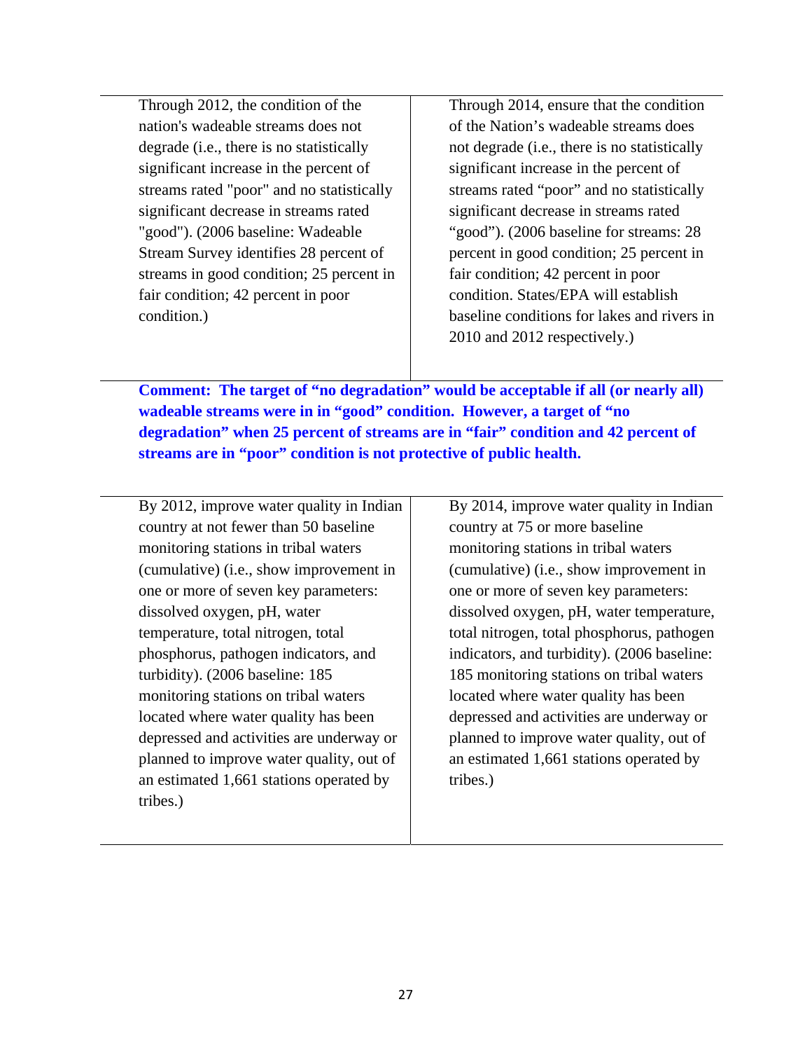| | |
|---|---|
| Through 2012, the condition of the nation's wadeable streams does not degrade (i.e., there is no statistically significant increase in the percent of streams rated "poor" and no statistically significant decrease in streams rated "good"). (2006 baseline: Wadeable Stream Survey identifies 28 percent of streams in good condition; 25 percent in fair condition; 42 percent in poor condition.) | Through 2014, ensure that the condition of the Nation's wadeable streams does not degrade (i.e., there is no statistically significant increase in the percent of streams rated "poor" and no statistically significant decrease in streams rated "good"). (2006 baseline for streams: 28 percent in good condition; 25 percent in fair condition; 42 percent in poor condition. States/EPA will establish baseline conditions for lakes and rivers in 2010 and 2012 respectively.) |

**Comment: The target of "no degradation" would be acceptable if all (or nearly all) wadeable streams were in in "good" condition. However, a target of "no degradation" when 25 percent of streams are in "fair" condition and 42 percent of streams are in "poor" condition is not protective of public health.**

| | |
|---|---|
| By 2012, improve water quality in Indian country at not fewer than 50 baseline monitoring stations in tribal waters (cumulative) (i.e., show improvement in one or more of seven key parameters: dissolved oxygen, pH, water temperature, total nitrogen, total phosphorus, pathogen indicators, and turbidity). (2006 baseline: 185 monitoring stations on tribal waters located where water quality has been depressed and activities are underway or planned to improve water quality, out of an estimated 1,661 stations operated by tribes.) | By 2014, improve water quality in Indian country at 75 or more baseline monitoring stations in tribal waters (cumulative) (i.e., show improvement in one or more of seven key parameters: dissolved oxygen, pH, water temperature, total nitrogen, total phosphorus, pathogen indicators, and turbidity). (2006 baseline: 185 monitoring stations on tribal waters located where water quality has been depressed and activities are underway or planned to improve water quality, out of an estimated 1,661 stations operated by tribes.) |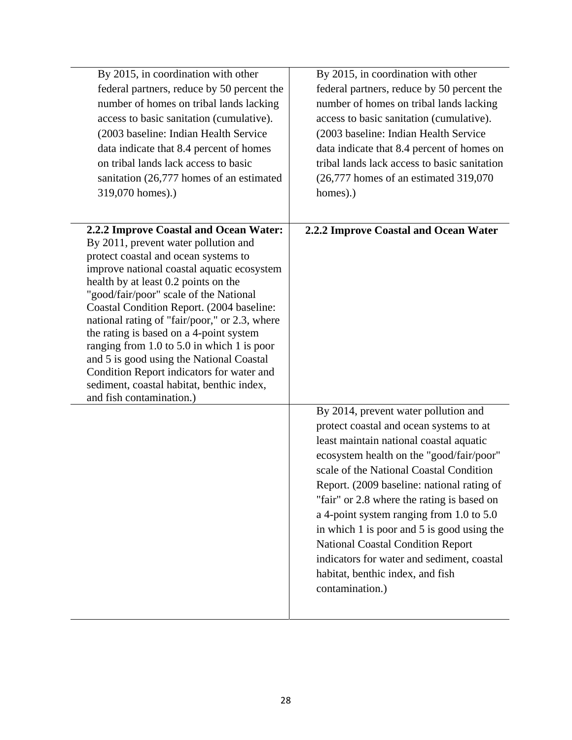| | |
|---|---|
| By 2015, in coordination with other federal partners, reduce by 50 percent the number of homes on tribal lands lacking access to basic sanitation (cumulative). (2003 baseline: Indian Health Service data indicate that 8.4 percent of homes on tribal lands lack access to basic sanitation (26,777 homes of an estimated 319,070 homes).) | By 2015, in coordination with other federal partners, reduce by 50 percent the number of homes on tribal lands lacking access to basic sanitation (cumulative). (2003 baseline: Indian Health Service data indicate that 8.4 percent of homes on tribal lands lack access to basic sanitation (26,777 homes of an estimated 319,070 homes).) |
| **2.2.2 Improve Coastal and Ocean Water:** By 2011, prevent water pollution and protect coastal and ocean systems to improve national coastal aquatic ecosystem health by at least 0.2 points on the "good/fair/poor" scale of the National Coastal Condition Report. (2004 baseline: national rating of "fair/poor," or 2.3, where the rating is based on a 4-point system ranging from 1.0 to 5.0 in which 1 is poor and 5 is good using the National Coastal Condition Report indicators for water and sediment, coastal habitat, benthic index, and fish contamination.) | **2.2.2 Improve Coastal and Ocean Water** |
| | By 2014, prevent water pollution and protect coastal and ocean systems to at least maintain national coastal aquatic ecosystem health on the "good/fair/poor" scale of the National Coastal Condition Report. (2009 baseline: national rating of "fair" or 2.8 where the rating is based on a 4-point system ranging from 1.0 to 5.0 in which 1 is poor and 5 is good using the National Coastal Condition Report indicators for water and sediment, coastal habitat, benthic index, and fish contamination.) |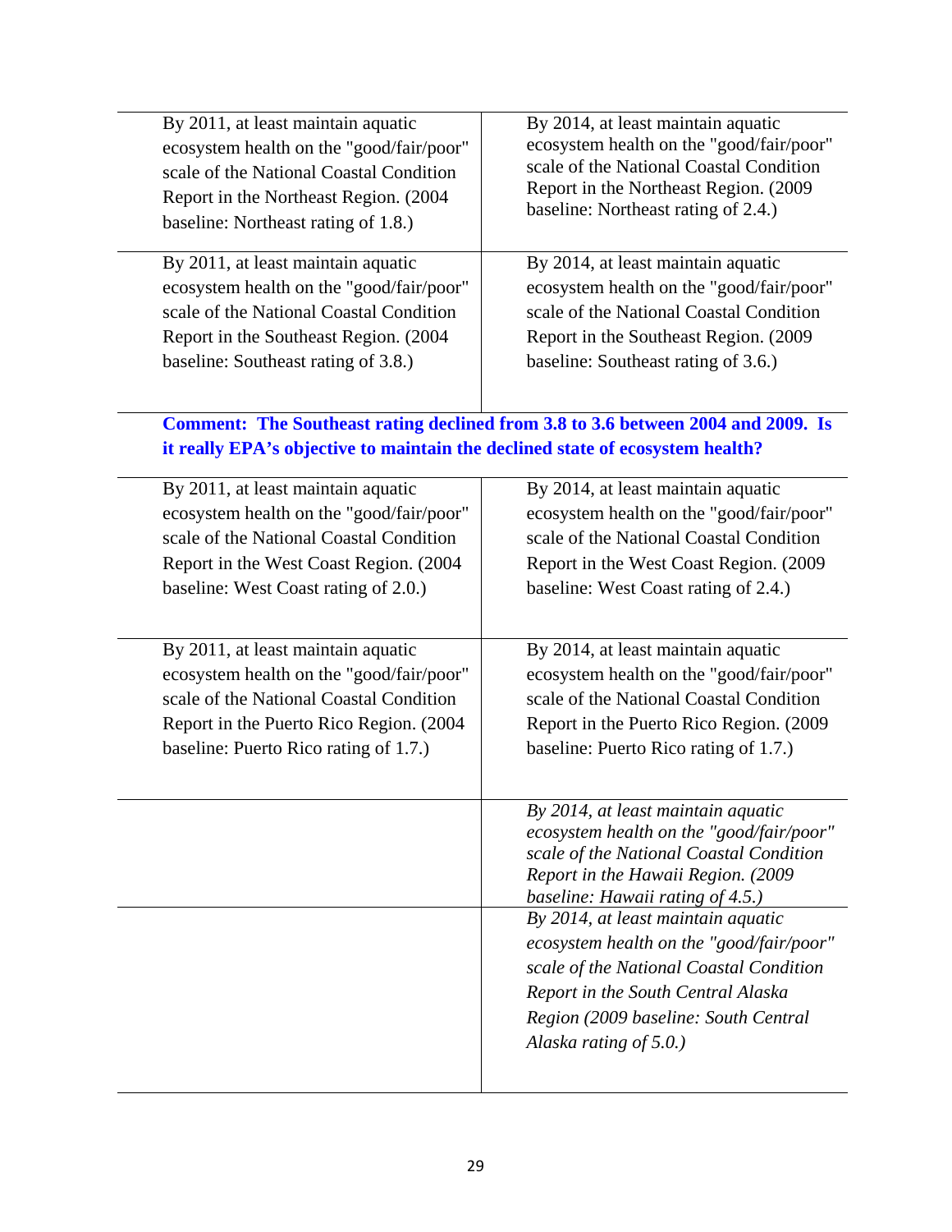| | |
|---|---|
| By 2011, at least maintain aquatic ecosystem health on the "good/fair/poor" scale of the National Coastal Condition Report in the Northeast Region. (2004 baseline: Northeast rating of 1.8.) | By 2014, at least maintain aquatic ecosystem health on the "good/fair/poor" scale of the National Coastal Condition Report in the Northeast Region. (2009 baseline: Northeast rating of 2.4.) |
| By 2011, at least maintain aquatic ecosystem health on the "good/fair/poor" scale of the National Coastal Condition Report in the Southeast Region. (2004 baseline: Southeast rating of 3.8.) | By 2014, at least maintain aquatic ecosystem health on the "good/fair/poor" scale of the National Coastal Condition Report in the Southeast Region. (2009 baseline: Southeast rating of 3.6.) |

**Comment: The Southeast rating declined from 3.8 to 3.6 between 2004 and 2009. Is it really EPA's objective to maintain the declined state of ecosystem health?**

| | |
|---|---|
| By 2011, at least maintain aquatic ecosystem health on the "good/fair/poor" scale of the National Coastal Condition Report in the West Coast Region. (2004 baseline: West Coast rating of 2.0.) | By 2014, at least maintain aquatic ecosystem health on the "good/fair/poor" scale of the National Coastal Condition Report in the West Coast Region. (2009 baseline: West Coast rating of 2.4.) |
| By 2011, at least maintain aquatic ecosystem health on the "good/fair/poor" scale of the National Coastal Condition Report in the Puerto Rico Region. (2004 baseline: Puerto Rico rating of 1.7.) | By 2014, at least maintain aquatic ecosystem health on the "good/fair/poor" scale of the National Coastal Condition Report in the Puerto Rico Region. (2009 baseline: Puerto Rico rating of 1.7.) |
| | *By 2014, at least maintain aquatic ecosystem health on the "good/fair/poor" scale of the National Coastal Condition Report in the Hawaii Region. (2009 baseline: Hawaii rating of 4.5.)* |
| | *By 2014, at least maintain aquatic ecosystem health on the "good/fair/poor" scale of the National Coastal Condition Report in the South Central Alaska Region (2009 baseline: South Central Alaska rating of 5.0.)* |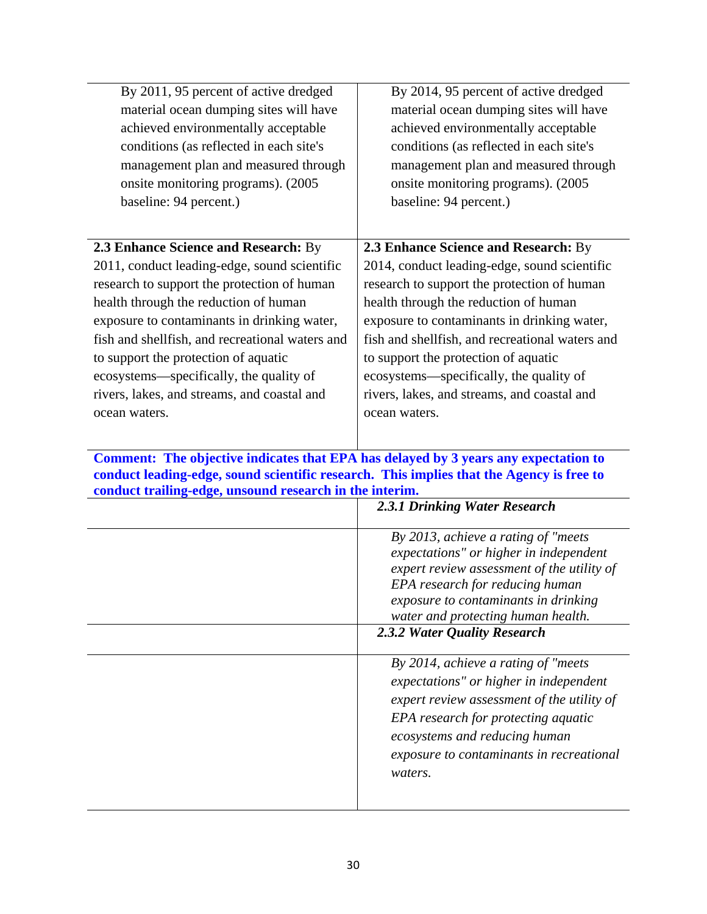| | |
|---|---|
| By 2011, 95 percent of active dredged material ocean dumping sites will have achieved environmentally acceptable conditions (as reflected in each site's management plan and measured through onsite monitoring programs). (2005 baseline: 94 percent.) | By 2014, 95 percent of active dredged material ocean dumping sites will have achieved environmentally acceptable conditions (as reflected in each site's management plan and measured through onsite monitoring programs). (2005 baseline: 94 percent.) |
| **2.3 Enhance Science and Research:** By 2011, conduct leading-edge, sound scientific research to support the protection of human health through the reduction of human exposure to contaminants in drinking water, fish and shellfish, and recreational waters and to support the protection of aquatic ecosystems—specifically, the quality of rivers, lakes, and streams, and coastal and ocean waters. | **2.3 Enhance Science and Research:** By 2014, conduct leading-edge, sound scientific research to support the protection of human health through the reduction of human exposure to contaminants in drinking water, fish and shellfish, and recreational waters and to support the protection of aquatic ecosystems—specifically, the quality of rivers, lakes, and streams, and coastal and ocean waters. |

**Comment: The objective indicates that EPA has delayed by 3 years any expectation to conduct leading-edge, sound scientific research. This implies that the Agency is free to conduct trailing-edge, unsound research in the interim.**

| | |
|---|---|
| | ***2.3.1 Drinking Water Research*** |
| | *By 2013, achieve a rating of "meets expectations" or higher in independent expert review assessment of the utility of EPA research for reducing human exposure to contaminants in drinking water and protecting human health.* |
| | ***2.3.2 Water Quality Research*** |
| | *By 2014, achieve a rating of "meets expectations" or higher in independent expert review assessment of the utility of EPA research for protecting aquatic ecosystems and reducing human exposure to contaminants in recreational waters.* |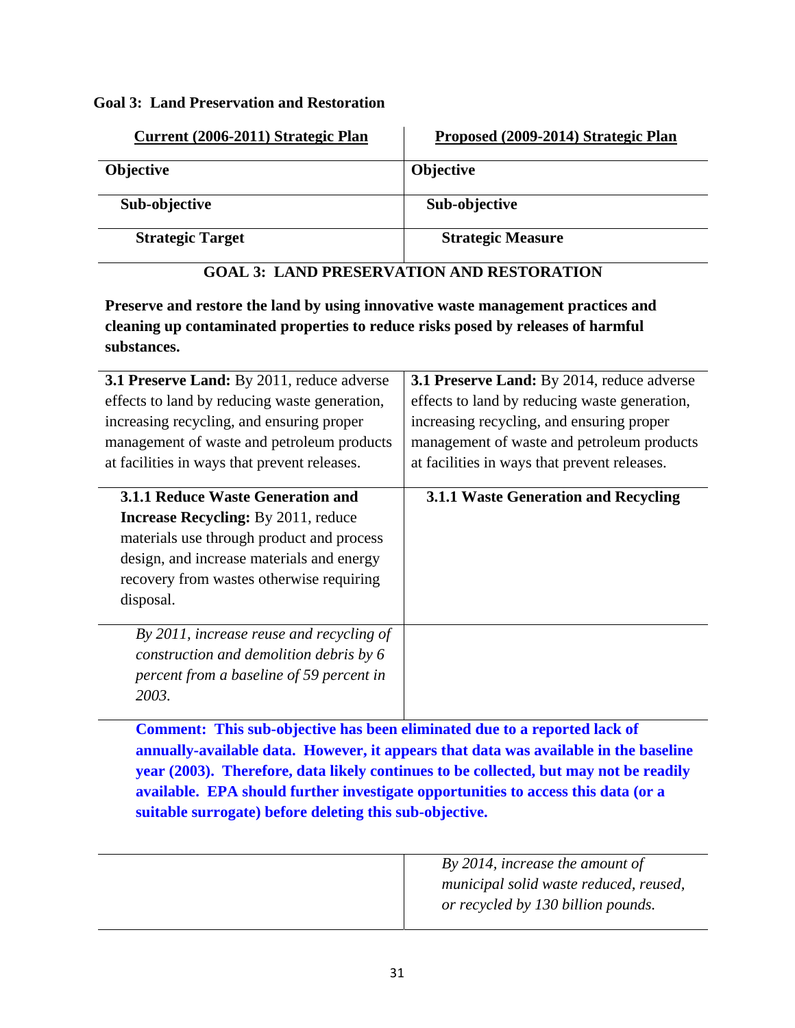**Goal 3: Land Preservation and Restoration**

| Current (2006-2011) Strategic Plan | Proposed (2009-2014) Strategic Plan |
|---|---|
| **Objective** | **Objective** |
| **Sub-objective** | **Sub-objective** |
| **Strategic Target** | **Strategic Measure** |

**GOAL 3: LAND PRESERVATION AND RESTORATION**

**Preserve and restore the land by using innovative waste management practices and cleaning up contaminated properties to reduce risks posed by releases of harmful substances.**

| Current (2006-2011) Strategic Plan | Proposed (2009-2014) Strategic Plan |
|---|---|
| **3.1 Preserve Land:** By 2011, reduce adverse effects to land by reducing waste generation, increasing recycling, and ensuring proper management of waste and petroleum products at facilities in ways that prevent releases. | **3.1 Preserve Land:** By 2014, reduce adverse effects to land by reducing waste generation, increasing recycling, and ensuring proper management of waste and petroleum products at facilities in ways that prevent releases. |
| **3.1.1 Reduce Waste Generation and Increase Recycling:** By 2011, reduce materials use through product and process design, and increase materials and energy recovery from wastes otherwise requiring disposal. | **3.1.1 Waste Generation and Recycling** |
| *By 2011, increase reuse and recycling of construction and demolition debris by 6 percent from a baseline of 59 percent in 2003.* | |

**Comment: This sub-objective has been eliminated due to a reported lack of annually-available data. However, it appears that data was available in the baseline year (2003). Therefore, data likely continues to be collected, but may not be readily available. EPA should further investigate opportunities to access this data (or a suitable surrogate) before deleting this sub-objective.**

| Current (2006-2011) Strategic Plan | Proposed (2009-2014) Strategic Plan |
|---|---|
| | *By 2014, increase the amount of municipal solid waste reduced, reused, or recycled by 130 billion pounds.* |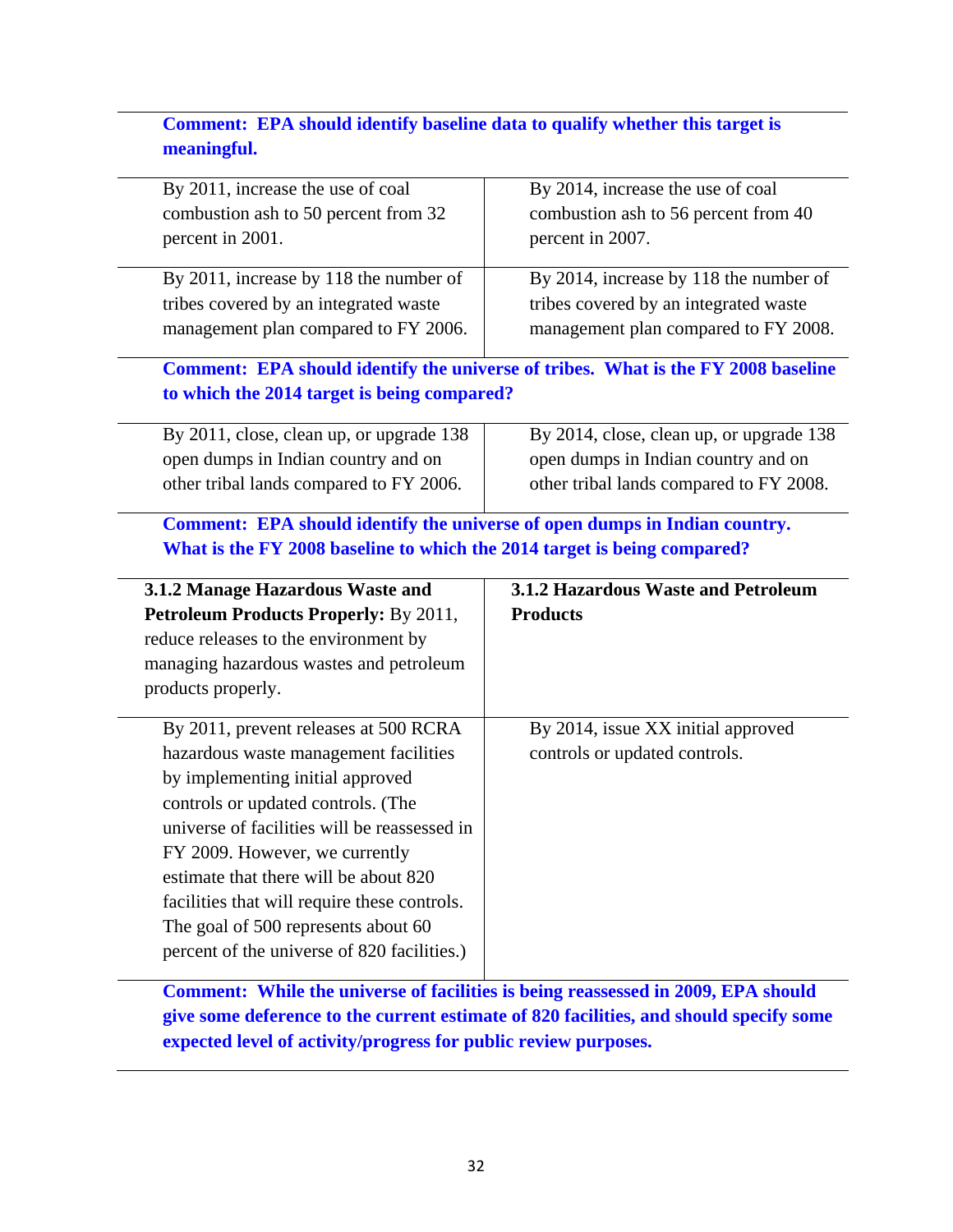**Comment: EPA should identify baseline data to qualify whether this target is meaningful.**

| | |
|---|---|
| By 2011, increase the use of coal combustion ash to 50 percent from 32 percent in 2001. | By 2014, increase the use of coal combustion ash to 56 percent from 40 percent in 2007. |
| By 2011, increase by 118 the number of tribes covered by an integrated waste management plan compared to FY 2006. | By 2014, increase by 118 the number of tribes covered by an integrated waste management plan compared to FY 2008. |

**Comment: EPA should identify the universe of tribes. What is the FY 2008 baseline to which the 2014 target is being compared?**

| | |
|---|---|
| By 2011, close, clean up, or upgrade 138 open dumps in Indian country and on other tribal lands compared to FY 2006. | By 2014, close, clean up, or upgrade 138 open dumps in Indian country and on other tribal lands compared to FY 2008. |

**Comment: EPA should identify the universe of open dumps in Indian country. What is the FY 2008 baseline to which the 2014 target is being compared?**

| | |
|---|---|
| **3.1.2 Manage Hazardous Waste and Petroleum Products Properly:** By 2011, reduce releases to the environment by managing hazardous wastes and petroleum products properly. | **3.1.2 Hazardous Waste and Petroleum Products** |
| By 2011, prevent releases at 500 RCRA hazardous waste management facilities by implementing initial approved controls or updated controls. (The universe of facilities will be reassessed in FY 2009. However, we currently estimate that there will be about 820 facilities that will require these controls. The goal of 500 represents about 60 percent of the universe of 820 facilities.) | By 2014, issue XX initial approved controls or updated controls. |

**Comment: While the universe of facilities is being reassessed in 2009, EPA should give some deference to the current estimate of 820 facilities, and should specify some expected level of activity/progress for public review purposes.**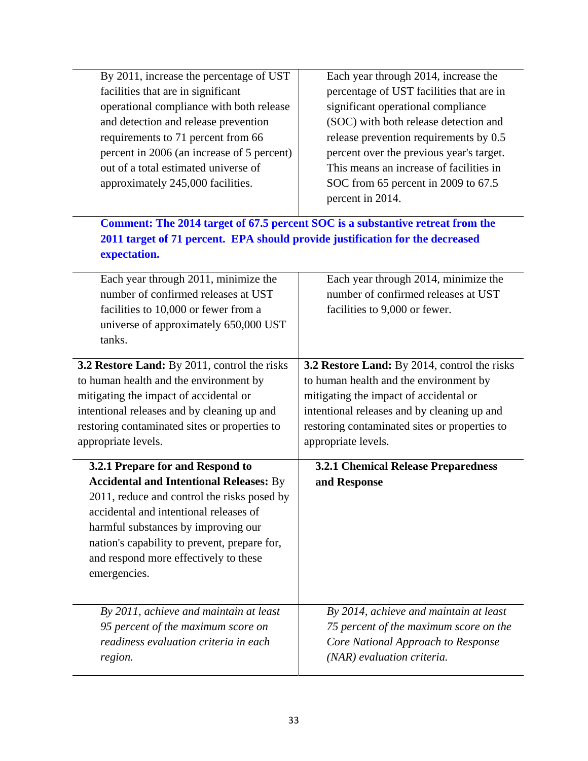| | |
|---|---|
| By 2011, increase the percentage of UST facilities that are in significant operational compliance with both release and detection and release prevention requirements to 71 percent from 66 percent in 2006 (an increase of 5 percent) out of a total estimated universe of approximately 245,000 facilities. | Each year through 2014, increase the percentage of UST facilities that are in significant operational compliance (SOC) with both release detection and release prevention requirements by 0.5 percent over the previous year's target. This means an increase of facilities in SOC from 65 percent in 2009 to 67.5 percent in 2014. |

**Comment: The 2014 target of 67.5 percent SOC is a substantive retreat from the 2011 target of 71 percent. EPA should provide justification for the decreased expectation.**

| | |
|---|---|
| Each year through 2011, minimize the number of confirmed releases at UST facilities to 10,000 or fewer from a universe of approximately 650,000 UST tanks. | Each year through 2014, minimize the number of confirmed releases at UST facilities to 9,000 or fewer. |
| **3.2 Restore Land:** By 2011, control the risks to human health and the environment by mitigating the impact of accidental or intentional releases and by cleaning up and restoring contaminated sites or properties to appropriate levels. | **3.2 Restore Land:** By 2014, control the risks to human health and the environment by mitigating the impact of accidental or intentional releases and by cleaning up and restoring contaminated sites or properties to appropriate levels. |
| **3.2.1 Prepare for and Respond to Accidental and Intentional Releases:** By 2011, reduce and control the risks posed by accidental and intentional releases of harmful substances by improving our nation's capability to prevent, prepare for, and respond more effectively to these emergencies. | **3.2.1 Chemical Release Preparedness and Response** |
| *By 2011, achieve and maintain at least 95 percent of the maximum score on readiness evaluation criteria in each region.* | *By 2014, achieve and maintain at least 75 percent of the maximum score on the Core National Approach to Response (NAR) evaluation criteria.* |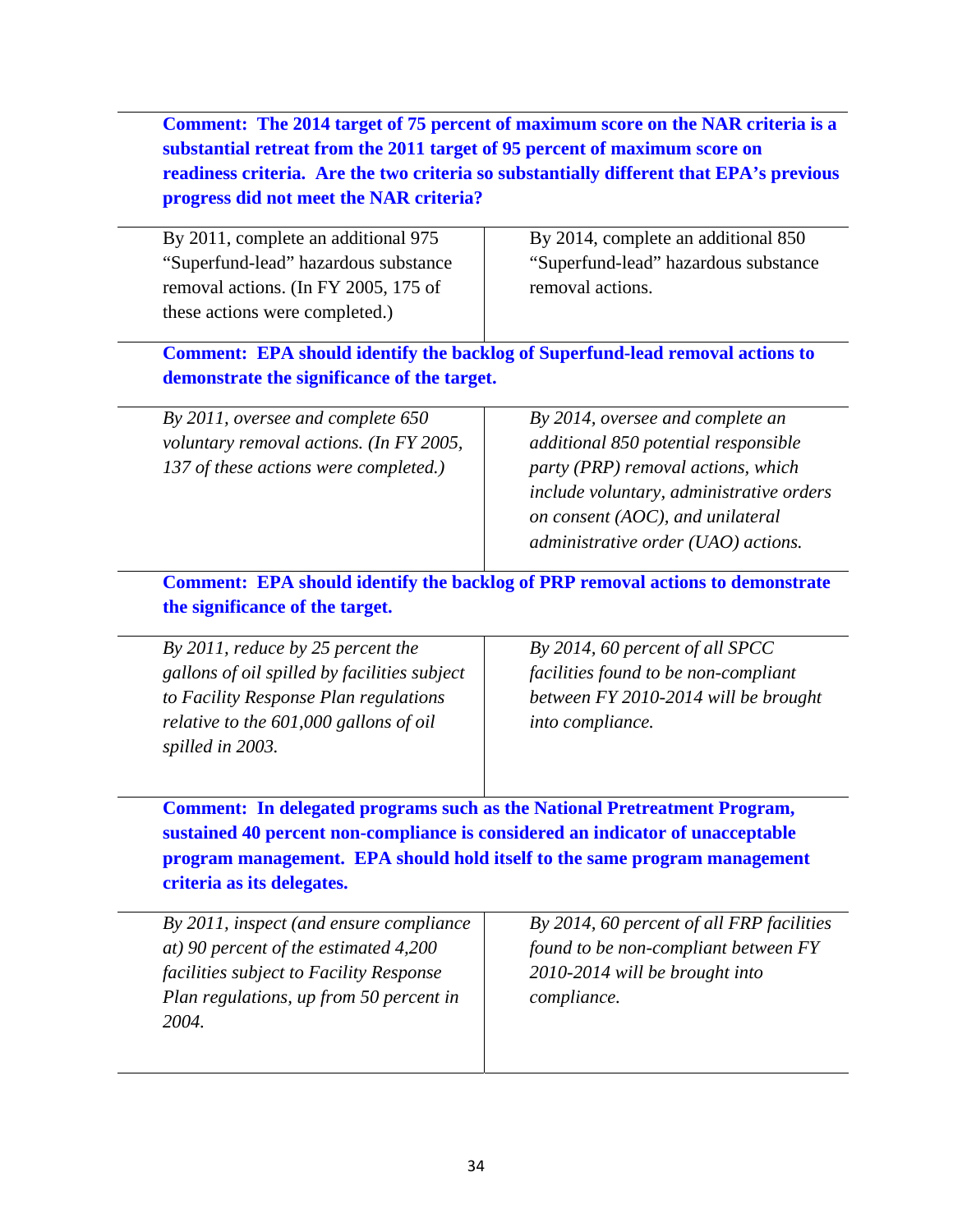**Comment: The 2014 target of 75 percent of maximum score on the NAR criteria is a substantial retreat from the 2011 target of 95 percent of maximum score on readiness criteria. Are the two criteria so substantially different that EPA's previous progress did not meet the NAR criteria?**

| | |
|---|---|
| By 2011, complete an additional 975 "Superfund-lead" hazardous substance removal actions. (In FY 2005, 175 of these actions were completed.) | By 2014, complete an additional 850 "Superfund-lead" hazardous substance removal actions. |

**Comment: EPA should identify the backlog of Superfund-lead removal actions to demonstrate the significance of the target.**

| | |
|---|---|
| *By 2011, oversee and complete 650 voluntary removal actions. (In FY 2005, 137 of these actions were completed.)* | *By 2014, oversee and complete an additional 850 potential responsible party (PRP) removal actions, which include voluntary, administrative orders on consent (AOC), and unilateral administrative order (UAO) actions.* |

**Comment: EPA should identify the backlog of PRP removal actions to demonstrate the significance of the target.**

| | |
|---|---|
| *By 2011, reduce by 25 percent the gallons of oil spilled by facilities subject to Facility Response Plan regulations relative to the 601,000 gallons of oil spilled in 2003.* | *By 2014, 60 percent of all SPCC facilities found to be non-compliant between FY 2010-2014 will be brought into compliance.* |

**Comment: In delegated programs such as the National Pretreatment Program, sustained 40 percent non-compliance is considered an indicator of unacceptable program management. EPA should hold itself to the same program management criteria as its delegates.**

| | |
|---|---|
| *By 2011, inspect (and ensure compliance at) 90 percent of the estimated 4,200 facilities subject to Facility Response Plan regulations, up from 50 percent in 2004.* | *By 2014, 60 percent of all FRP facilities found to be non-compliant between FY 2010-2014 will be brought into compliance.* |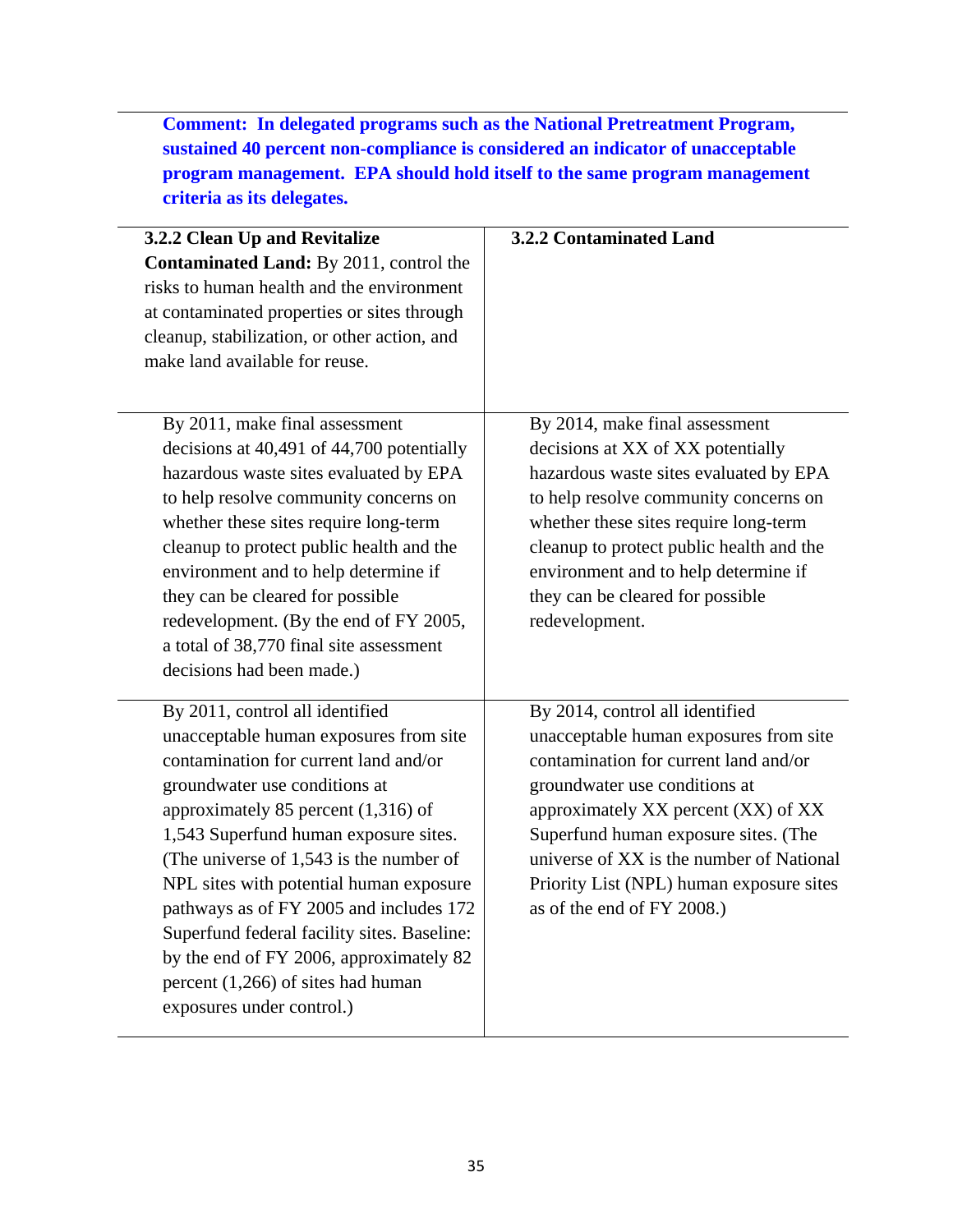**Comment: In delegated programs such as the National Pretreatment Program, sustained 40 percent non-compliance is considered an indicator of unacceptable program management. EPA should hold itself to the same program management criteria as its delegates.**

| **3.2.2 Clean Up and Revitalize Contaminated Land:** By 2011, control the risks to human health and the environment at contaminated properties or sites through cleanup, stabilization, or other action, and make land available for reuse. | **3.2.2 Contaminated Land** |
|---|---|
| By 2011, make final assessment decisions at 40,491 of 44,700 potentially hazardous waste sites evaluated by EPA to help resolve community concerns on whether these sites require long-term cleanup to protect public health and the environment and to help determine if they can be cleared for possible redevelopment. (By the end of FY 2005, a total of 38,770 final site assessment decisions had been made.) | By 2014, make final assessment decisions at XX of XX potentially hazardous waste sites evaluated by EPA to help resolve community concerns on whether these sites require long-term cleanup to protect public health and the environment and to help determine if they can be cleared for possible redevelopment. |
| By 2011, control all identified unacceptable human exposures from site contamination for current land and/or groundwater use conditions at approximately 85 percent (1,316) of 1,543 Superfund human exposure sites. (The universe of 1,543 is the number of NPL sites with potential human exposure pathways as of FY 2005 and includes 172 Superfund federal facility sites. Baseline: by the end of FY 2006, approximately 82 percent (1,266) of sites had human exposures under control.) | By 2014, control all identified unacceptable human exposures from site contamination for current land and/or groundwater use conditions at approximately XX percent (XX) of XX Superfund human exposure sites. (The universe of XX is the number of National Priority List (NPL) human exposure sites as of the end of FY 2008.) |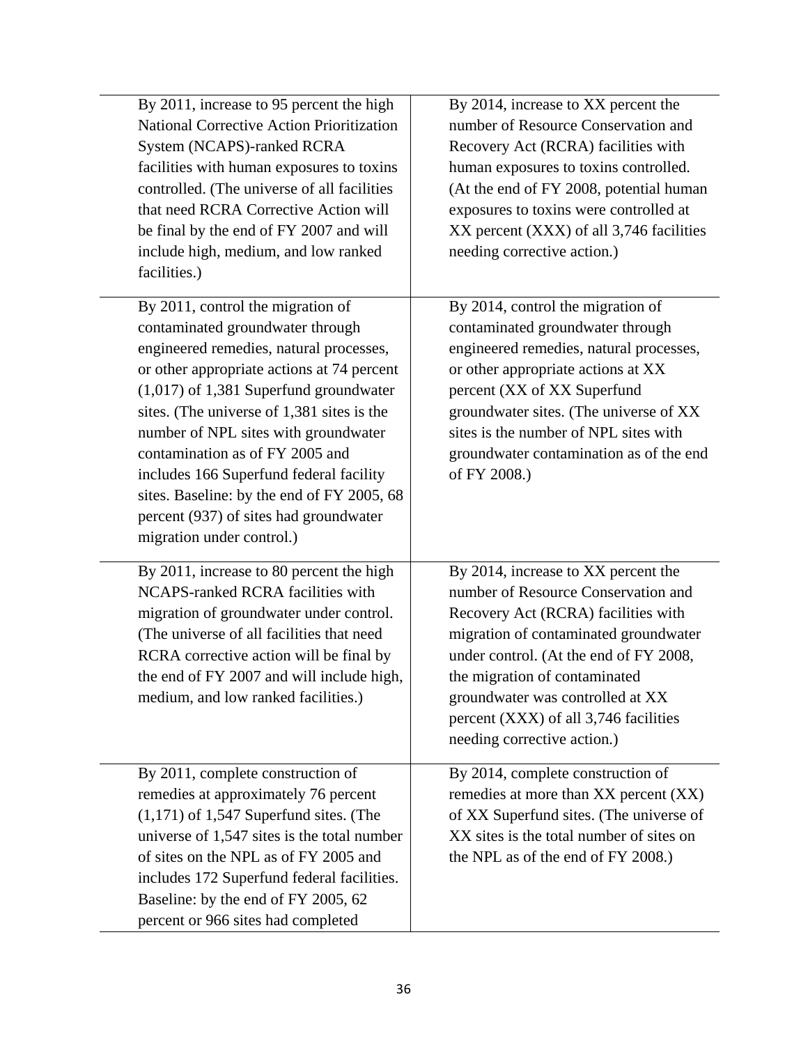| | |
|---|---|
| By 2011, increase to 95 percent the high National Corrective Action Prioritization System (NCAPS)-ranked RCRA facilities with human exposures to toxins controlled. (The universe of all facilities that need RCRA Corrective Action will be final by the end of FY 2007 and will include high, medium, and low ranked facilities.) | By 2014, increase to XX percent the number of Resource Conservation and Recovery Act (RCRA) facilities with human exposures to toxins controlled. (At the end of FY 2008, potential human exposures to toxins were controlled at XX percent (XXX) of all 3,746 facilities needing corrective action.) |
| By 2011, control the migration of contaminated groundwater through engineered remedies, natural processes, or other appropriate actions at 74 percent (1,017) of 1,381 Superfund groundwater sites. (The universe of 1,381 sites is the number of NPL sites with groundwater contamination as of FY 2005 and includes 166 Superfund federal facility sites. Baseline: by the end of FY 2005, 68 percent (937) of sites had groundwater migration under control.) | By 2014, control the migration of contaminated groundwater through engineered remedies, natural processes, or other appropriate actions at XX percent (XX of XX Superfund groundwater sites. (The universe of XX sites is the number of NPL sites with groundwater contamination as of the end of FY 2008.) |
| By 2011, increase to 80 percent the high NCAPS-ranked RCRA facilities with migration of groundwater under control. (The universe of all facilities that need RCRA corrective action will be final by the end of FY 2007 and will include high, medium, and low ranked facilities.) | By 2014, increase to XX percent the number of Resource Conservation and Recovery Act (RCRA) facilities with migration of contaminated groundwater under control. (At the end of FY 2008, the migration of contaminated groundwater was controlled at XX percent (XXX) of all 3,746 facilities needing corrective action.) |
| By 2011, complete construction of remedies at approximately 76 percent (1,171) of 1,547 Superfund sites. (The universe of 1,547 sites is the total number of sites on the NPL as of FY 2005 and includes 172 Superfund federal facilities. Baseline: by the end of FY 2005, 62 percent or 966 sites had completed | By 2014, complete construction of remedies at more than XX percent (XX) of XX Superfund sites. (The universe of XX sites is the total number of sites on the NPL as of the end of FY 2008.) |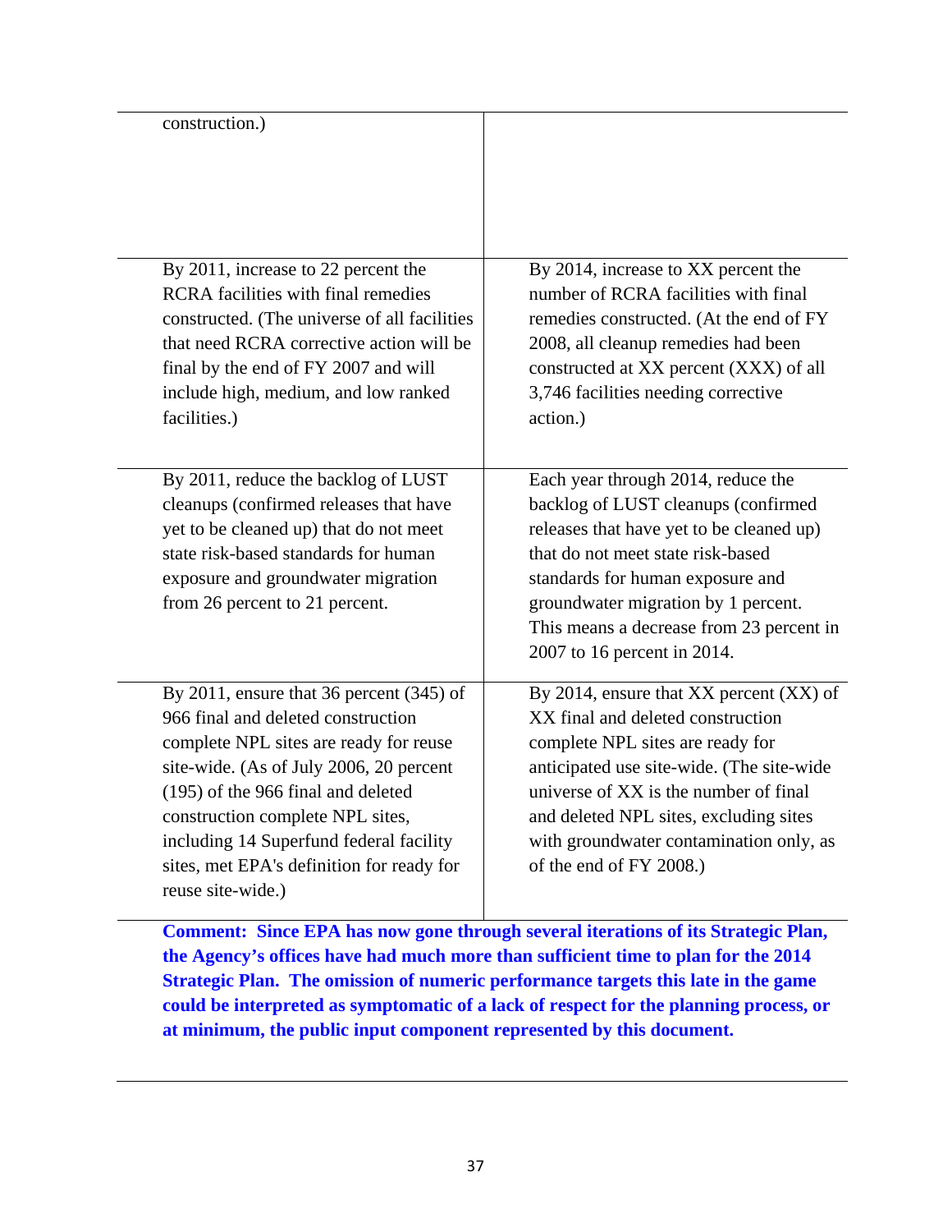| | |
|---|---|
| construction.) | |
| By 2011, increase to 22 percent the RCRA facilities with final remedies constructed. (The universe of all facilities that need RCRA corrective action will be final by the end of FY 2007 and will include high, medium, and low ranked facilities.) | By 2014, increase to XX percent the number of RCRA facilities with final remedies constructed. (At the end of FY 2008, all cleanup remedies had been constructed at XX percent (XXX) of all 3,746 facilities needing corrective action.) |
| By 2011, reduce the backlog of LUST cleanups (confirmed releases that have yet to be cleaned up) that do not meet state risk-based standards for human exposure and groundwater migration from 26 percent to 21 percent. | Each year through 2014, reduce the backlog of LUST cleanups (confirmed releases that have yet to be cleaned up) that do not meet state risk-based standards for human exposure and groundwater migration by 1 percent. This means a decrease from 23 percent in 2007 to 16 percent in 2014. |
| By 2011, ensure that 36 percent (345) of 966 final and deleted construction complete NPL sites are ready for reuse site-wide. (As of July 2006, 20 percent (195) of the 966 final and deleted construction complete NPL sites, including 14 Superfund federal facility sites, met EPA's definition for ready for reuse site-wide.) | By 2014, ensure that XX percent (XX) of XX final and deleted construction complete NPL sites are ready for anticipated use site-wide. (The site-wide universe of XX is the number of final and deleted NPL sites, excluding sites with groundwater contamination only, as of the end of FY 2008.) |

**Comment: Since EPA has now gone through several iterations of its Strategic Plan, the Agency's offices have had much more than sufficient time to plan for the 2014 Strategic Plan. The omission of numeric performance targets this late in the game could be interpreted as symptomatic of a lack of respect for the planning process, or at minimum, the public input component represented by this document.**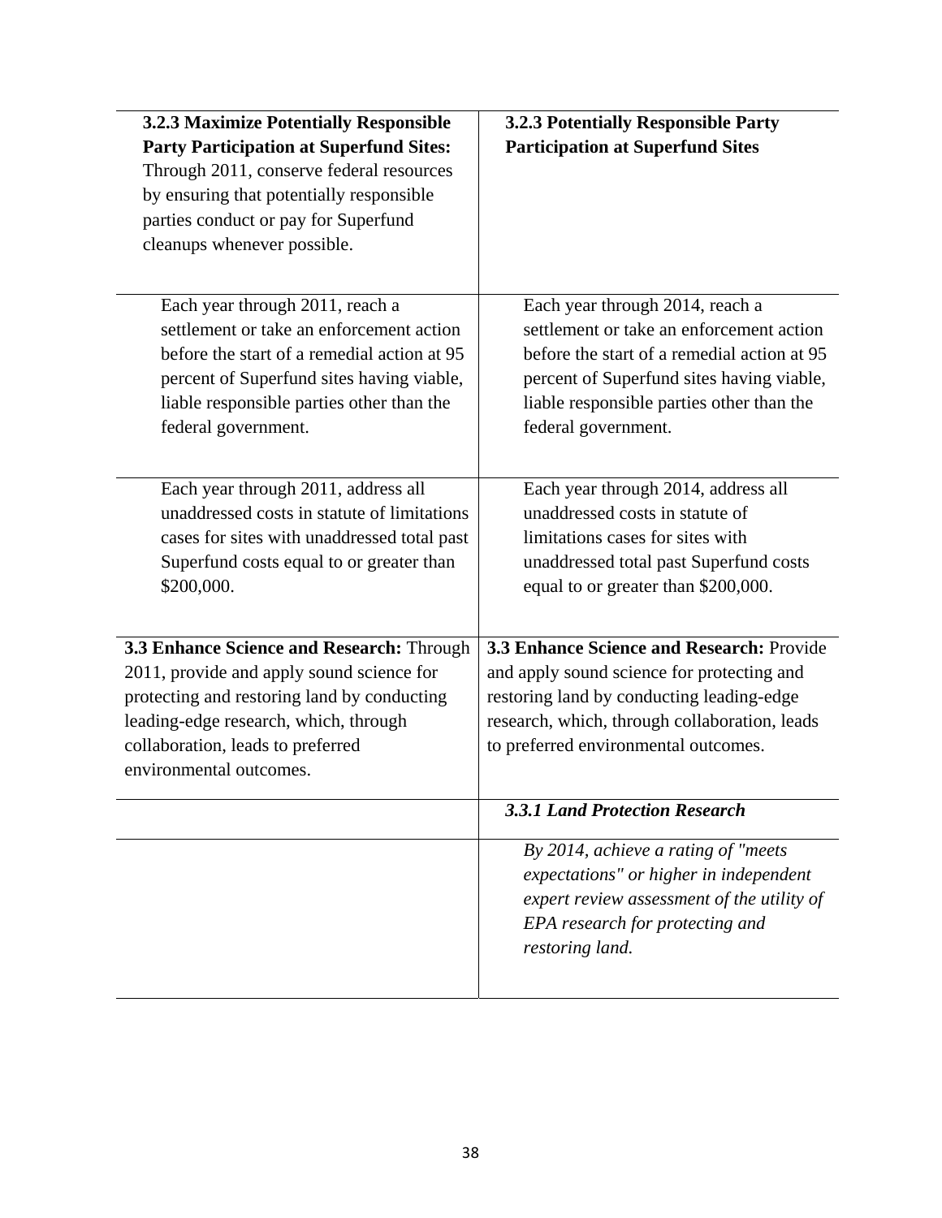| | |
|---|---|
| **3.2.3 Maximize Potentially Responsible Party Participation at Superfund Sites:** Through 2011, conserve federal resources by ensuring that potentially responsible parties conduct or pay for Superfund cleanups whenever possible. | **3.2.3 Potentially Responsible Party Participation at Superfund Sites** |
| Each year through 2011, reach a settlement or take an enforcement action before the start of a remedial action at 95 percent of Superfund sites having viable, liable responsible parties other than the federal government. | Each year through 2014, reach a settlement or take an enforcement action before the start of a remedial action at 95 percent of Superfund sites having viable, liable responsible parties other than the federal government. |
| Each year through 2011, address all unaddressed costs in statute of limitations cases for sites with unaddressed total past Superfund costs equal to or greater than $200,000. | Each year through 2014, address all unaddressed costs in statute of limitations cases for sites with unaddressed total past Superfund costs equal to or greater than $200,000. |
| **3.3 Enhance Science and Research:** Through 2011, provide and apply sound science for protecting and restoring land by conducting leading-edge research, which, through collaboration, leads to preferred environmental outcomes. | **3.3 Enhance Science and Research:** Provide and apply sound science for protecting and restoring land by conducting leading-edge research, which, through collaboration, leads to preferred environmental outcomes. |
| | ***3.3.1 Land Protection Research*** |
| | *By 2014, achieve a rating of "meets expectations" or higher in independent expert review assessment of the utility of EPA research for protecting and restoring land.* |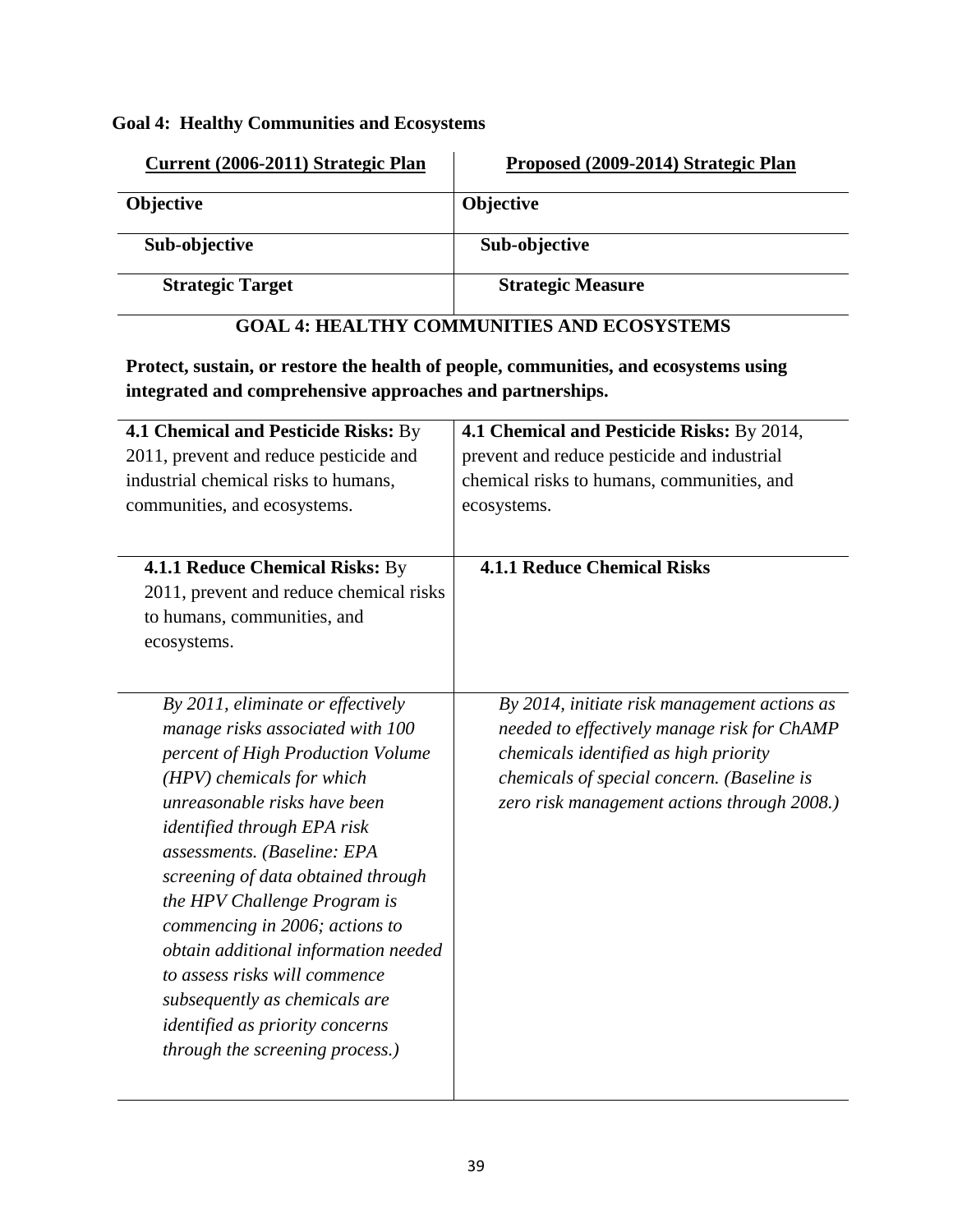**Goal 4: Healthy Communities and Ecosystems**

| Current (2006-2011) Strategic Plan | Proposed (2009-2014) Strategic Plan |
|---|---|
| **Objective** | **Objective** |
| **Sub-objective** | **Sub-objective** |
| **Strategic Target** | **Strategic Measure** |

**GOAL 4: HEALTHY COMMUNITIES AND ECOSYSTEMS**

**Protect, sustain, or restore the health of people, communities, and ecosystems using integrated and comprehensive approaches and partnerships.**

| Current (2006-2011) Strategic Plan | Proposed (2009-2014) Strategic Plan |
|---|---|
| **4.1 Chemical and Pesticide Risks:** By 2011, prevent and reduce pesticide and industrial chemical risks to humans, communities, and ecosystems. | **4.1 Chemical and Pesticide Risks:** By 2014, prevent and reduce pesticide and industrial chemical risks to humans, communities, and ecosystems. |
| **4.1.1 Reduce Chemical Risks:** By 2011, prevent and reduce chemical risks to humans, communities, and ecosystems. | **4.1.1 Reduce Chemical Risks** |
| *By 2011, eliminate or effectively manage risks associated with 100 percent of High Production Volume (HPV) chemicals for which unreasonable risks have been identified through EPA risk assessments. (Baseline: EPA screening of data obtained through the HPV Challenge Program is commencing in 2006; actions to obtain additional information needed to assess risks will commence subsequently as chemicals are identified as priority concerns through the screening process.)* | *By 2014, initiate risk management actions as needed to effectively manage risk for ChAMP chemicals identified as high priority chemicals of special concern. (Baseline is zero risk management actions through 2008.)* |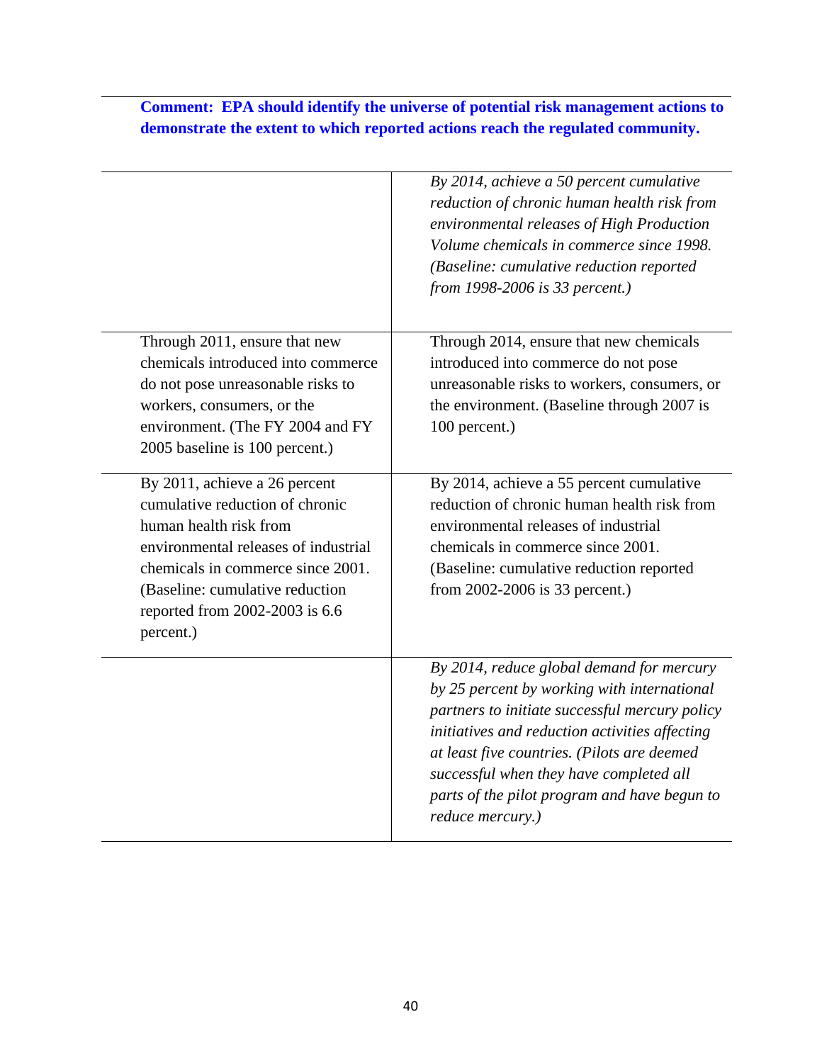**Comment: EPA should identify the universe of potential risk management actions to demonstrate the extent to which reported actions reach the regulated community.**

| | |
|---|---|
| | *By 2014, achieve a 50 percent cumulative reduction of chronic human health risk from environmental releases of High Production Volume chemicals in commerce since 1998. (Baseline: cumulative reduction reported from 1998-2006 is 33 percent.)* |
| Through 2011, ensure that new chemicals introduced into commerce do not pose unreasonable risks to workers, consumers, or the environment. (The FY 2004 and FY 2005 baseline is 100 percent.) | Through 2014, ensure that new chemicals introduced into commerce do not pose unreasonable risks to workers, consumers, or the environment. (Baseline through 2007 is 100 percent.) |
| By 2011, achieve a 26 percent cumulative reduction of chronic human health risk from environmental releases of industrial chemicals in commerce since 2001. (Baseline: cumulative reduction reported from 2002-2003 is 6.6 percent.) | By 2014, achieve a 55 percent cumulative reduction of chronic human health risk from environmental releases of industrial chemicals in commerce since 2001. (Baseline: cumulative reduction reported from 2002-2006 is 33 percent.) |
| | *By 2014, reduce global demand for mercury by 25 percent by working with international partners to initiate successful mercury policy initiatives and reduction activities affecting at least five countries. (Pilots are deemed successful when they have completed all parts of the pilot program and have begun to reduce mercury.)* |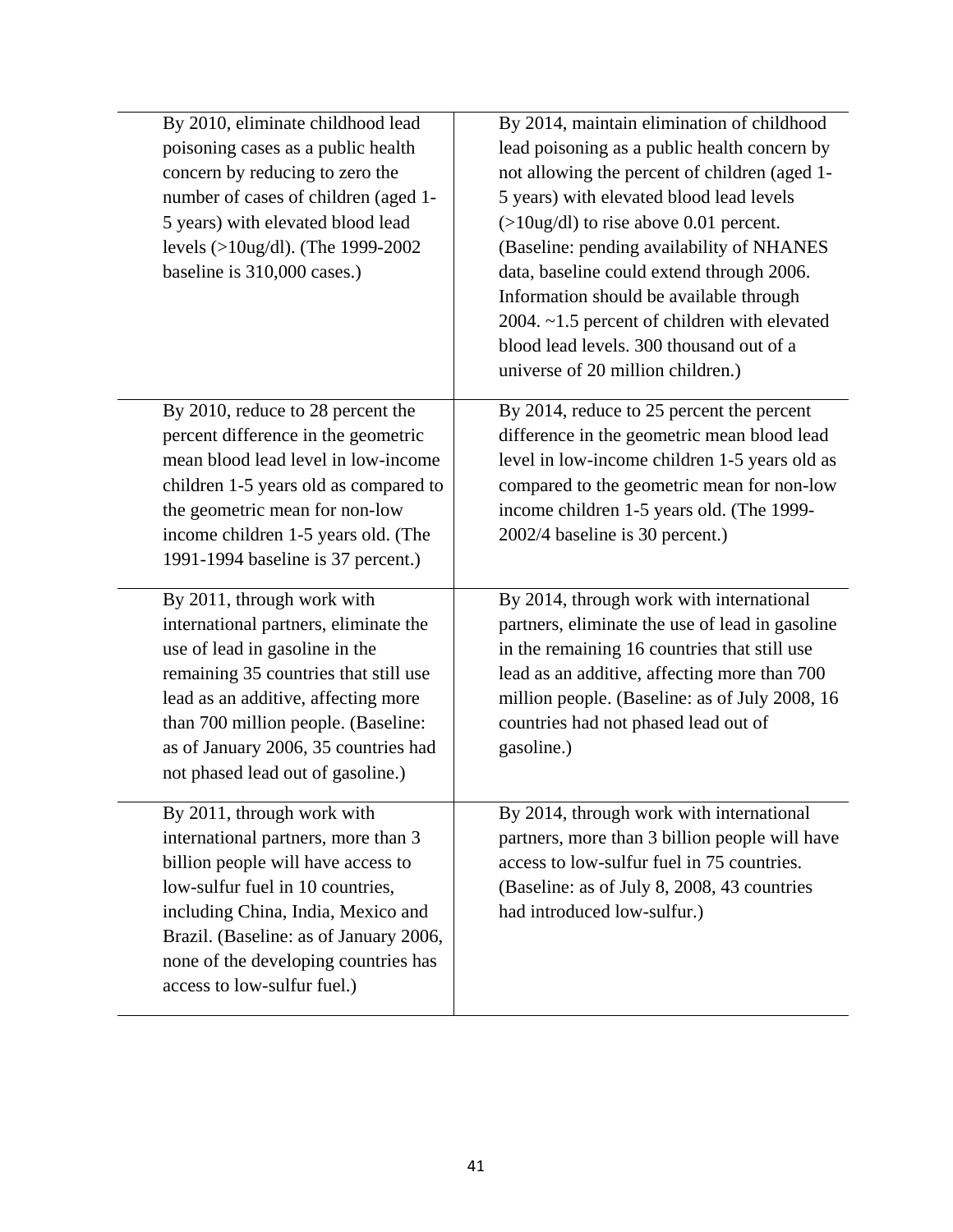| | |
|---|---|
| By 2010, eliminate childhood lead poisoning cases as a public health concern by reducing to zero the number of cases of children (aged 1-5 years) with elevated blood lead levels (>10ug/dl). (The 1999-2002 baseline is 310,000 cases.) | By 2014, maintain elimination of childhood lead poisoning as a public health concern by not allowing the percent of children (aged 1-5 years) with elevated blood lead levels (>10ug/dl) to rise above 0.01 percent. (Baseline: pending availability of NHANES data, baseline could extend through 2006. Information should be available through 2004. ~1.5 percent of children with elevated blood lead levels. 300 thousand out of a universe of 20 million children.) |
| By 2010, reduce to 28 percent the percent difference in the geometric mean blood lead level in low-income children 1-5 years old as compared to the geometric mean for non-low income children 1-5 years old. (The 1991-1994 baseline is 37 percent.) | By 2014, reduce to 25 percent the percent difference in the geometric mean blood lead level in low-income children 1-5 years old as compared to the geometric mean for non-low income children 1-5 years old. (The 1999-2002/4 baseline is 30 percent.) |
| By 2011, through work with international partners, eliminate the use of lead in gasoline in the remaining 35 countries that still use lead as an additive, affecting more than 700 million people. (Baseline: as of January 2006, 35 countries had not phased lead out of gasoline.) | By 2014, through work with international partners, eliminate the use of lead in gasoline in the remaining 16 countries that still use lead as an additive, affecting more than 700 million people. (Baseline: as of July 2008, 16 countries had not phased lead out of gasoline.) |
| By 2011, through work with international partners, more than 3 billion people will have access to low-sulfur fuel in 10 countries, including China, India, Mexico and Brazil. (Baseline: as of January 2006, none of the developing countries has access to low-sulfur fuel.) | By 2014, through work with international partners, more than 3 billion people will have access to low-sulfur fuel in 75 countries. (Baseline: as of July 8, 2008, 43 countries had introduced low-sulfur.) |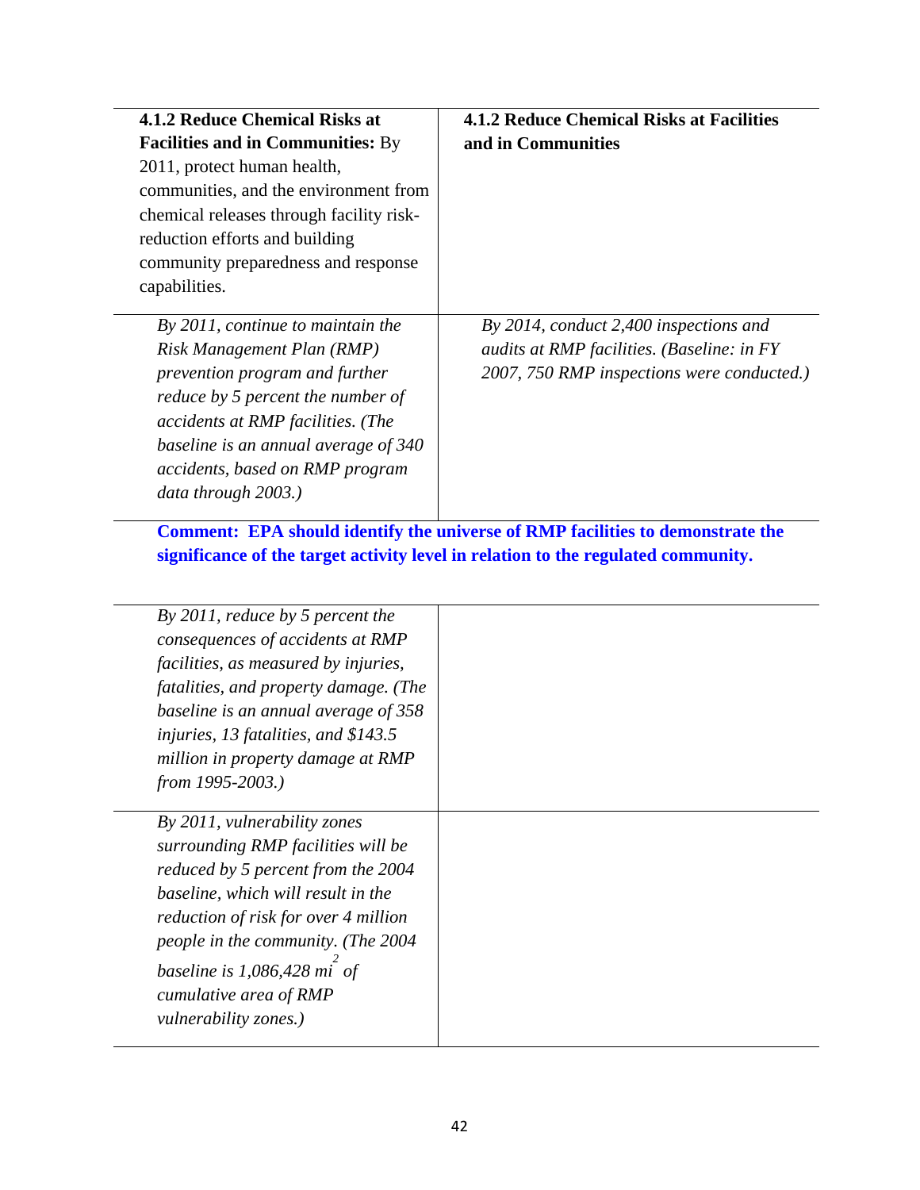| **4.1.2 Reduce Chemical Risks at Facilities and in Communities:** By 2011, protect human health, communities, and the environment from chemical releases through facility risk-reduction efforts and building community preparedness and response capabilities. | **4.1.2 Reduce Chemical Risks at Facilities and in Communities** |
|---|---|
| *By 2011, continue to maintain the Risk Management Plan (RMP) prevention program and further reduce by 5 percent the number of accidents at RMP facilities. (The baseline is an annual average of 340 accidents, based on RMP program data through 2003.)* | *By 2014, conduct 2,400 inspections and audits at RMP facilities. (Baseline: in FY 2007, 750 RMP inspections were conducted.)* |

**Comment: EPA should identify the universe of RMP facilities to demonstrate the significance of the target activity level in relation to the regulated community.**

| | |
|---|---|
| *By 2011, reduce by 5 percent the consequences of accidents at RMP facilities, as measured by injuries, fatalities, and property damage. (The baseline is an annual average of 358 injuries, 13 fatalities, and $143.5 million in property damage at RMP from 1995-2003.)* | |
| *By 2011, vulnerability zones surrounding RMP facilities will be reduced by 5 percent from the 2004 baseline, which will result in the reduction of risk for over 4 million people in the community. (The 2004 baseline is 1,086,428 $mi^2$ of cumulative area of RMP vulnerability zones.)* | |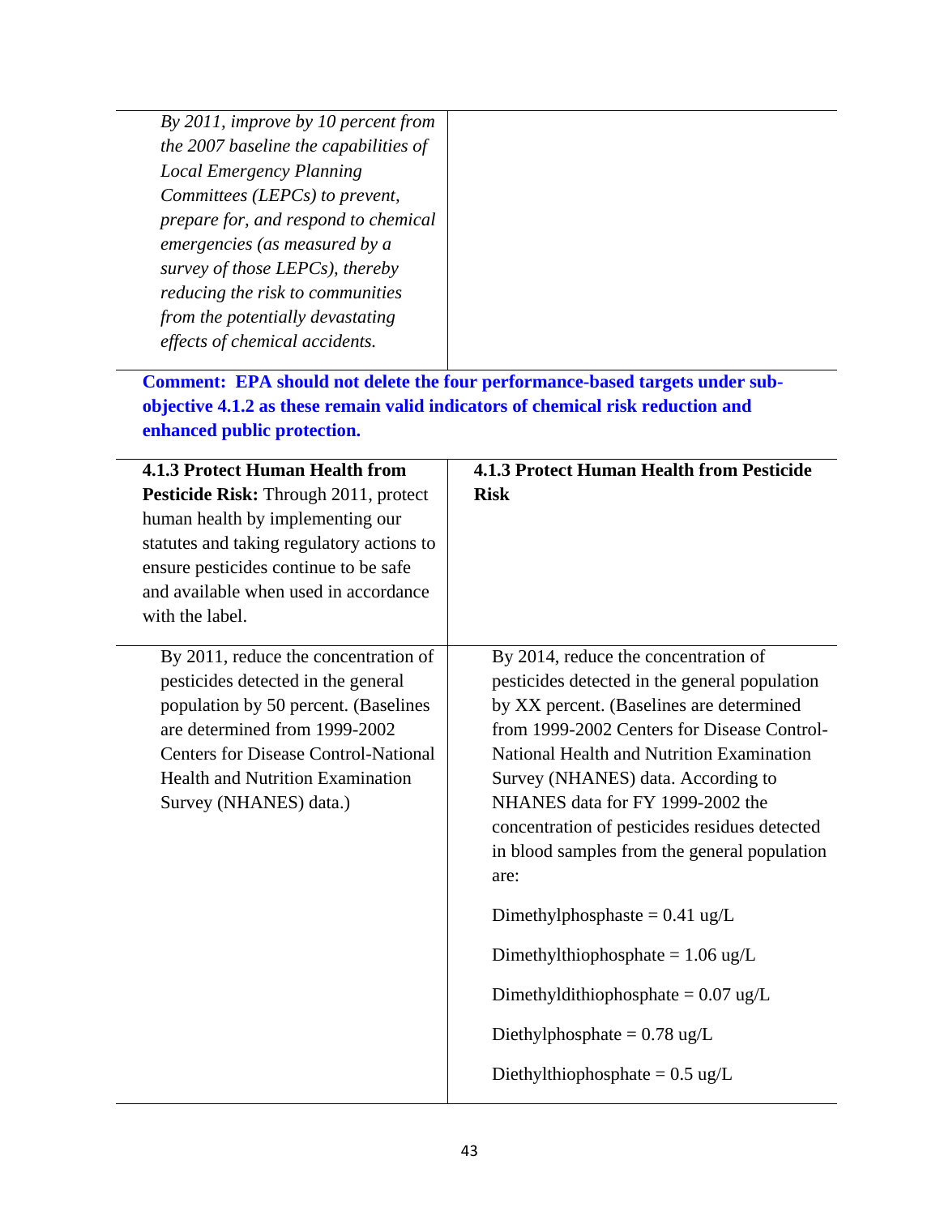| | |
|---|---|
| *By 2011, improve by 10 percent from the 2007 baseline the capabilities of Local Emergency Planning Committees (LEPCs) to prevent, prepare for, and respond to chemical emergencies (as measured by a survey of those LEPCs), thereby reducing the risk to communities from the potentially devastating effects of chemical accidents.* | |

**Comment: EPA should not delete the four performance-based targets under sub-objective 4.1.2 as these remain valid indicators of chemical risk reduction and enhanced public protection.**

| | |
|---|---|
| **4.1.3 Protect Human Health from Pesticide Risk:** Through 2011, protect human health by implementing our statutes and taking regulatory actions to ensure pesticides continue to be safe and available when used in accordance with the label. | **4.1.3 Protect Human Health from Pesticide Risk** |
| By 2011, reduce the concentration of pesticides detected in the general population by 50 percent. (Baselines are determined from 1999-2002 Centers for Disease Control-National Health and Nutrition Examination Survey (NHANES) data.) | By 2014, reduce the concentration of pesticides detected in the general population by XX percent. (Baselines are determined from 1999-2002 Centers for Disease Control-National Health and Nutrition Examination Survey (NHANES) data. According to NHANES data for FY 1999-2002 the concentration of pesticides residues detected in blood samples from the general population are:<br><br>Dimethylphosphaste = 0.41 ug/L<br><br>Dimethylthiophosphate = 1.06 ug/L<br><br>Dimethyldithiophosphate = 0.07 ug/L<br><br>Diethylphosphate = 0.78 ug/L<br><br>Diethylthiophosphate = 0.5 ug/L |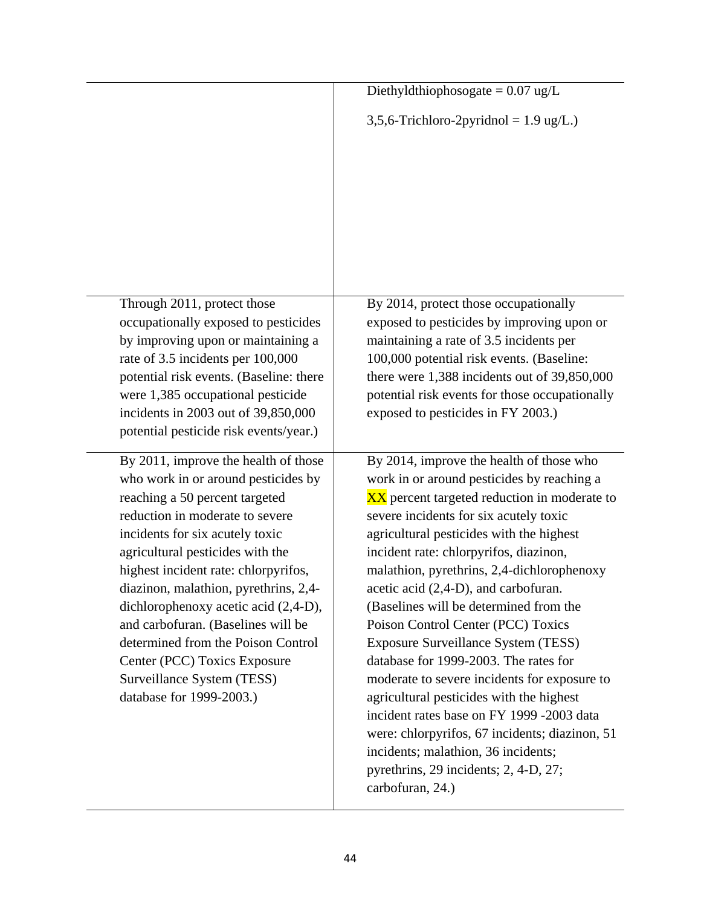| | |
|---|---|
| | Diethyldthiophosogate = 0.07 ug/L<br><br>3,5,6-Trichloro-2pyridnol = 1.9 ug/L.) |
| Through 2011, protect those occupationally exposed to pesticides by improving upon or maintaining a rate of 3.5 incidents per 100,000 potential risk events. (Baseline: there were 1,385 occupational pesticide incidents in 2003 out of 39,850,000 potential pesticide risk events/year.) | By 2014, protect those occupationally exposed to pesticides by improving upon or maintaining a rate of 3.5 incidents per 100,000 potential risk events. (Baseline: there were 1,388 incidents out of 39,850,000 potential risk events for those occupationally exposed to pesticides in FY 2003.) |
| By 2011, improve the health of those who work in or around pesticides by reaching a 50 percent targeted reduction in moderate to severe incidents for six acutely toxic agricultural pesticides with the highest incident rate: chlorpyrifos, diazinon, malathion, pyrethrins, 2,4-dichlorophenoxy acetic acid (2,4-D), and carbofuran. (Baselines will be determined from the Poison Control Center (PCC) Toxics Exposure Surveillance System (TESS) database for 1999-2003.) | By 2014, improve the health of those who work in or around pesticides by reaching a XX percent targeted reduction in moderate to severe incidents for six acutely toxic agricultural pesticides with the highest incident rate: chlorpyrifos, diazinon, malathion, pyrethrins, 2,4-dichlorophenoxy acetic acid (2,4-D), and carbofuran. (Baselines will be determined from the Poison Control Center (PCC) Toxics Exposure Surveillance System (TESS) database for 1999-2003. The rates for moderate to severe incidents for exposure to agricultural pesticides with the highest incident rates base on FY 1999 -2003 data were: chlorpyrifos, 67 incidents; diazinon, 51 incidents; malathion, 36 incidents; pyrethrins, 29 incidents; 2, 4-D, 27; carbofuran, 24.) |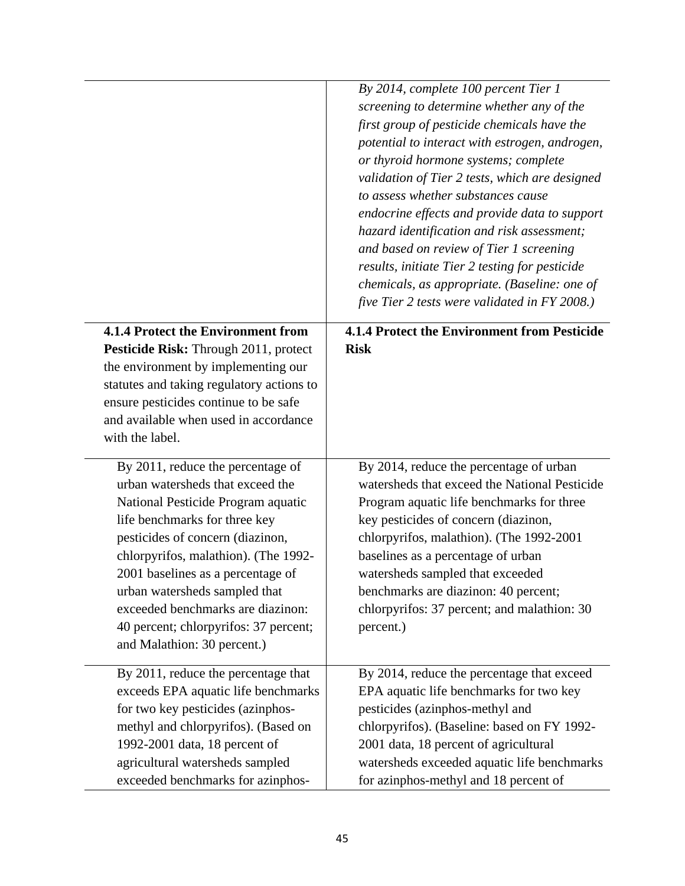| | |
|---|---|
| | *By 2014, complete 100 percent Tier 1 screening to determine whether any of the first group of pesticide chemicals have the potential to interact with estrogen, androgen, or thyroid hormone systems; complete validation of Tier 2 tests, which are designed to assess whether substances cause endocrine effects and provide data to support hazard identification and risk assessment; and based on review of Tier 1 screening results, initiate Tier 2 testing for pesticide chemicals, as appropriate. (Baseline: one of five Tier 2 tests were validated in FY 2008.)* |
| **4.1.4 Protect the Environment from Pesticide Risk:** Through 2011, protect the environment by implementing our statutes and taking regulatory actions to ensure pesticides continue to be safe and available when used in accordance with the label. | **4.1.4 Protect the Environment from Pesticide Risk** |
| By 2011, reduce the percentage of urban watersheds that exceed the National Pesticide Program aquatic life benchmarks for three key pesticides of concern (diazinon, chlorpyrifos, malathion). (The 1992-2001 baselines as a percentage of urban watersheds sampled that exceeded benchmarks are diazinon: 40 percent; chlorpyrifos: 37 percent; and Malathion: 30 percent.) | By 2014, reduce the percentage of urban watersheds that exceed the National Pesticide Program aquatic life benchmarks for three key pesticides of concern (diazinon, chlorpyrifos, malathion). (The 1992-2001 baselines as a percentage of urban watersheds sampled that exceeded benchmarks are diazinon: 40 percent; chlorpyrifos: 37 percent; and malathion: 30 percent.) |
| By 2011, reduce the percentage that exceeds EPA aquatic life benchmarks for two key pesticides (azinphos-methyl and chlorpyrifos). (Based on 1992-2001 data, 18 percent of agricultural watersheds sampled exceeded benchmarks for azinphos- | By 2014, reduce the percentage that exceed EPA aquatic life benchmarks for two key pesticides (azinphos-methyl and chlorpyrifos). (Baseline: based on FY 1992-2001 data, 18 percent of agricultural watersheds exceeded aquatic life benchmarks for azinphos-methyl and 18 percent of |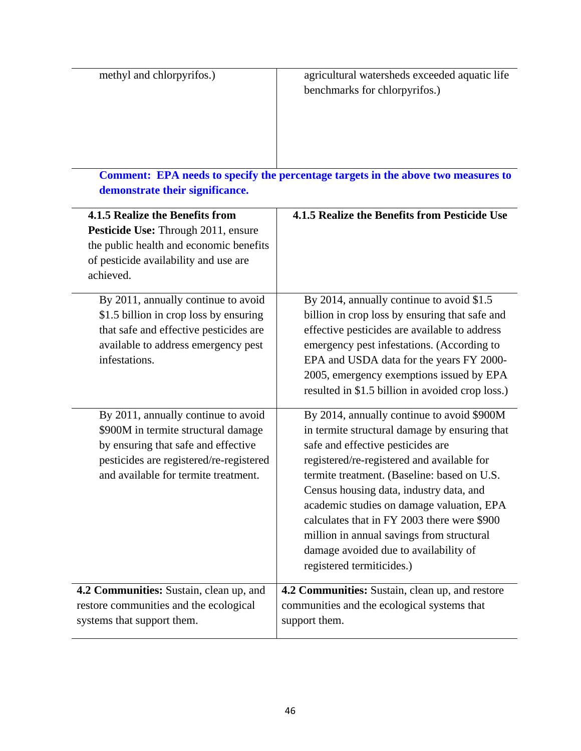| | |
|---|---|
| methyl and chlorpyrifos.) | agricultural watersheds exceeded aquatic life benchmarks for chlorpyrifos.) |

**Comment: EPA needs to specify the percentage targets in the above two measures to demonstrate their significance.**

| | |
|---|---|
| **4.1.5 Realize the Benefits from Pesticide Use:** Through 2011, ensure the public health and economic benefits of pesticide availability and use are achieved. | **4.1.5 Realize the Benefits from Pesticide Use** |
| By 2011, annually continue to avoid \$1.5 billion in crop loss by ensuring that safe and effective pesticides are available to address emergency pest infestations. | By 2014, annually continue to avoid \$1.5 billion in crop loss by ensuring that safe and effective pesticides are available to address emergency pest infestations. (According to EPA and USDA data for the years FY 2000-2005, emergency exemptions issued by EPA resulted in \$1.5 billion in avoided crop loss.) |
| By 2011, annually continue to avoid \$900M in termite structural damage by ensuring that safe and effective pesticides are registered/re-registered and available for termite treatment. | By 2014, annually continue to avoid \$900M in termite structural damage by ensuring that safe and effective pesticides are registered/re-registered and available for termite treatment. (Baseline: based on U.S. Census housing data, industry data, and academic studies on damage valuation, EPA calculates that in FY 2003 there were \$900 million in annual savings from structural damage avoided due to availability of registered termiticides.) |
| **4.2 Communities:** Sustain, clean up, and restore communities and the ecological systems that support them. | **4.2 Communities:** Sustain, clean up, and restore communities and the ecological systems that support them. |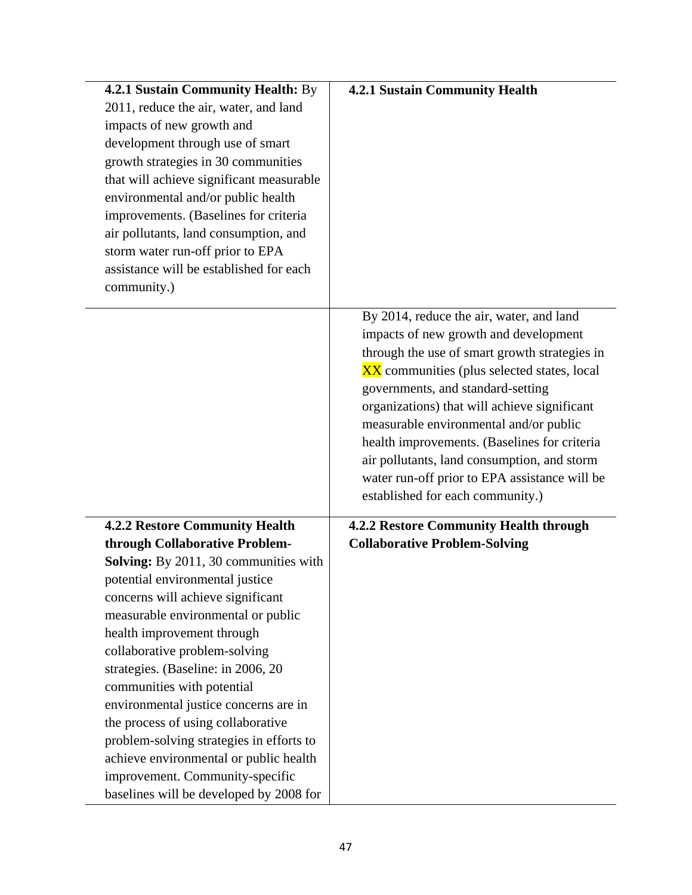| | |
|---|---|
| **4.2.1 Sustain Community Health:** By 2011, reduce the air, water, and land impacts of new growth and development through use of smart growth strategies in 30 communities that will achieve significant measurable environmental and/or public health improvements. (Baselines for criteria air pollutants, land consumption, and storm water run-off prior to EPA assistance will be established for each community.) | **4.2.1 Sustain Community Health** |
| | By 2014, reduce the air, water, and land impacts of new growth and development through the use of smart growth strategies in XX communities (plus selected states, local governments, and standard-setting organizations) that will achieve significant measurable environmental and/or public health improvements. (Baselines for criteria air pollutants, land consumption, and storm water run-off prior to EPA assistance will be established for each community.) |
| **4.2.2 Restore Community Health through Collaborative Problem-Solving:** By 2011, 30 communities with potential environmental justice concerns will achieve significant measurable environmental or public health improvement through collaborative problem-solving strategies. (Baseline: in 2006, 20 communities with potential environmental justice concerns are in the process of using collaborative problem-solving strategies in efforts to achieve environmental or public health improvement. Community-specific baselines will be developed by 2008 for | **4.2.2 Restore Community Health through Collaborative Problem-Solving** |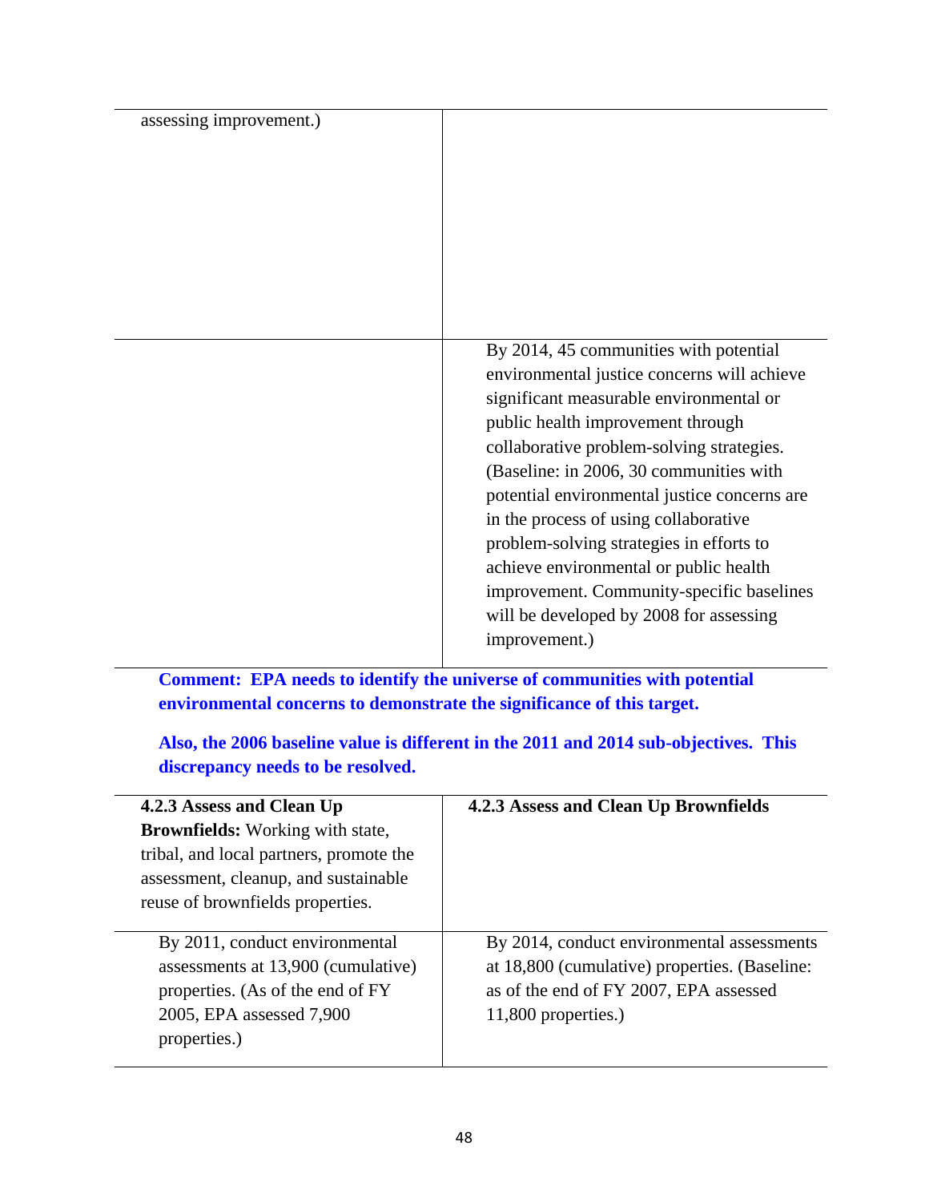| | |
|---|---|
| assessing improvement.) | |
| | By 2014, 45 communities with potential environmental justice concerns will achieve significant measurable environmental or public health improvement through collaborative problem-solving strategies. (Baseline: in 2006, 30 communities with potential environmental justice concerns are in the process of using collaborative problem-solving strategies in efforts to achieve environmental or public health improvement. Community-specific baselines will be developed by 2008 for assessing improvement.) |

**Comment: EPA needs to identify the universe of communities with potential environmental concerns to demonstrate the significance of this target.**

**Also, the 2006 baseline value is different in the 2011 and 2014 sub-objectives. This discrepancy needs to be resolved.**

| | |
|---|---|
| **4.2.3 Assess and Clean Up Brownfields:** Working with state, tribal, and local partners, promote the assessment, cleanup, and sustainable reuse of brownfields properties. | **4.2.3 Assess and Clean Up Brownfields** |
| By 2011, conduct environmental assessments at 13,900 (cumulative) properties. (As of the end of FY 2005, EPA assessed 7,900 properties.) | By 2014, conduct environmental assessments at 18,800 (cumulative) properties. (Baseline: as of the end of FY 2007, EPA assessed 11,800 properties.) |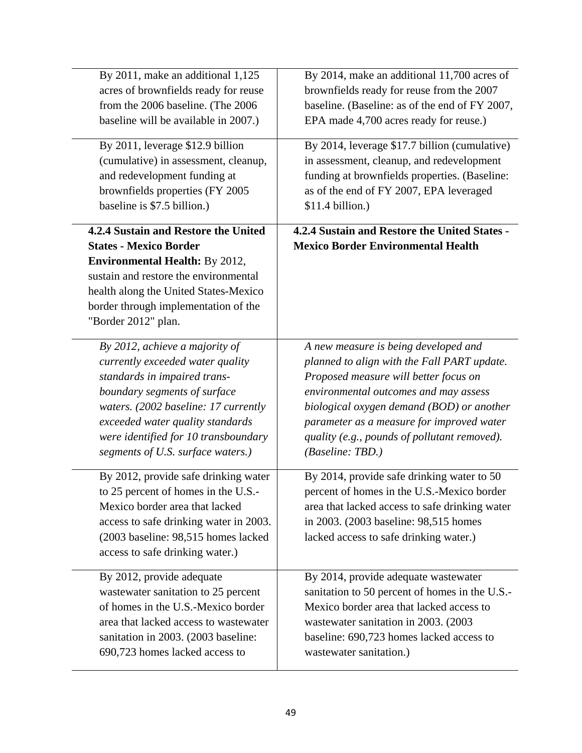| | |
|---|---|
| By 2011, make an additional 1,125 acres of brownfields ready for reuse from the 2006 baseline. (The 2006 baseline will be available in 2007.) | By 2014, make an additional 11,700 acres of brownfields ready for reuse from the 2007 baseline. (Baseline: as of the end of FY 2007, EPA made 4,700 acres ready for reuse.) |
| By 2011, leverage $12.9 billion (cumulative) in assessment, cleanup, and redevelopment funding at brownfields properties (FY 2005 baseline is $7.5 billion.) | By 2014, leverage $17.7 billion (cumulative) in assessment, cleanup, and redevelopment funding at brownfields properties. (Baseline: as of the end of FY 2007, EPA leveraged $11.4 billion.) |
| **4.2.4 Sustain and Restore the United States - Mexico Border Environmental Health:** By 2012, sustain and restore the environmental health along the United States-Mexico border through implementation of the "Border 2012" plan. | **4.2.4 Sustain and Restore the United States - Mexico Border Environmental Health** |
| *By 2012, achieve a majority of currently exceeded water quality standards in impaired trans-boundary segments of surface waters. (2002 baseline: 17 currently exceeded water quality standards were identified for 10 transboundary segments of U.S. surface waters.)* | *A new measure is being developed and planned to align with the Fall PART update. Proposed measure will better focus on environmental outcomes and may assess biological oxygen demand (BOD) or another parameter as a measure for improved water quality (e.g., pounds of pollutant removed). (Baseline: TBD.)* |
| By 2012, provide safe drinking water to 25 percent of homes in the U.S.-Mexico border area that lacked access to safe drinking water in 2003. (2003 baseline: 98,515 homes lacked access to safe drinking water.) | By 2014, provide safe drinking water to 50 percent of homes in the U.S.-Mexico border area that lacked access to safe drinking water in 2003. (2003 baseline: 98,515 homes lacked access to safe drinking water.) |
| By 2012, provide adequate wastewater sanitation to 25 percent of homes in the U.S.-Mexico border area that lacked access to wastewater sanitation in 2003. (2003 baseline: 690,723 homes lacked access to | By 2014, provide adequate wastewater sanitation to 50 percent of homes in the U.S.-Mexico border area that lacked access to wastewater sanitation in 2003. (2003 baseline: 690,723 homes lacked access to wastewater sanitation.) |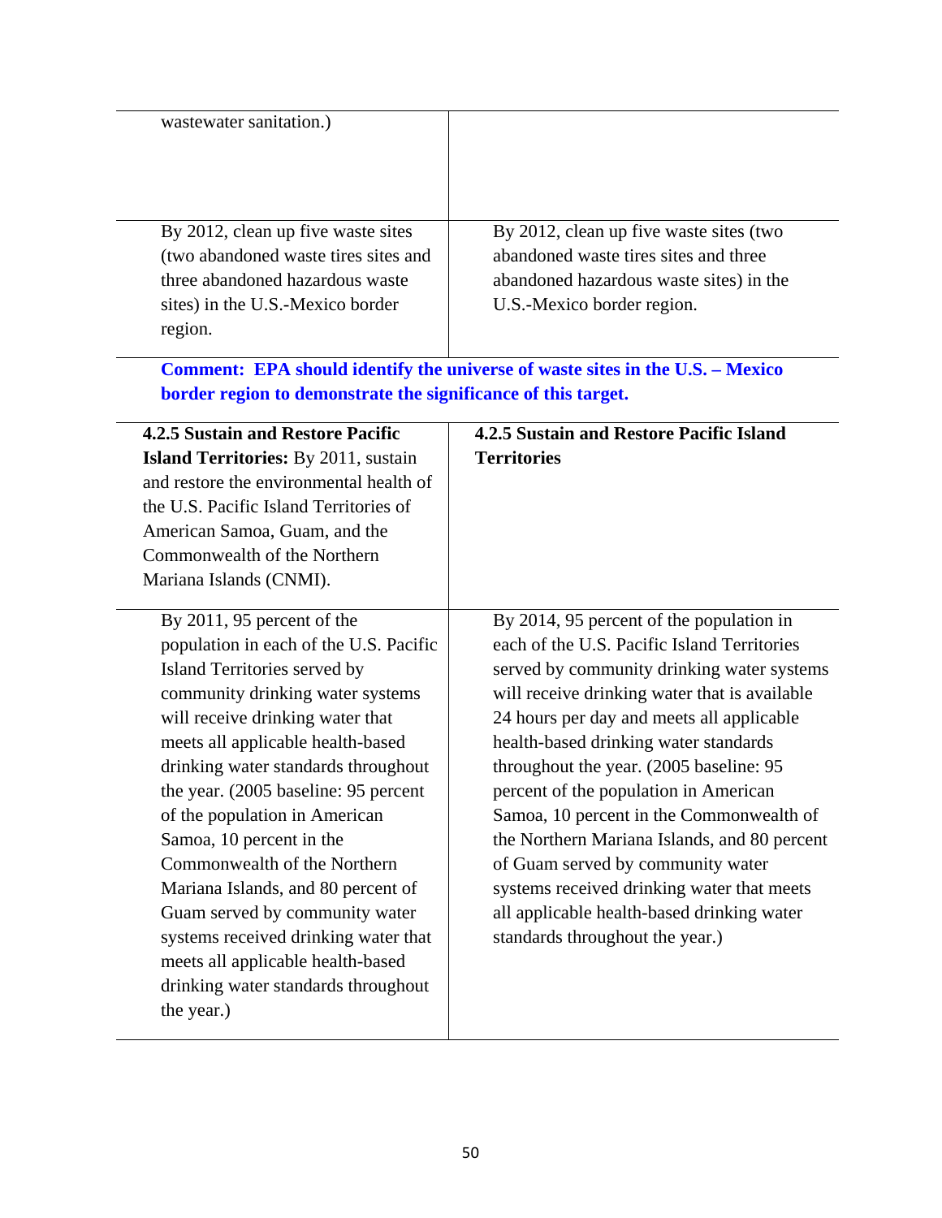| | |
|---|---|
| wastewater sanitation.) | |
| By 2012, clean up five waste sites (two abandoned waste tires sites and three abandoned hazardous waste sites) in the U.S.-Mexico border region. | By 2012, clean up five waste sites (two abandoned waste tires sites and three abandoned hazardous waste sites) in the U.S.-Mexico border region. |

**Comment: EPA should identify the universe of waste sites in the U.S. – Mexico border region to demonstrate the significance of this target.**

| | |
|---|---|
| **4.2.5 Sustain and Restore Pacific Island Territories:** By 2011, sustain and restore the environmental health of the U.S. Pacific Island Territories of American Samoa, Guam, and the Commonwealth of the Northern Mariana Islands (CNMI). | **4.2.5 Sustain and Restore Pacific Island Territories** |
| By 2011, 95 percent of the population in each of the U.S. Pacific Island Territories served by community drinking water systems will receive drinking water that meets all applicable health-based drinking water standards throughout the year. (2005 baseline: 95 percent of the population in American Samoa, 10 percent in the Commonwealth of the Northern Mariana Islands, and 80 percent of Guam served by community water systems received drinking water that meets all applicable health-based drinking water standards throughout the year.) | By 2014, 95 percent of the population in each of the U.S. Pacific Island Territories served by community drinking water systems will receive drinking water that is available 24 hours per day and meets all applicable health-based drinking water standards throughout the year. (2005 baseline: 95 percent of the population in American Samoa, 10 percent in the Commonwealth of the Northern Mariana Islands, and 80 percent of Guam served by community water systems received drinking water that meets all applicable health-based drinking water standards throughout the year.) |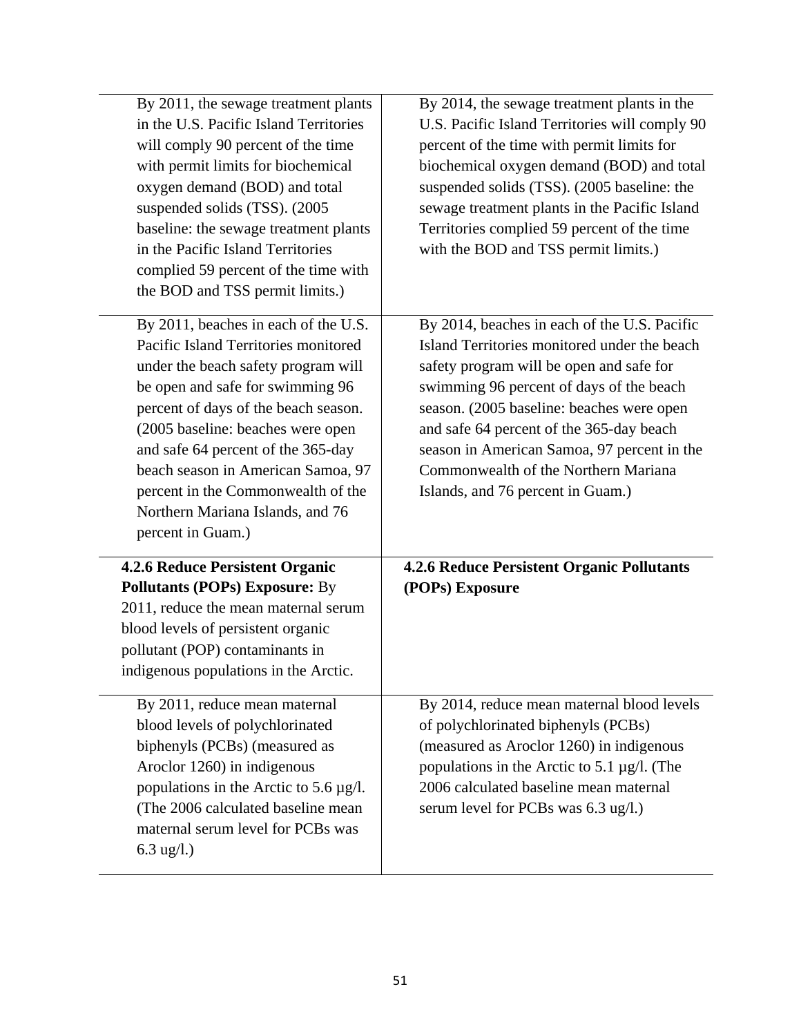| | |
|---|---|
| By 2011, the sewage treatment plants in the U.S. Pacific Island Territories will comply 90 percent of the time with permit limits for biochemical oxygen demand (BOD) and total suspended solids (TSS). (2005 baseline: the sewage treatment plants in the Pacific Island Territories complied 59 percent of the time with the BOD and TSS permit limits.) | By 2014, the sewage treatment plants in the U.S. Pacific Island Territories will comply 90 percent of the time with permit limits for biochemical oxygen demand (BOD) and total suspended solids (TSS). (2005 baseline: the sewage treatment plants in the Pacific Island Territories complied 59 percent of the time with the BOD and TSS permit limits.) |
| By 2011, beaches in each of the U.S. Pacific Island Territories monitored under the beach safety program will be open and safe for swimming 96 percent of days of the beach season. (2005 baseline: beaches were open and safe 64 percent of the 365-day beach season in American Samoa, 97 percent in the Commonwealth of the Northern Mariana Islands, and 76 percent in Guam.) | By 2014, beaches in each of the U.S. Pacific Island Territories monitored under the beach safety program will be open and safe for swimming 96 percent of days of the beach season. (2005 baseline: beaches were open and safe 64 percent of the 365-day beach season in American Samoa, 97 percent in the Commonwealth of the Northern Mariana Islands, and 76 percent in Guam.) |
| **4.2.6 Reduce Persistent Organic Pollutants (POPs) Exposure:** By 2011, reduce the mean maternal serum blood levels of persistent organic pollutant (POP) contaminants in indigenous populations in the Arctic. | **4.2.6 Reduce Persistent Organic Pollutants (POPs) Exposure** |
| By 2011, reduce mean maternal blood levels of polychlorinated biphenyls (PCBs) (measured as Aroclor 1260) in indigenous populations in the Arctic to 5.6 µg/l. (The 2006 calculated baseline mean maternal serum level for PCBs was 6.3 ug/l.) | By 2014, reduce mean maternal blood levels of polychlorinated biphenyls (PCBs) (measured as Aroclor 1260) in indigenous populations in the Arctic to 5.1 µg/l. (The 2006 calculated baseline mean maternal serum level for PCBs was 6.3 ug/l.) |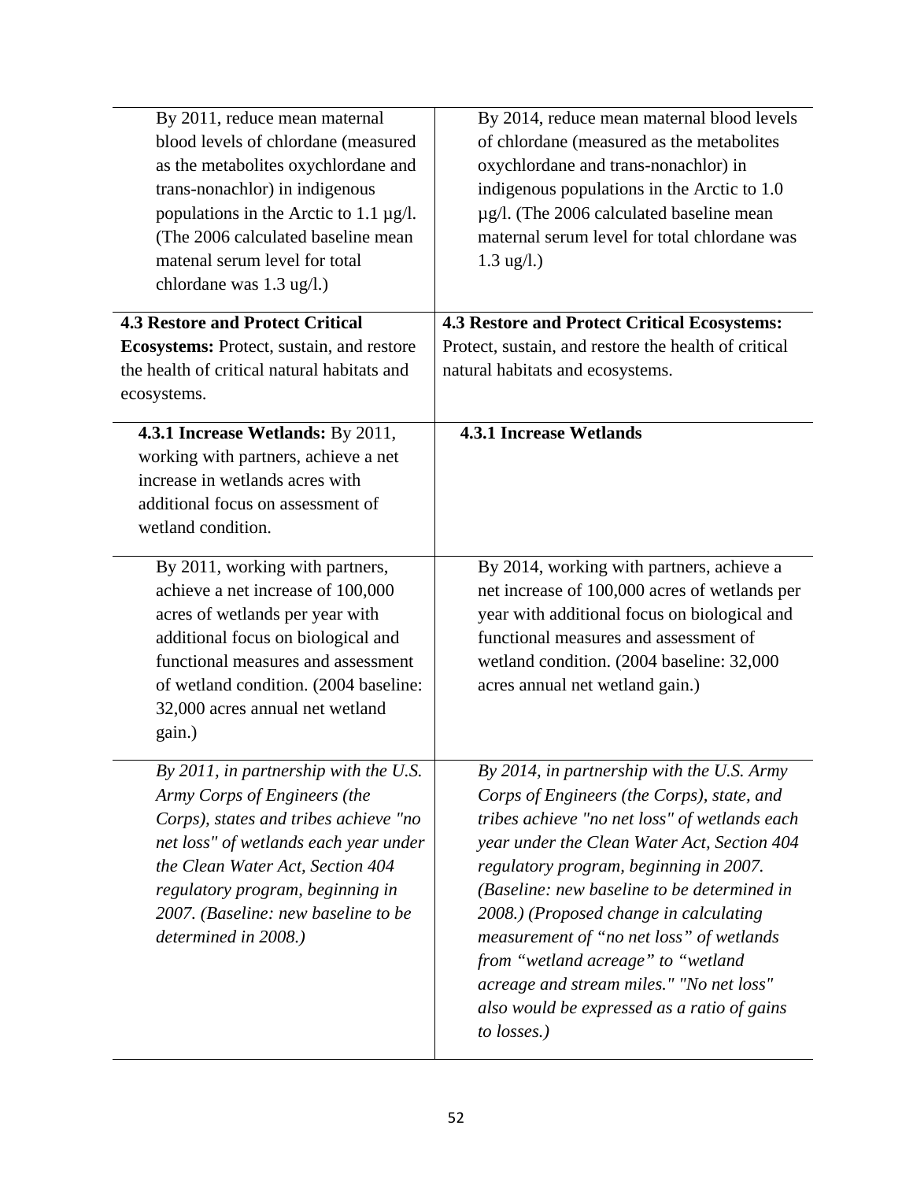| | |
|---|---|
| By 2011, reduce mean maternal blood levels of chlordane (measured as the metabolites oxychlordane and trans-nonachlor) in indigenous populations in the Arctic to 1.1 µg/l. (The 2006 calculated baseline mean matenal serum level for total chlordane was 1.3 ug/l.) | By 2014, reduce mean maternal blood levels of chlordane (measured as the metabolites oxychlordane and trans-nonachlor) in indigenous populations in the Arctic to 1.0 µg/l. (The 2006 calculated baseline mean maternal serum level for total chlordane was 1.3 ug/l.) |
| **4.3 Restore and Protect Critical Ecosystems:** Protect, sustain, and restore the health of critical natural habitats and ecosystems. | **4.3 Restore and Protect Critical Ecosystems:** Protect, sustain, and restore the health of critical natural habitats and ecosystems. |
| **4.3.1 Increase Wetlands:** By 2011, working with partners, achieve a net increase in wetlands acres with additional focus on assessment of wetland condition. | **4.3.1 Increase Wetlands** |
| By 2011, working with partners, achieve a net increase of 100,000 acres of wetlands per year with additional focus on biological and functional measures and assessment of wetland condition. (2004 baseline: 32,000 acres annual net wetland gain.) | By 2014, working with partners, achieve a net increase of 100,000 acres of wetlands per year with additional focus on biological and functional measures and assessment of wetland condition. (2004 baseline: 32,000 acres annual net wetland gain.) |
| *By 2011, in partnership with the U.S. Army Corps of Engineers (the Corps), states and tribes achieve "no net loss" of wetlands each year under the Clean Water Act, Section 404 regulatory program, beginning in 2007. (Baseline: new baseline to be determined in 2008.)* | *By 2014, in partnership with the U.S. Army Corps of Engineers (the Corps), state, and tribes achieve "no net loss" of wetlands each year under the Clean Water Act, Section 404 regulatory program, beginning in 2007. (Baseline: new baseline to be determined in 2008.) (Proposed change in calculating measurement of "no net loss" of wetlands from "wetland acreage" to "wetland acreage and stream miles." "No net loss" also would be expressed as a ratio of gains to losses.)* |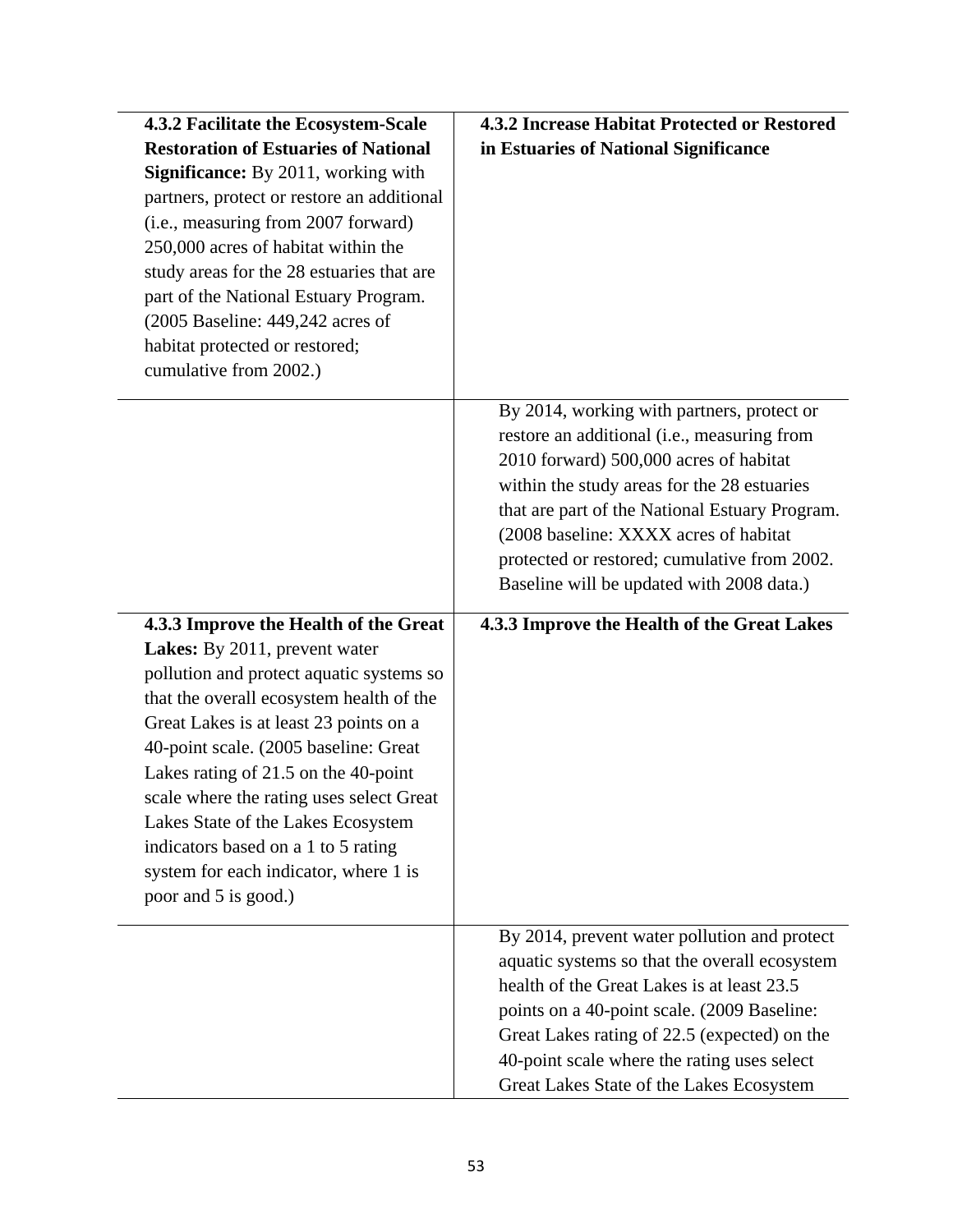| **4.3.2 Facilitate the Ecosystem-Scale Restoration of Estuaries of National Significance:** By 2011, working with partners, protect or restore an additional (i.e., measuring from 2007 forward) 250,000 acres of habitat within the study areas for the 28 estuaries that are part of the National Estuary Program. (2005 Baseline: 449,242 acres of habitat protected or restored; cumulative from 2002.) | **4.3.2 Increase Habitat Protected or Restored in Estuaries of National Significance** |
|---|---|
| | By 2014, working with partners, protect or restore an additional (i.e., measuring from 2010 forward) 500,000 acres of habitat within the study areas for the 28 estuaries that are part of the National Estuary Program. (2008 baseline: XXXX acres of habitat protected or restored; cumulative from 2002. Baseline will be updated with 2008 data.) |
| **4.3.3 Improve the Health of the Great Lakes:** By 2011, prevent water pollution and protect aquatic systems so that the overall ecosystem health of the Great Lakes is at least 23 points on a 40-point scale. (2005 baseline: Great Lakes rating of 21.5 on the 40-point scale where the rating uses select Great Lakes State of the Lakes Ecosystem indicators based on a 1 to 5 rating system for each indicator, where 1 is poor and 5 is good.) | **4.3.3 Improve the Health of the Great Lakes** |
| | By 2014, prevent water pollution and protect aquatic systems so that the overall ecosystem health of the Great Lakes is at least 23.5 points on a 40-point scale. (2009 Baseline: Great Lakes rating of 22.5 (expected) on the 40-point scale where the rating uses select Great Lakes State of the Lakes Ecosystem |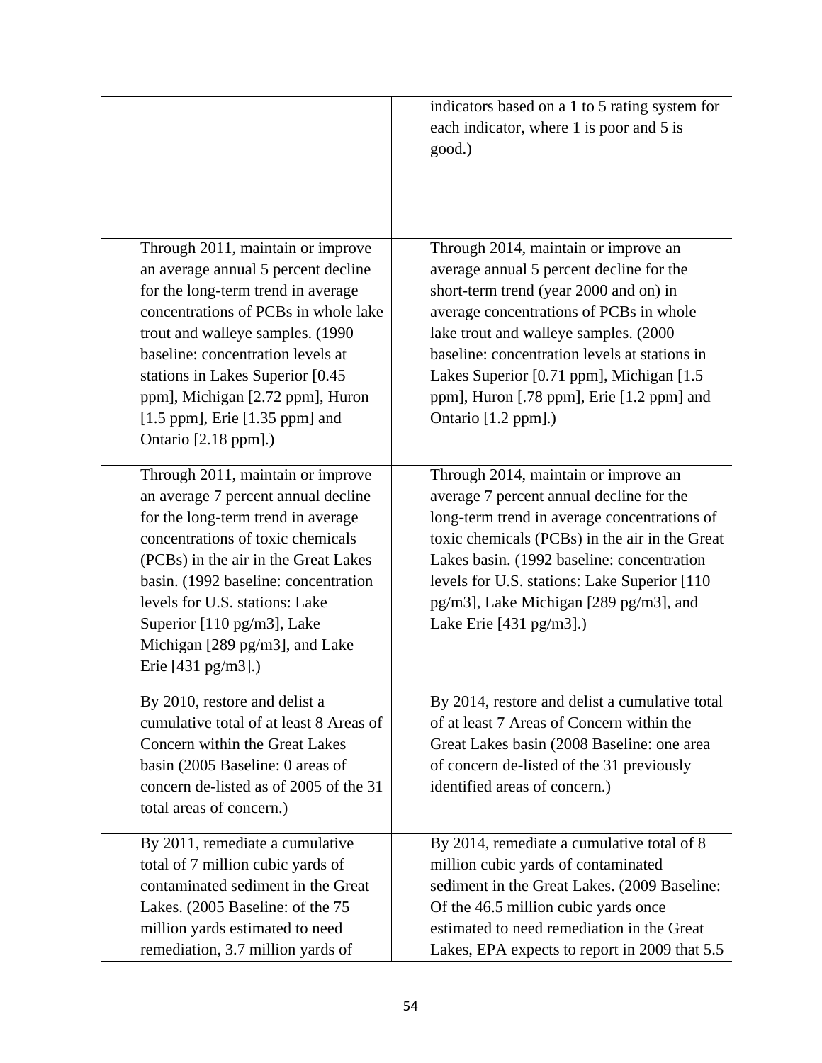| | |
|---|---|
| | indicators based on a 1 to 5 rating system for each indicator, where 1 is poor and 5 is good.) |
| Through 2011, maintain or improve an average annual 5 percent decline for the long-term trend in average concentrations of PCBs in whole lake trout and walleye samples. (1990 baseline: concentration levels at stations in Lakes Superior [0.45 ppm], Michigan [2.72 ppm], Huron [1.5 ppm], Erie [1.35 ppm] and Ontario [2.18 ppm].) | Through 2014, maintain or improve an average annual 5 percent decline for the short-term trend (year 2000 and on) in average concentrations of PCBs in whole lake trout and walleye samples. (2000 baseline: concentration levels at stations in Lakes Superior [0.71 ppm], Michigan [1.5 ppm], Huron [.78 ppm], Erie [1.2 ppm] and Ontario [1.2 ppm].) |
| Through 2011, maintain or improve an average 7 percent annual decline for the long-term trend in average concentrations of toxic chemicals (PCBs) in the air in the Great Lakes basin. (1992 baseline: concentration levels for U.S. stations: Lake Superior [110 pg/m3], Lake Michigan [289 pg/m3], and Lake Erie [431 pg/m3].) | Through 2014, maintain or improve an average 7 percent annual decline for the long-term trend in average concentrations of toxic chemicals (PCBs) in the air in the Great Lakes basin. (1992 baseline: concentration levels for U.S. stations: Lake Superior [110 pg/m3], Lake Michigan [289 pg/m3], and Lake Erie [431 pg/m3].) |
| By 2010, restore and delist a cumulative total of at least 8 Areas of Concern within the Great Lakes basin (2005 Baseline: 0 areas of concern de-listed as of 2005 of the 31 total areas of concern.) | By 2014, restore and delist a cumulative total of at least 7 Areas of Concern within the Great Lakes basin (2008 Baseline: one area of concern de-listed of the 31 previously identified areas of concern.) |
| By 2011, remediate a cumulative total of 7 million cubic yards of contaminated sediment in the Great Lakes. (2005 Baseline: of the 75 million yards estimated to need remediation, 3.7 million yards of | By 2014, remediate a cumulative total of 8 million cubic yards of contaminated sediment in the Great Lakes. (2009 Baseline: Of the 46.5 million cubic yards once estimated to need remediation in the Great Lakes, EPA expects to report in 2009 that 5.5 |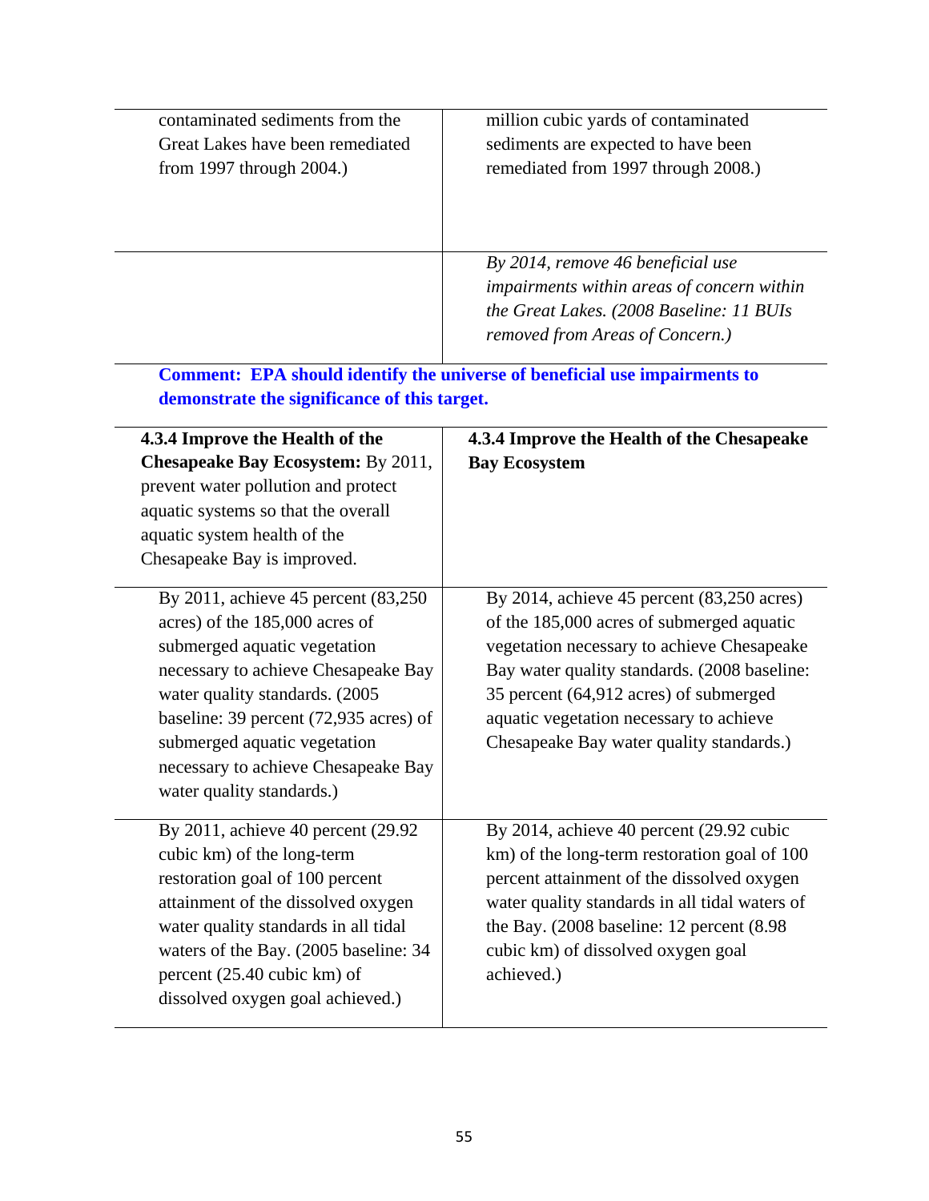| | |
|---|---|
| contaminated sediments from the Great Lakes have been remediated from 1997 through 2004.) | million cubic yards of contaminated sediments are expected to have been remediated from 1997 through 2008.) |
| | *By 2014, remove 46 beneficial use impairments within areas of concern within the Great Lakes. (2008 Baseline: 11 BUIs removed from Areas of Concern.)* |

**Comment: EPA should identify the universe of beneficial use impairments to demonstrate the significance of this target.**

| | |
|---|---|
| **4.3.4 Improve the Health of the Chesapeake Bay Ecosystem:** By 2011, prevent water pollution and protect aquatic systems so that the overall aquatic system health of the Chesapeake Bay is improved. | **4.3.4 Improve the Health of the Chesapeake Bay Ecosystem** |
| By 2011, achieve 45 percent (83,250 acres) of the 185,000 acres of submerged aquatic vegetation necessary to achieve Chesapeake Bay water quality standards. (2005 baseline: 39 percent (72,935 acres) of submerged aquatic vegetation necessary to achieve Chesapeake Bay water quality standards.) | By 2014, achieve 45 percent (83,250 acres) of the 185,000 acres of submerged aquatic vegetation necessary to achieve Chesapeake Bay water quality standards. (2008 baseline: 35 percent (64,912 acres) of submerged aquatic vegetation necessary to achieve Chesapeake Bay water quality standards.) |
| By 2011, achieve 40 percent (29.92 cubic km) of the long-term restoration goal of 100 percent attainment of the dissolved oxygen water quality standards in all tidal waters of the Bay. (2005 baseline: 34 percent (25.40 cubic km) of dissolved oxygen goal achieved.) | By 2014, achieve 40 percent (29.92 cubic km) of the long-term restoration goal of 100 percent attainment of the dissolved oxygen water quality standards in all tidal waters of the Bay. (2008 baseline: 12 percent (8.98 cubic km) of dissolved oxygen goal achieved.) |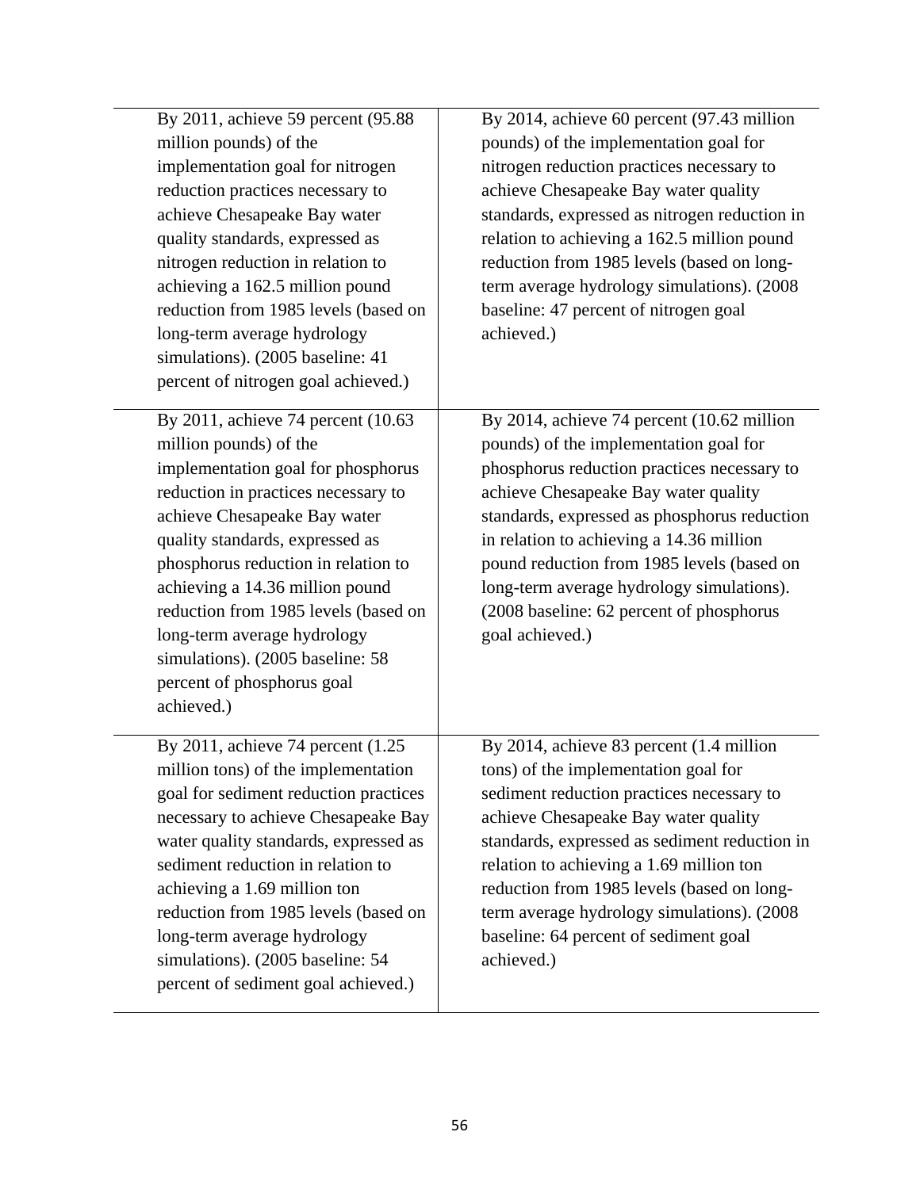| | |
|---|---|
| By 2011, achieve 59 percent (95.88 million pounds) of the implementation goal for nitrogen reduction practices necessary to achieve Chesapeake Bay water quality standards, expressed as nitrogen reduction in relation to achieving a 162.5 million pound reduction from 1985 levels (based on long-term average hydrology simulations). (2005 baseline: 41 percent of nitrogen goal achieved.) | By 2014, achieve 60 percent (97.43 million pounds) of the implementation goal for nitrogen reduction practices necessary to achieve Chesapeake Bay water quality standards, expressed as nitrogen reduction in relation to achieving a 162.5 million pound reduction from 1985 levels (based on long-term average hydrology simulations). (2008 baseline: 47 percent of nitrogen goal achieved.) |
| By 2011, achieve 74 percent (10.63 million pounds) of the implementation goal for phosphorus reduction in practices necessary to achieve Chesapeake Bay water quality standards, expressed as phosphorus reduction in relation to achieving a 14.36 million pound reduction from 1985 levels (based on long-term average hydrology simulations). (2005 baseline: 58 percent of phosphorus goal achieved.) | By 2014, achieve 74 percent (10.62 million pounds) of the implementation goal for phosphorus reduction practices necessary to achieve Chesapeake Bay water quality standards, expressed as phosphorus reduction in relation to achieving a 14.36 million pound reduction from 1985 levels (based on long-term average hydrology simulations). (2008 baseline: 62 percent of phosphorus goal achieved.) |
| By 2011, achieve 74 percent (1.25 million tons) of the implementation goal for sediment reduction practices necessary to achieve Chesapeake Bay water quality standards, expressed as sediment reduction in relation to achieving a 1.69 million ton reduction from 1985 levels (based on long-term average hydrology simulations). (2005 baseline: 54 percent of sediment goal achieved.) | By 2014, achieve 83 percent (1.4 million tons) of the implementation goal for sediment reduction practices necessary to achieve Chesapeake Bay water quality standards, expressed as sediment reduction in relation to achieving a 1.69 million ton reduction from 1985 levels (based on long-term average hydrology simulations). (2008 baseline: 64 percent of sediment goal achieved.) |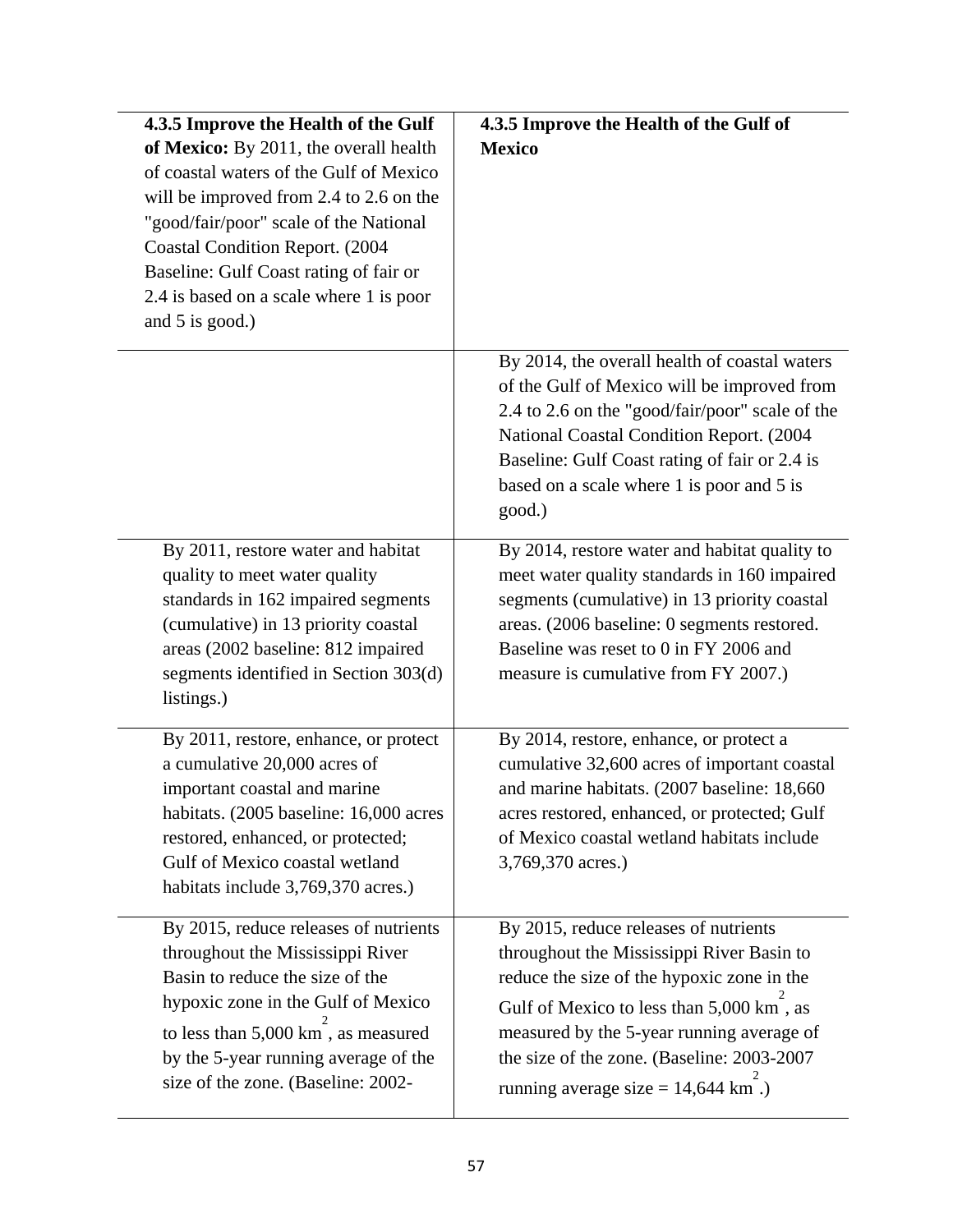| **4.3.5 Improve the Health of the Gulf of Mexico:** By 2011, the overall health of coastal waters of the Gulf of Mexico will be improved from 2.4 to 2.6 on the "good/fair/poor" scale of the National Coastal Condition Report. (2004 Baseline: Gulf Coast rating of fair or 2.4 is based on a scale where 1 is poor and 5 is good.) | **4.3.5 Improve the Health of the Gulf of Mexico** |
|---|---|
| | By 2014, the overall health of coastal waters of the Gulf of Mexico will be improved from 2.4 to 2.6 on the "good/fair/poor" scale of the National Coastal Condition Report. (2004 Baseline: Gulf Coast rating of fair or 2.4 is based on a scale where 1 is poor and 5 is good.) |
| By 2011, restore water and habitat quality to meet water quality standards in 162 impaired segments (cumulative) in 13 priority coastal areas (2002 baseline: 812 impaired segments identified in Section 303(d) listings.) | By 2014, restore water and habitat quality to meet water quality standards in 160 impaired segments (cumulative) in 13 priority coastal areas. (2006 baseline: 0 segments restored. Baseline was reset to 0 in FY 2006 and measure is cumulative from FY 2007.) |
| By 2011, restore, enhance, or protect a cumulative 20,000 acres of important coastal and marine habitats. (2005 baseline: 16,000 acres restored, enhanced, or protected; Gulf of Mexico coastal wetland habitats include 3,769,370 acres.) | By 2014, restore, enhance, or protect a cumulative 32,600 acres of important coastal and marine habitats. (2007 baseline: 18,660 acres restored, enhanced, or protected; Gulf of Mexico coastal wetland habitats include 3,769,370 acres.) |
| By 2015, reduce releases of nutrients throughout the Mississippi River Basin to reduce the size of the hypoxic zone in the Gulf of Mexico to less than 5,000 $km^2$, as measured by the 5-year running average of the size of the zone. (Baseline: 2002- | By 2015, reduce releases of nutrients throughout the Mississippi River Basin to reduce the size of the hypoxic zone in the Gulf of Mexico to less than 5,000 $km^2$, as measured by the 5-year running average of the size of the zone. (Baseline: 2003-2007 running average size = 14,644 $km^2$.) |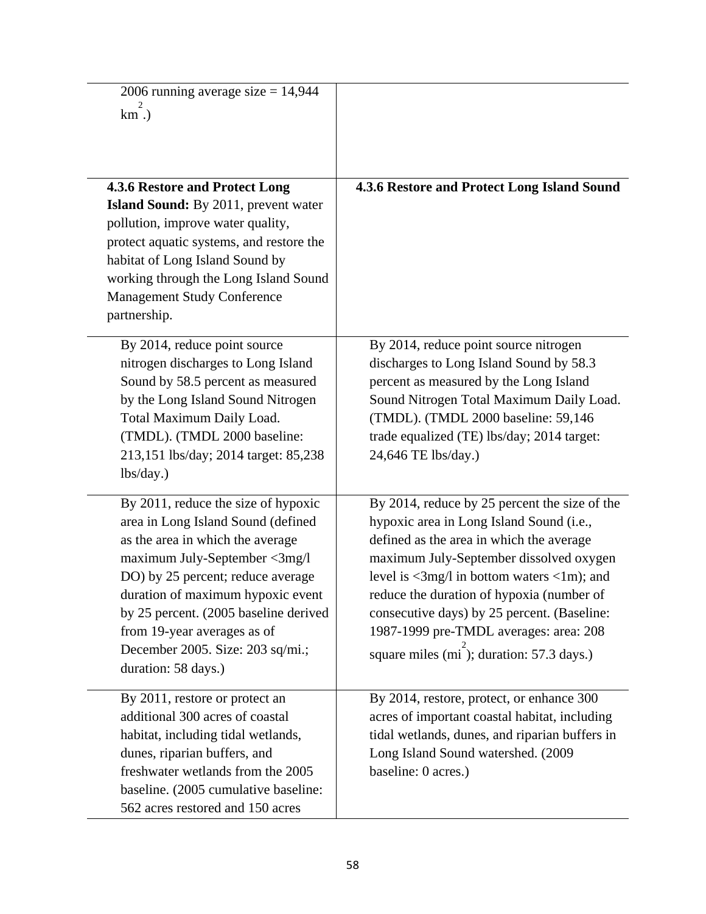| | |
|---|---|
| 2006 running average size = 14,944 $km^2$.) | |
| **4.3.6 Restore and Protect Long Island Sound:** By 2011, prevent water pollution, improve water quality, protect aquatic systems, and restore the habitat of Long Island Sound by working through the Long Island Sound Management Study Conference partnership. | **4.3.6 Restore and Protect Long Island Sound** |
| By 2014, reduce point source nitrogen discharges to Long Island Sound by 58.5 percent as measured by the Long Island Sound Nitrogen Total Maximum Daily Load. (TMDL). (TMDL 2000 baseline: 213,151 lbs/day; 2014 target: 85,238 lbs/day.) | By 2014, reduce point source nitrogen discharges to Long Island Sound by 58.3 percent as measured by the Long Island Sound Nitrogen Total Maximum Daily Load. (TMDL). (TMDL 2000 baseline: 59,146 trade equalized (TE) lbs/day; 2014 target: 24,646 TE lbs/day.) |
| By 2011, reduce the size of hypoxic area in Long Island Sound (defined as the area in which the average maximum July-September <3mg/l DO) by 25 percent; reduce average duration of maximum hypoxic event by 25 percent. (2005 baseline derived from 19-year averages as of December 2005. Size: 203 sq/mi.; duration: 58 days.) | By 2014, reduce by 25 percent the size of the hypoxic area in Long Island Sound (i.e., defined as the area in which the average maximum July-September dissolved oxygen level is <3mg/l in bottom waters <1m); and reduce the duration of hypoxia (number of consecutive days) by 25 percent. (Baseline: 1987-1999 pre-TMDL averages: area: 208 square miles ($mi^2$); duration: 57.3 days.) |
| By 2011, restore or protect an additional 300 acres of coastal habitat, including tidal wetlands, dunes, riparian buffers, and freshwater wetlands from the 2005 baseline. (2005 cumulative baseline: 562 acres restored and 150 acres | By 2014, restore, protect, or enhance 300 acres of important coastal habitat, including tidal wetlands, dunes, and riparian buffers in Long Island Sound watershed. (2009 baseline: 0 acres.) |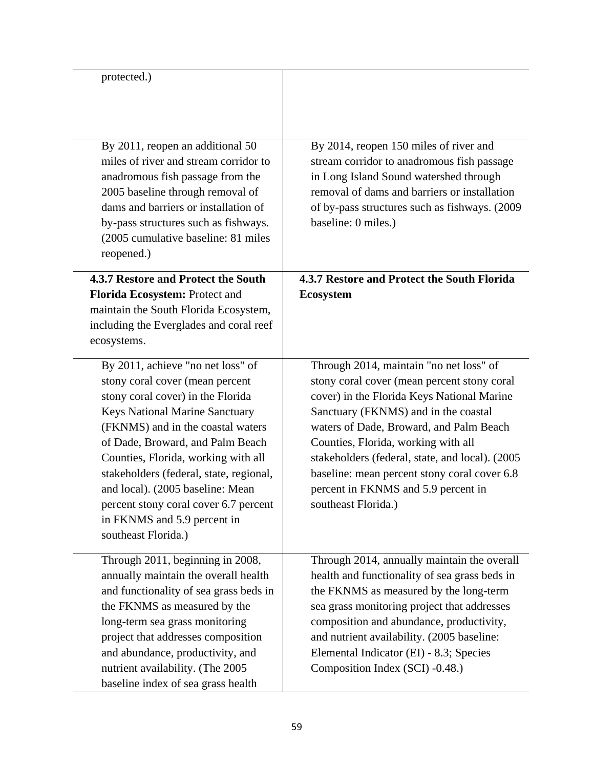| | |
|---|---|
| protected.) | |
| By 2011, reopen an additional 50 miles of river and stream corridor to anadromous fish passage from the 2005 baseline through removal of dams and barriers or installation of by-pass structures such as fishways. (2005 cumulative baseline: 81 miles reopened.) | By 2014, reopen 150 miles of river and stream corridor to anadromous fish passage in Long Island Sound watershed through removal of dams and barriers or installation of by-pass structures such as fishways. (2009 baseline: 0 miles.) |
| **4.3.7 Restore and Protect the South Florida Ecosystem:** Protect and maintain the South Florida Ecosystem, including the Everglades and coral reef ecosystems. | **4.3.7 Restore and Protect the South Florida Ecosystem** |
| By 2011, achieve "no net loss" of stony coral cover (mean percent stony coral cover) in the Florida Keys National Marine Sanctuary (FKNMS) and in the coastal waters of Dade, Broward, and Palm Beach Counties, Florida, working with all stakeholders (federal, state, regional, and local). (2005 baseline: Mean percent stony coral cover 6.7 percent in FKNMS and 5.9 percent in southeast Florida.) | Through 2014, maintain "no net loss" of stony coral cover (mean percent stony coral cover) in the Florida Keys National Marine Sanctuary (FKNMS) and in the coastal waters of Dade, Broward, and Palm Beach Counties, Florida, working with all stakeholders (federal, state, and local). (2005 baseline: mean percent stony coral cover 6.8 percent in FKNMS and 5.9 percent in southeast Florida.) |
| Through 2011, beginning in 2008, annually maintain the overall health and functionality of sea grass beds in the FKNMS as measured by the long-term sea grass monitoring project that addresses composition and abundance, productivity, and nutrient availability. (The 2005 baseline index of sea grass health | Through 2014, annually maintain the overall health and functionality of sea grass beds in the FKNMS as measured by the long-term sea grass monitoring project that addresses composition and abundance, productivity, and nutrient availability. (2005 baseline: Elemental Indicator (EI) - 8.3; Species Composition Index (SCI) -0.48.) |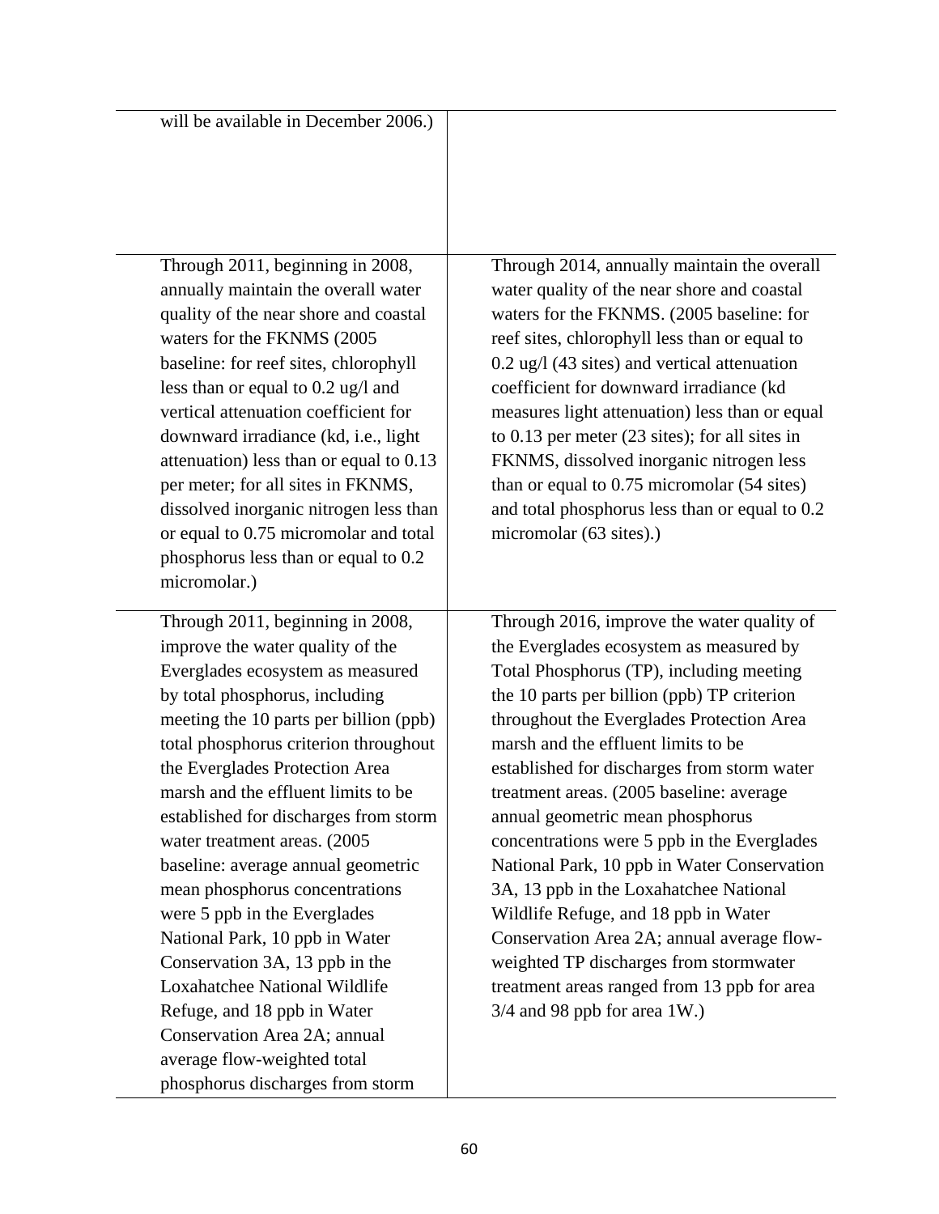| | |
|---|---|
| will be available in December 2006.) | |
| Through 2011, beginning in 2008, annually maintain the overall water quality of the near shore and coastal waters for the FKNMS (2005 baseline: for reef sites, chlorophyll less than or equal to 0.2 ug/l and vertical attenuation coefficient for downward irradiance (kd, i.e., light attenuation) less than or equal to 0.13 per meter; for all sites in FKNMS, dissolved inorganic nitrogen less than or equal to 0.75 micromolar and total phosphorus less than or equal to 0.2 micromolar.) | Through 2014, annually maintain the overall water quality of the near shore and coastal waters for the FKNMS. (2005 baseline: for reef sites, chlorophyll less than or equal to 0.2 ug/l (43 sites) and vertical attenuation coefficient for downward irradiance (kd measures light attenuation) less than or equal to 0.13 per meter (23 sites); for all sites in FKNMS, dissolved inorganic nitrogen less than or equal to 0.75 micromolar (54 sites) and total phosphorus less than or equal to 0.2 micromolar (63 sites).) |
| Through 2011, beginning in 2008, improve the water quality of the Everglades ecosystem as measured by total phosphorus, including meeting the 10 parts per billion (ppb) total phosphorus criterion throughout the Everglades Protection Area marsh and the effluent limits to be established for discharges from storm water treatment areas. (2005 baseline: average annual geometric mean phosphorus concentrations were 5 ppb in the Everglades National Park, 10 ppb in Water Conservation 3A, 13 ppb in the Loxahatchee National Wildlife Refuge, and 18 ppb in Water Conservation Area 2A; annual average flow-weighted total phosphorus discharges from storm | Through 2016, improve the water quality of the Everglades ecosystem as measured by Total Phosphorus (TP), including meeting the 10 parts per billion (ppb) TP criterion throughout the Everglades Protection Area marsh and the effluent limits to be established for discharges from storm water treatment areas. (2005 baseline: average annual geometric mean phosphorus concentrations were 5 ppb in the Everglades National Park, 10 ppb in Water Conservation 3A, 13 ppb in the Loxahatchee National Wildlife Refuge, and 18 ppb in Water Conservation Area 2A; annual average flow-weighted TP discharges from stormwater treatment areas ranged from 13 ppb for area 3/4 and 98 ppb for area 1W.) |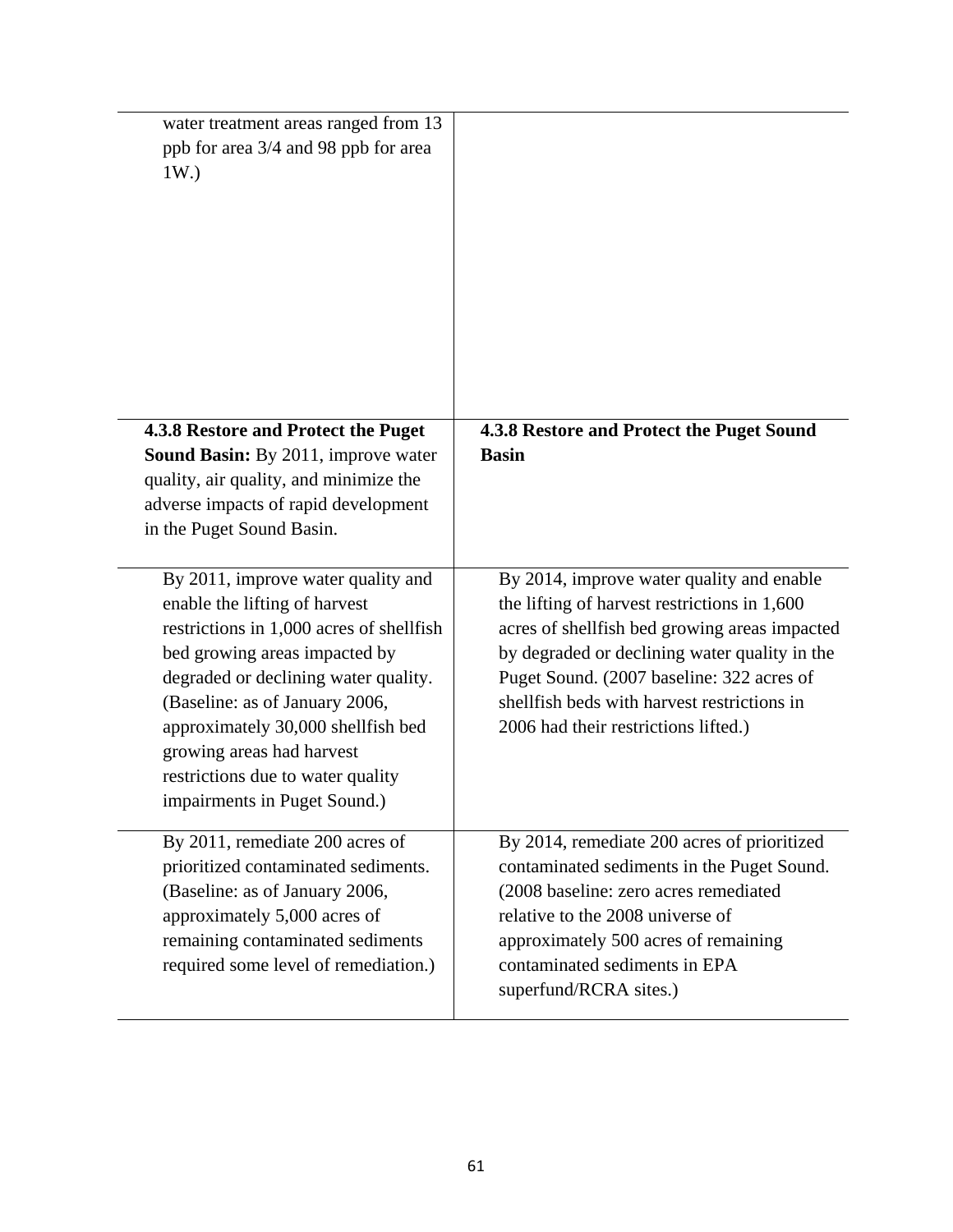| | |
|---|---|
| water treatment areas ranged from 13 ppb for area 3/4 and 98 ppb for area 1W.) | |
| **4.3.8 Restore and Protect the Puget Sound Basin:** By 2011, improve water quality, air quality, and minimize the adverse impacts of rapid development in the Puget Sound Basin. | **4.3.8 Restore and Protect the Puget Sound Basin** |
| By 2011, improve water quality and enable the lifting of harvest restrictions in 1,000 acres of shellfish bed growing areas impacted by degraded or declining water quality. (Baseline: as of January 2006, approximately 30,000 shellfish bed growing areas had harvest restrictions due to water quality impairments in Puget Sound.) | By 2014, improve water quality and enable the lifting of harvest restrictions in 1,600 acres of shellfish bed growing areas impacted by degraded or declining water quality in the Puget Sound. (2007 baseline: 322 acres of shellfish beds with harvest restrictions in 2006 had their restrictions lifted.) |
| By 2011, remediate 200 acres of prioritized contaminated sediments. (Baseline: as of January 2006, approximately 5,000 acres of remaining contaminated sediments required some level of remediation.) | By 2014, remediate 200 acres of prioritized contaminated sediments in the Puget Sound. (2008 baseline: zero acres remediated relative to the 2008 universe of approximately 500 acres of remaining contaminated sediments in EPA superfund/RCRA sites.) |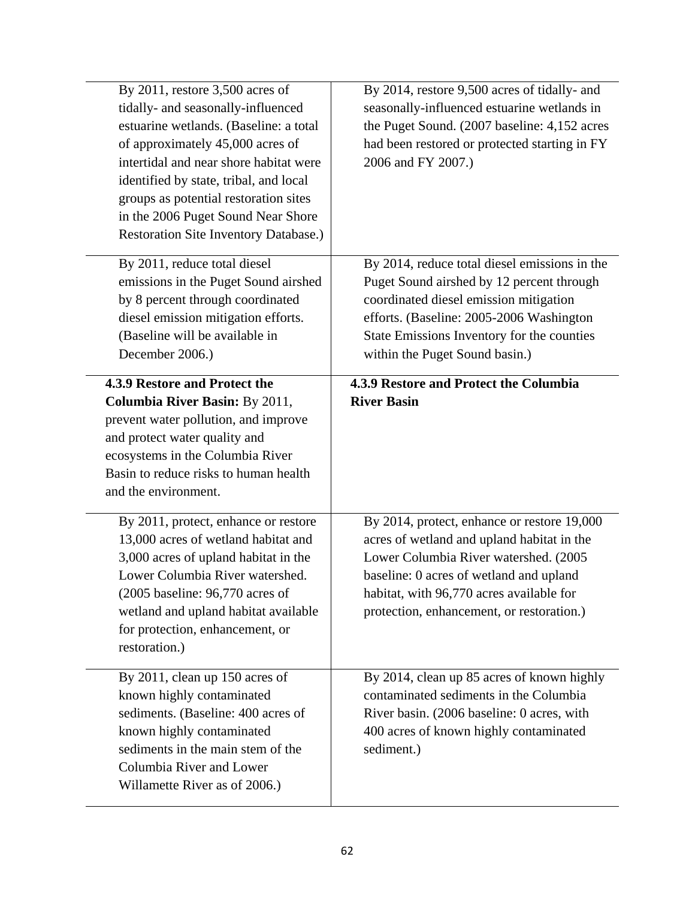| | |
|---|---|
| By 2011, restore 3,500 acres of tidally- and seasonally-influenced estuarine wetlands. (Baseline: a total of approximately 45,000 acres of intertidal and near shore habitat were identified by state, tribal, and local groups as potential restoration sites in the 2006 Puget Sound Near Shore Restoration Site Inventory Database.) | By 2014, restore 9,500 acres of tidally- and seasonally-influenced estuarine wetlands in the Puget Sound. (2007 baseline: 4,152 acres had been restored or protected starting in FY 2006 and FY 2007.) |
| By 2011, reduce total diesel emissions in the Puget Sound airshed by 8 percent through coordinated diesel emission mitigation efforts. (Baseline will be available in December 2006.) | By 2014, reduce total diesel emissions in the Puget Sound airshed by 12 percent through coordinated diesel emission mitigation efforts. (Baseline: 2005-2006 Washington State Emissions Inventory for the counties within the Puget Sound basin.) |
| **4.3.9 Restore and Protect the Columbia River Basin:** By 2011, prevent water pollution, and improve and protect water quality and ecosystems in the Columbia River Basin to reduce risks to human health and the environment. | **4.3.9 Restore and Protect the Columbia River Basin** |
| By 2011, protect, enhance or restore 13,000 acres of wetland habitat and 3,000 acres of upland habitat in the Lower Columbia River watershed. (2005 baseline: 96,770 acres of wetland and upland habitat available for protection, enhancement, or restoration.) | By 2014, protect, enhance or restore 19,000 acres of wetland and upland habitat in the Lower Columbia River watershed. (2005 baseline: 0 acres of wetland and upland habitat, with 96,770 acres available for protection, enhancement, or restoration.) |
| By 2011, clean up 150 acres of known highly contaminated sediments. (Baseline: 400 acres of known highly contaminated sediments in the main stem of the Columbia River and Lower Willamette River as of 2006.) | By 2014, clean up 85 acres of known highly contaminated sediments in the Columbia River basin. (2006 baseline: 0 acres, with 400 acres of known highly contaminated sediment.) |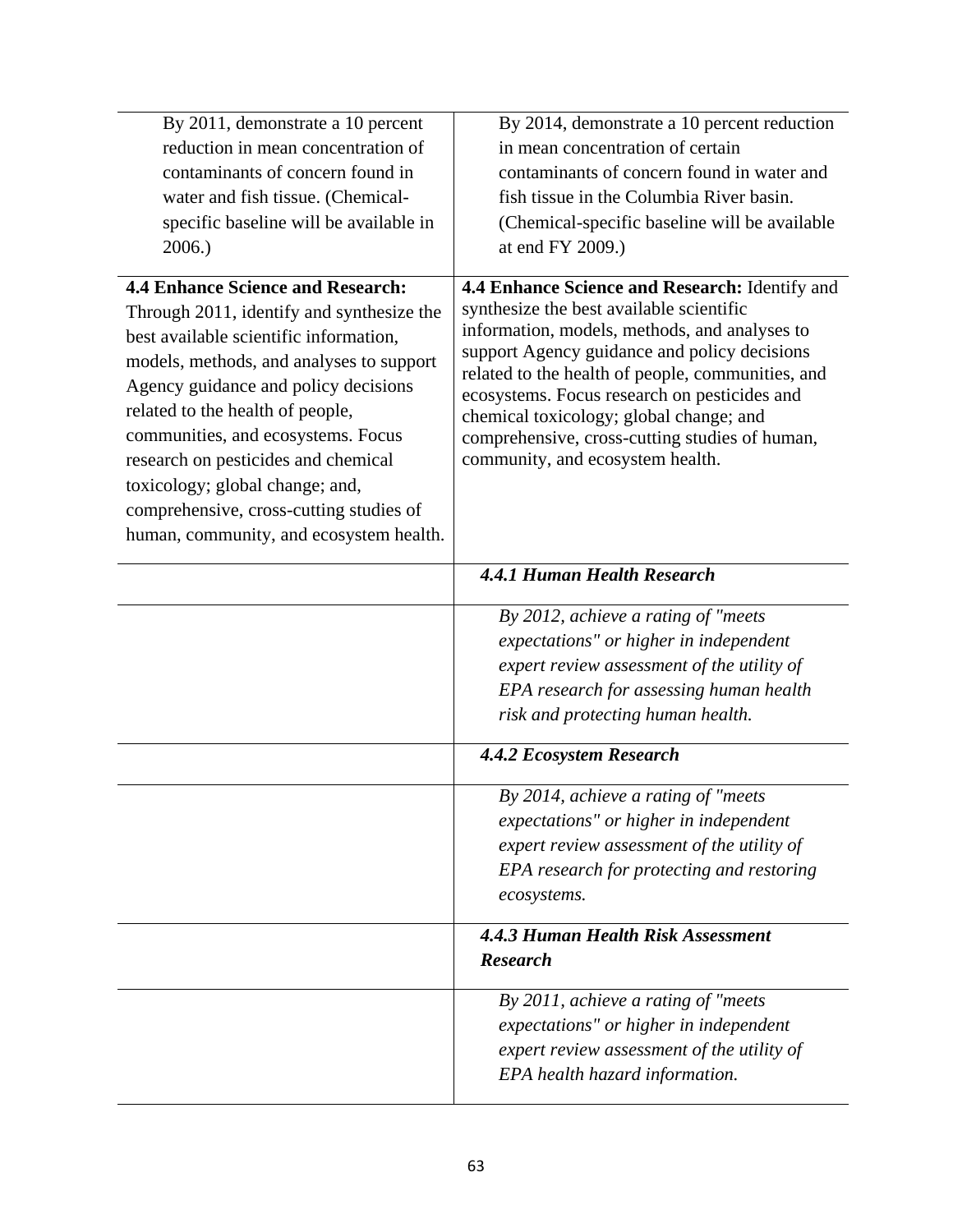| | |
|---|---|
| By 2011, demonstrate a 10 percent reduction in mean concentration of contaminants of concern found in water and fish tissue. (Chemical-specific baseline will be available in 2006.) | By 2014, demonstrate a 10 percent reduction in mean concentration of certain contaminants of concern found in water and fish tissue in the Columbia River basin. (Chemical-specific baseline will be available at end FY 2009.) |
| **4.4 Enhance Science and Research:** Through 2011, identify and synthesize the best available scientific information, models, methods, and analyses to support Agency guidance and policy decisions related to the health of people, communities, and ecosystems. Focus research on pesticides and chemical toxicology; global change; and, comprehensive, cross-cutting studies of human, community, and ecosystem health. | **4.4 Enhance Science and Research:** Identify and synthesize the best available scientific information, models, methods, and analyses to support Agency guidance and policy decisions related to the health of people, communities, and ecosystems. Focus research on pesticides and chemical toxicology; global change; and comprehensive, cross-cutting studies of human, community, and ecosystem health. |
| | ***4.4.1 Human Health Research*** |
| | *By 2012, achieve a rating of "meets expectations" or higher in independent expert review assessment of the utility of EPA research for assessing human health risk and protecting human health.* |
| | ***4.4.2 Ecosystem Research*** |
| | *By 2014, achieve a rating of "meets expectations" or higher in independent expert review assessment of the utility of EPA research for protecting and restoring ecosystems.* |
| | ***4.4.3 Human Health Risk Assessment Research*** |
| | *By 2011, achieve a rating of "meets expectations" or higher in independent expert review assessment of the utility of EPA health hazard information.* |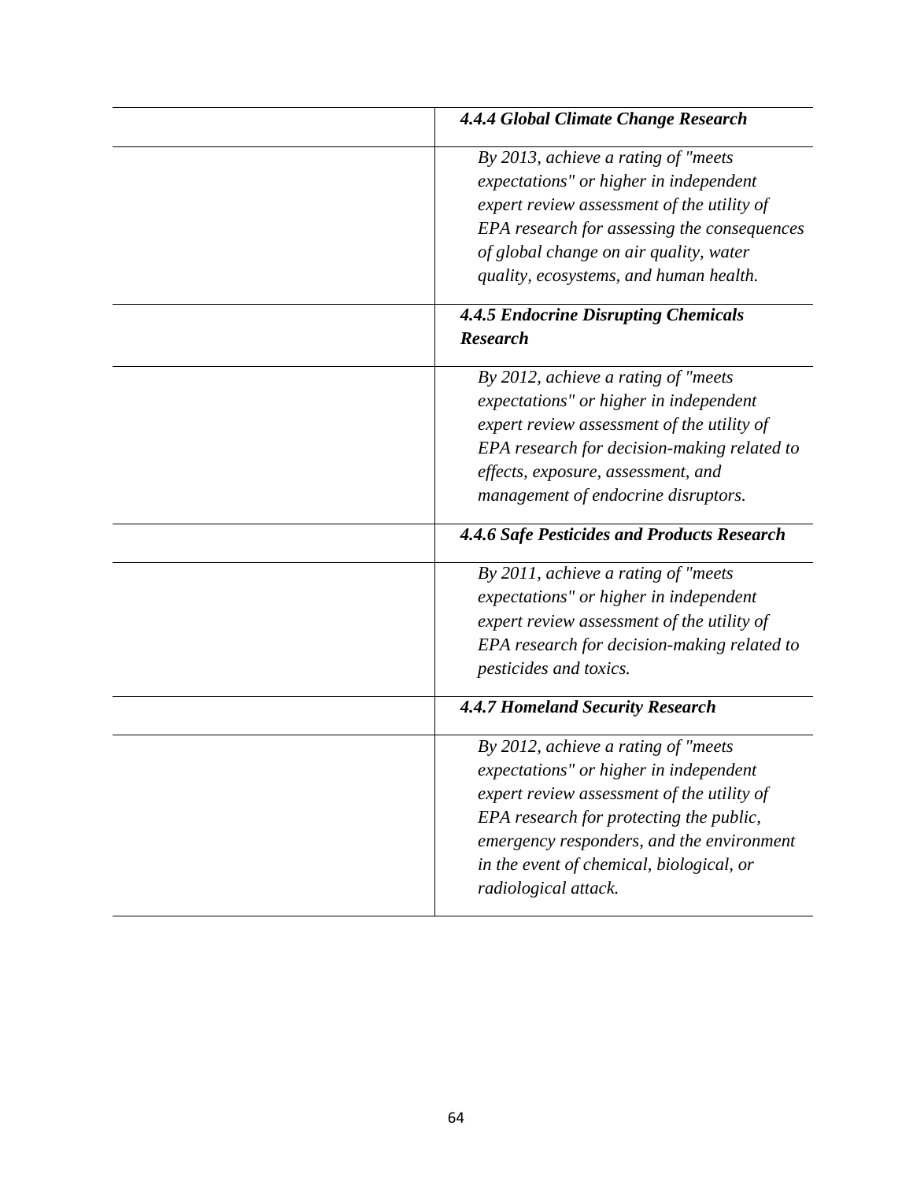| | |
|---|---|
| | ***4.4.4 Global Climate Change Research*** |
| | *By 2013, achieve a rating of "meets expectations" or higher in independent expert review assessment of the utility of EPA research for assessing the consequences of global change on air quality, water quality, ecosystems, and human health.* |
| | ***4.4.5 Endocrine Disrupting Chemicals Research*** |
| | *By 2012, achieve a rating of "meets expectations" or higher in independent expert review assessment of the utility of EPA research for decision-making related to effects, exposure, assessment, and management of endocrine disruptors.* |
| | ***4.4.6 Safe Pesticides and Products Research*** |
| | *By 2011, achieve a rating of "meets expectations" or higher in independent expert review assessment of the utility of EPA research for decision-making related to pesticides and toxics.* |
| | ***4.4.7 Homeland Security Research*** |
| | *By 2012, achieve a rating of "meets expectations" or higher in independent expert review assessment of the utility of EPA research for protecting the public, emergency responders, and the environment in the event of chemical, biological, or radiological attack.* |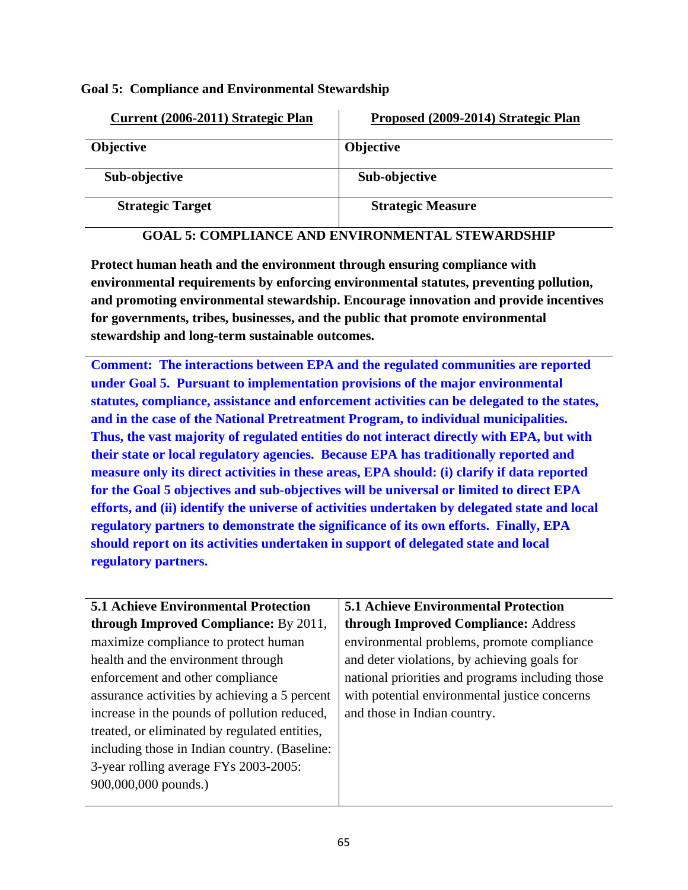**Goal 5: Compliance and Environmental Stewardship**

| Current (2006-2011) Strategic Plan | Proposed (2009-2014) Strategic Plan |
|---|---|
| **Objective** | **Objective** |
| **Sub-objective** | **Sub-objective** |
| **Strategic Target** | **Strategic Measure** |

**GOAL 5: COMPLIANCE AND ENVIRONMENTAL STEWARDSHIP**

**Protect human heath and the environment through ensuring compliance with environmental requirements by enforcing environmental statutes, preventing pollution, and promoting environmental stewardship. Encourage innovation and provide incentives for governments, tribes, businesses, and the public that promote environmental stewardship and long-term sustainable outcomes.**

**Comment: The interactions between EPA and the regulated communities are reported under Goal 5. Pursuant to implementation provisions of the major environmental statutes, compliance, assistance and enforcement activities can be delegated to the states, and in the case of the National Pretreatment Program, to individual municipalities. Thus, the vast majority of regulated entities do not interact directly with EPA, but with their state or local regulatory agencies. Because EPA has traditionally reported and measure only its direct activities in these areas, EPA should: (i) clarify if data reported for the Goal 5 objectives and sub-objectives will be universal or limited to direct EPA efforts, and (ii) identify the universe of activities undertaken by delegated state and local regulatory partners to demonstrate the significance of its own efforts. Finally, EPA should report on its activities undertaken in support of delegated state and local regulatory partners.**

| | |
|---|---|
| **5.1 Achieve Environmental Protection through Improved Compliance:** By 2011, maximize compliance to protect human health and the environment through enforcement and other compliance assurance activities by achieving a 5 percent increase in the pounds of pollution reduced, treated, or eliminated by regulated entities, including those in Indian country. (Baseline: 3-year rolling average FYs 2003-2005: 900,000,000 pounds.) | **5.1 Achieve Environmental Protection through Improved Compliance:** Address environmental problems, promote compliance and deter violations, by achieving goals for national priorities and programs including those with potential environmental justice concerns and those in Indian country. |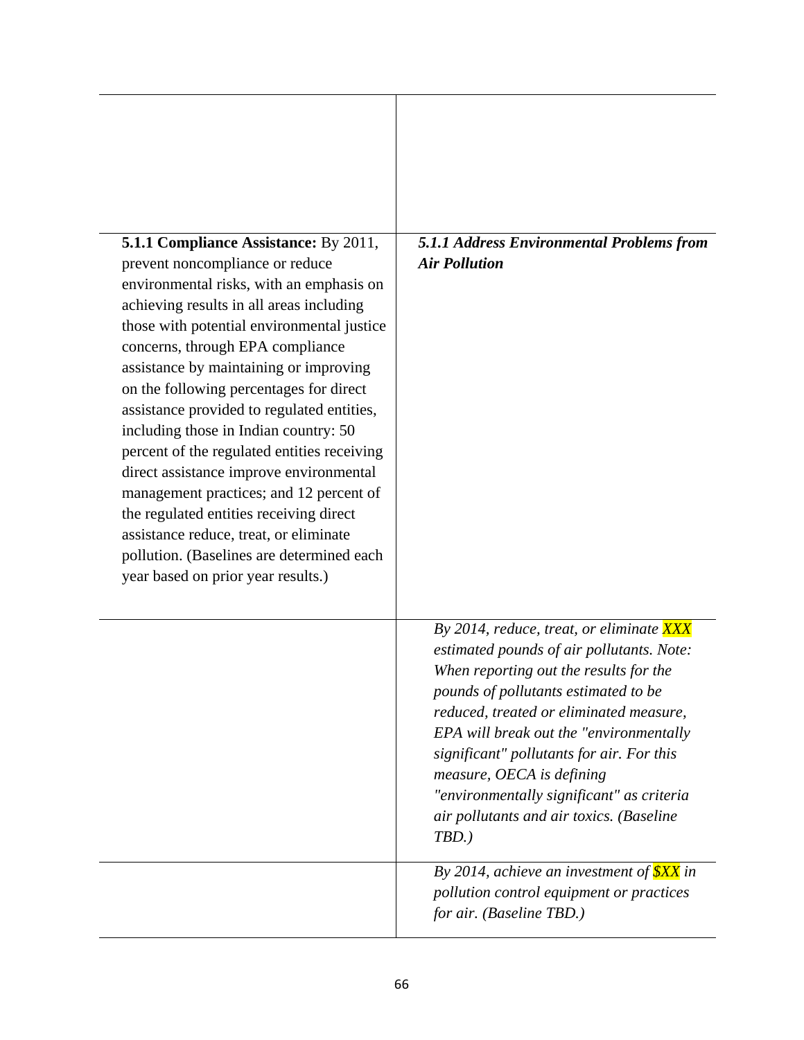| | |
|---|---|
| | |
| **5.1.1 Compliance Assistance:** By 2011, prevent noncompliance or reduce environmental risks, with an emphasis on achieving results in all areas including those with potential environmental justice concerns, through EPA compliance assistance by maintaining or improving on the following percentages for direct assistance provided to regulated entities, including those in Indian country: 50 percent of the regulated entities receiving direct assistance improve environmental management practices; and 12 percent of the regulated entities receiving direct assistance reduce, treat, or eliminate pollution. (Baselines are determined each year based on prior year results.) | ***5.1.1 Address Environmental Problems from Air Pollution*** |
| | *By 2014, reduce, treat, or eliminate XXX estimated pounds of air pollutants. Note: When reporting out the results for the pounds of pollutants estimated to be reduced, treated or eliminated measure, EPA will break out the "environmentally significant" pollutants for air. For this measure, OECA is defining "environmentally significant" as criteria air pollutants and air toxics. (Baseline TBD.)* |
| | *By 2014, achieve an investment of $XX in pollution control equipment or practices for air. (Baseline TBD.)* |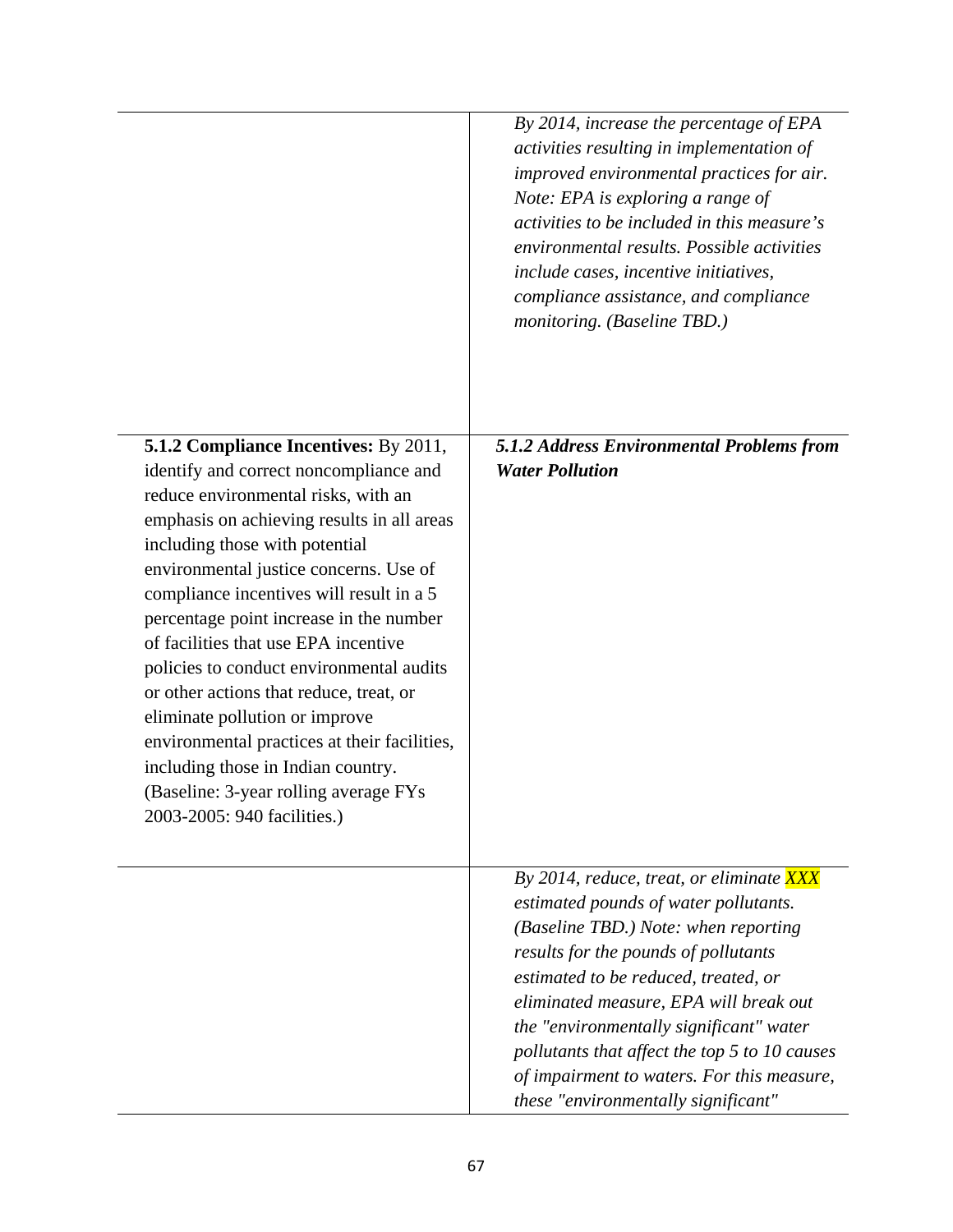| | |
|---|---|
| | *By 2014, increase the percentage of EPA activities resulting in implementation of improved environmental practices for air. Note: EPA is exploring a range of activities to be included in this measure's environmental results. Possible activities include cases, incentive initiatives, compliance assistance, and compliance monitoring. (Baseline TBD.)* |
| **5.1.2 Compliance Incentives:** By 2011, identify and correct noncompliance and reduce environmental risks, with an emphasis on achieving results in all areas including those with potential environmental justice concerns. Use of compliance incentives will result in a 5 percentage point increase in the number of facilities that use EPA incentive policies to conduct environmental audits or other actions that reduce, treat, or eliminate pollution or improve environmental practices at their facilities, including those in Indian country. (Baseline: 3-year rolling average FYs 2003-2005: 940 facilities.) | ***5.1.2 Address Environmental Problems from Water Pollution*** |
| | *By 2014, reduce, treat, or eliminate XXX estimated pounds of water pollutants. (Baseline TBD.) Note: when reporting results for the pounds of pollutants estimated to be reduced, treated, or eliminated measure, EPA will break out the "environmentally significant" water pollutants that affect the top 5 to 10 causes of impairment to waters. For this measure, these "environmentally significant"* |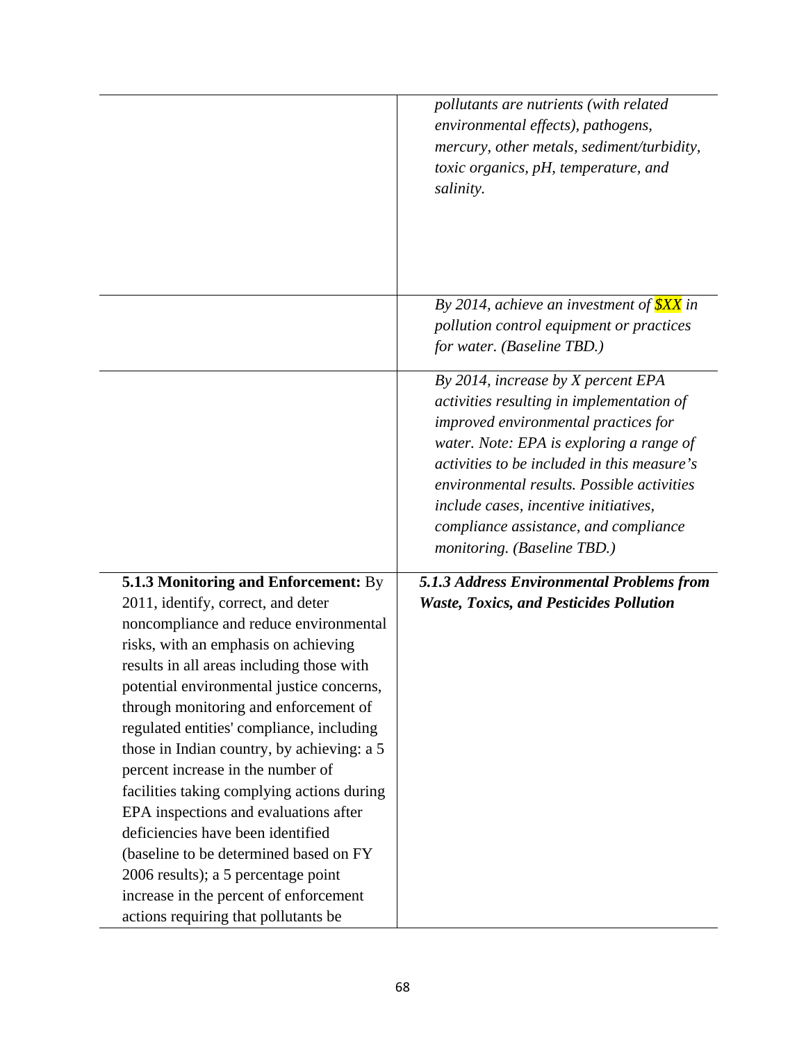| | |
|---|---|
| | *pollutants are nutrients (with related environmental effects), pathogens, mercury, other metals, sediment/turbidity, toxic organics, pH, temperature, and salinity.* |
| | *By 2014, achieve an investment of $XX in pollution control equipment or practices for water. (Baseline TBD.)* |
| | *By 2014, increase by X percent EPA activities resulting in implementation of improved environmental practices for water. Note: EPA is exploring a range of activities to be included in this measure's environmental results. Possible activities include cases, incentive initiatives, compliance assistance, and compliance monitoring. (Baseline TBD.)* |
| **5.1.3 Monitoring and Enforcement:** By 2011, identify, correct, and deter noncompliance and reduce environmental risks, with an emphasis on achieving results in all areas including those with potential environmental justice concerns, through monitoring and enforcement of regulated entities' compliance, including those in Indian country, by achieving: a 5 percent increase in the number of facilities taking complying actions during EPA inspections and evaluations after deficiencies have been identified (baseline to be determined based on FY 2006 results); a 5 percentage point increase in the percent of enforcement actions requiring that pollutants be | ***5.1.3 Address Environmental Problems from Waste, Toxics, and Pesticides Pollution*** |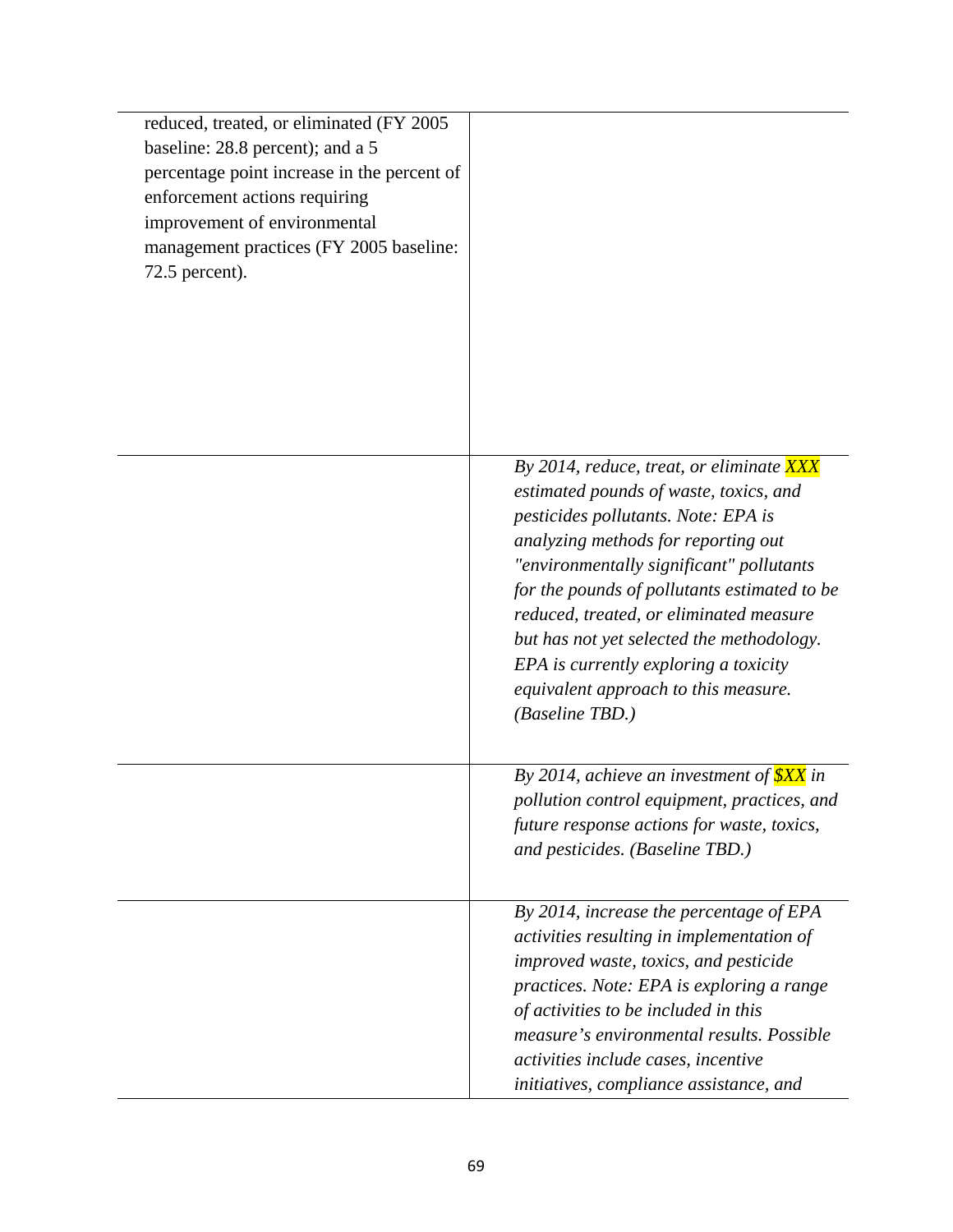| | |
|---|---|
| reduced, treated, or eliminated (FY 2005 baseline: 28.8 percent); and a 5 percentage point increase in the percent of enforcement actions requiring improvement of environmental management practices (FY 2005 baseline: 72.5 percent). | |
| | *By 2014, reduce, treat, or eliminate XXX estimated pounds of waste, toxics, and pesticides pollutants. Note: EPA is analyzing methods for reporting out "environmentally significant" pollutants for the pounds of pollutants estimated to be reduced, treated, or eliminated measure but has not yet selected the methodology. EPA is currently exploring a toxicity equivalent approach to this measure. (Baseline TBD.)* |
| | *By 2014, achieve an investment of $XX in pollution control equipment, practices, and future response actions for waste, toxics, and pesticides. (Baseline TBD.)* |
| | *By 2014, increase the percentage of EPA activities resulting in implementation of improved waste, toxics, and pesticide practices. Note: EPA is exploring a range of activities to be included in this measure's environmental results. Possible activities include cases, incentive initiatives, compliance assistance, and* |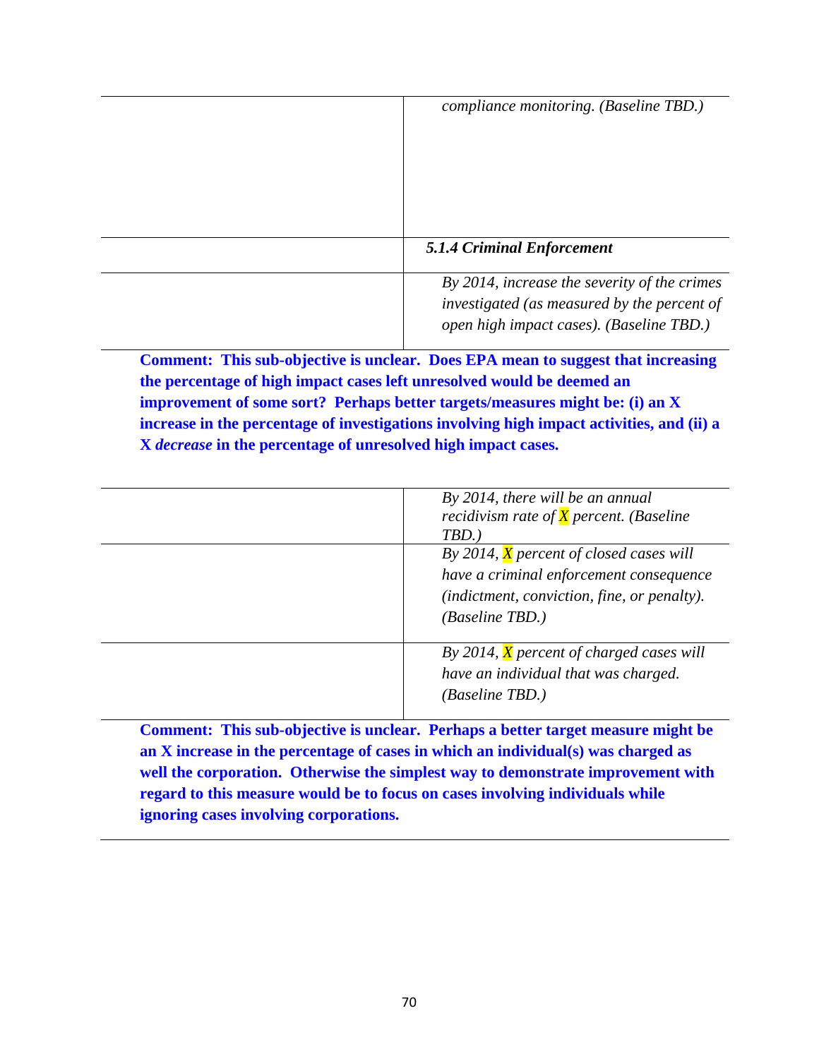| | |
|---|---|
| | *compliance monitoring. (Baseline TBD.)* |
| | ***5.1.4 Criminal Enforcement*** |
| | *By 2014, increase the severity of the crimes investigated (as measured by the percent of open high impact cases). (Baseline TBD.)* |

**Comment: This sub-objective is unclear. Does EPA mean to suggest that increasing the percentage of high impact cases left unresolved would be deemed an improvement of some sort? Perhaps better targets/measures might be: (i) an X increase in the percentage of investigations involving high impact activities, and (ii) a X *decrease* in the percentage of unresolved high impact cases.**

| | |
|---|---|
| | *By 2014, there will be an annual recidivism rate of **X** percent. (Baseline TBD.)* |
| | *By 2014, **X** percent of closed cases will have a criminal enforcement consequence (indictment, conviction, fine, or penalty). (Baseline TBD.)* |
| | *By 2014, **X** percent of charged cases will have an individual that was charged. (Baseline TBD.)* |

**Comment: This sub-objective is unclear. Perhaps a better target measure might be an X increase in the percentage of cases in which an individual(s) was charged as well the corporation. Otherwise the simplest way to demonstrate improvement with regard to this measure would be to focus on cases involving individuals while ignoring cases involving corporations.**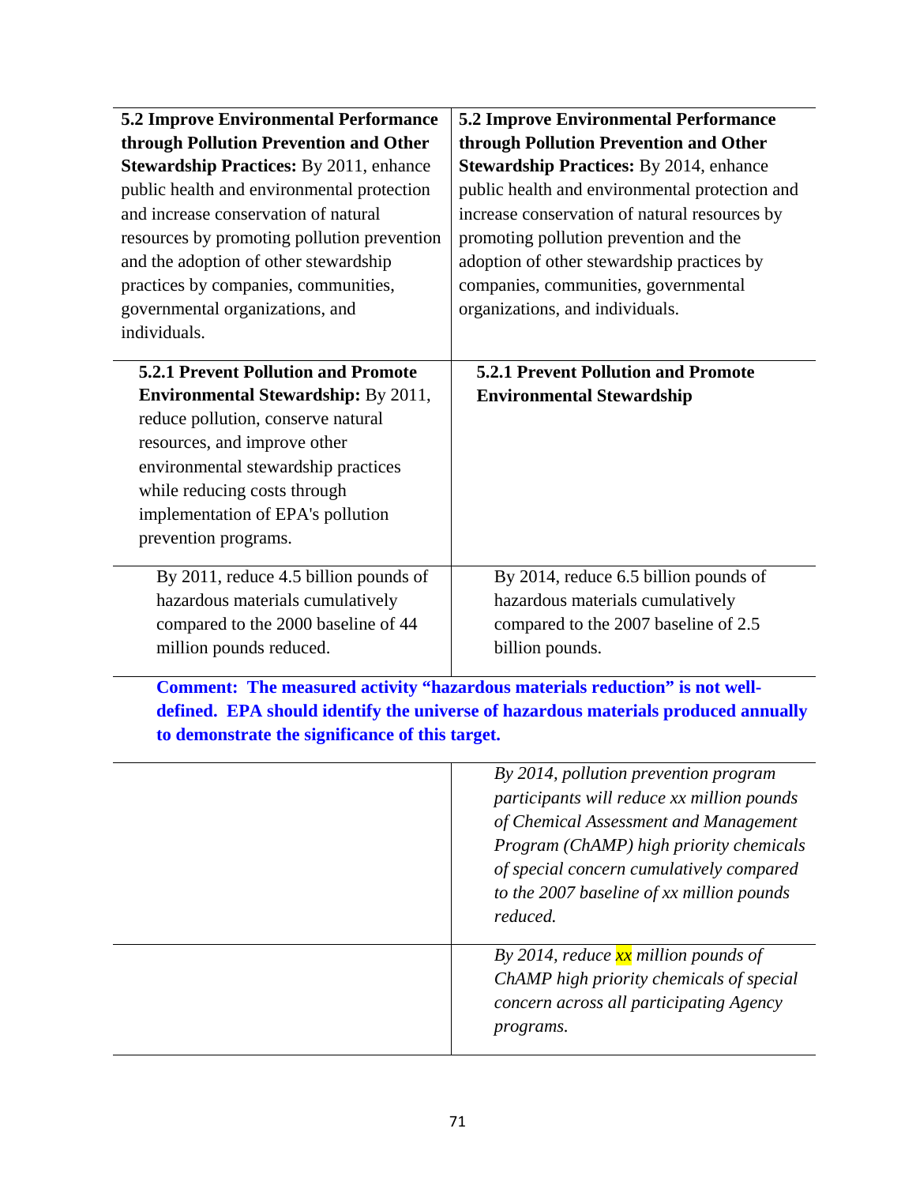| | |
|---|---|
| **5.2 Improve Environmental Performance through Pollution Prevention and Other Stewardship Practices:** By 2011, enhance public health and environmental protection and increase conservation of natural resources by promoting pollution prevention and the adoption of other stewardship practices by companies, communities, governmental organizations, and individuals. | **5.2 Improve Environmental Performance through Pollution Prevention and Other Stewardship Practices:** By 2014, enhance public health and environmental protection and increase conservation of natural resources by promoting pollution prevention and the adoption of other stewardship practices by companies, communities, governmental organizations, and individuals. |
| **5.2.1 Prevent Pollution and Promote Environmental Stewardship:** By 2011, reduce pollution, conserve natural resources, and improve other environmental stewardship practices while reducing costs through implementation of EPA's pollution prevention programs. | **5.2.1 Prevent Pollution and Promote Environmental Stewardship** |
| By 2011, reduce 4.5 billion pounds of hazardous materials cumulatively compared to the 2000 baseline of 44 million pounds reduced. | By 2014, reduce 6.5 billion pounds of hazardous materials cumulatively compared to the 2007 baseline of 2.5 billion pounds. |

**Comment: The measured activity "hazardous materials reduction" is not well-defined. EPA should identify the universe of hazardous materials produced annually to demonstrate the significance of this target.**

| | |
|---|---|
| | *By 2014, pollution prevention program participants will reduce xx million pounds of Chemical Assessment and Management Program (ChAMP) high priority chemicals of special concern cumulatively compared to the 2007 baseline of xx million pounds reduced.* |
| | *By 2014, reduce xx million pounds of ChAMP high priority chemicals of special concern across all participating Agency programs.* |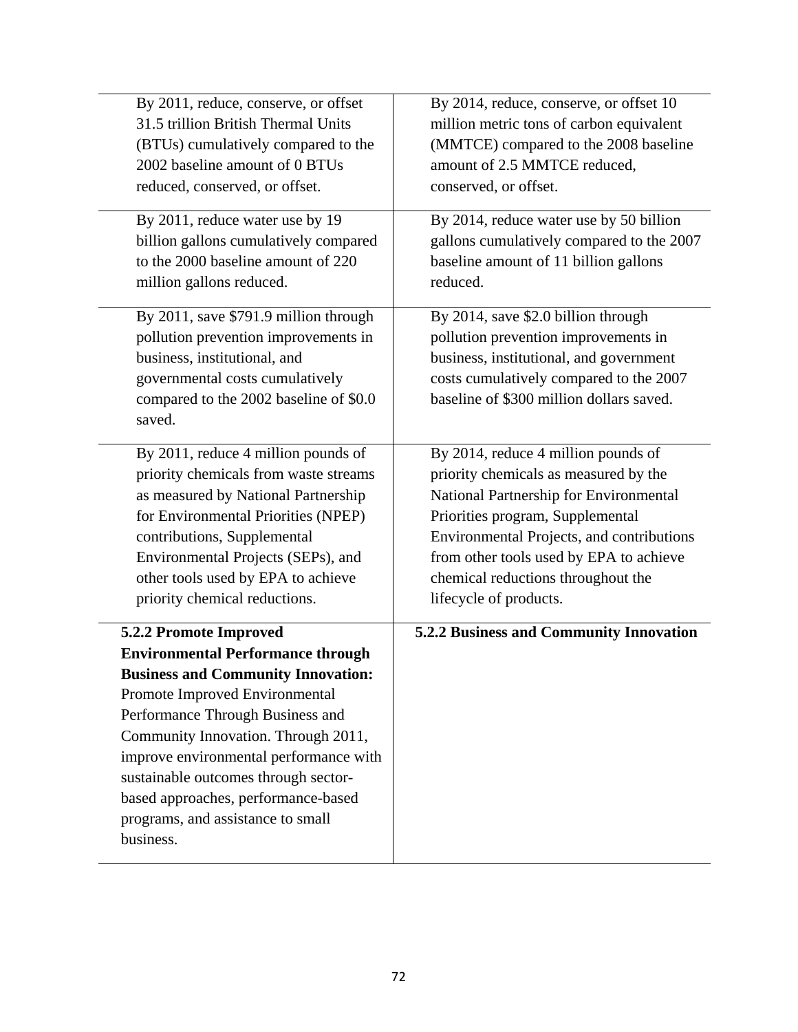| | |
|---|---|
| By 2011, reduce, conserve, or offset 31.5 trillion British Thermal Units (BTUs) cumulatively compared to the 2002 baseline amount of 0 BTUs reduced, conserved, or offset. | By 2014, reduce, conserve, or offset 10 million metric tons of carbon equivalent (MMTCE) compared to the 2008 baseline amount of 2.5 MMTCE reduced, conserved, or offset. |
| By 2011, reduce water use by 19 billion gallons cumulatively compared to the 2000 baseline amount of 220 million gallons reduced. | By 2014, reduce water use by 50 billion gallons cumulatively compared to the 2007 baseline amount of 11 billion gallons reduced. |
| By 2011, save $791.9 million through pollution prevention improvements in business, institutional, and governmental costs cumulatively compared to the 2002 baseline of $0.0 saved. | By 2014, save $2.0 billion through pollution prevention improvements in business, institutional, and government costs cumulatively compared to the 2007 baseline of $300 million dollars saved. |
| By 2011, reduce 4 million pounds of priority chemicals from waste streams as measured by National Partnership for Environmental Priorities (NPEP) contributions, Supplemental Environmental Projects (SEPs), and other tools used by EPA to achieve priority chemical reductions. | By 2014, reduce 4 million pounds of priority chemicals as measured by the National Partnership for Environmental Priorities program, Supplemental Environmental Projects, and contributions from other tools used by EPA to achieve chemical reductions throughout the lifecycle of products. |
| **5.2.2 Promote Improved Environmental Performance through Business and Community Innovation:** Promote Improved Environmental Performance Through Business and Community Innovation. Through 2011, improve environmental performance with sustainable outcomes through sector-based approaches, performance-based programs, and assistance to small business. | **5.2.2 Business and Community Innovation** |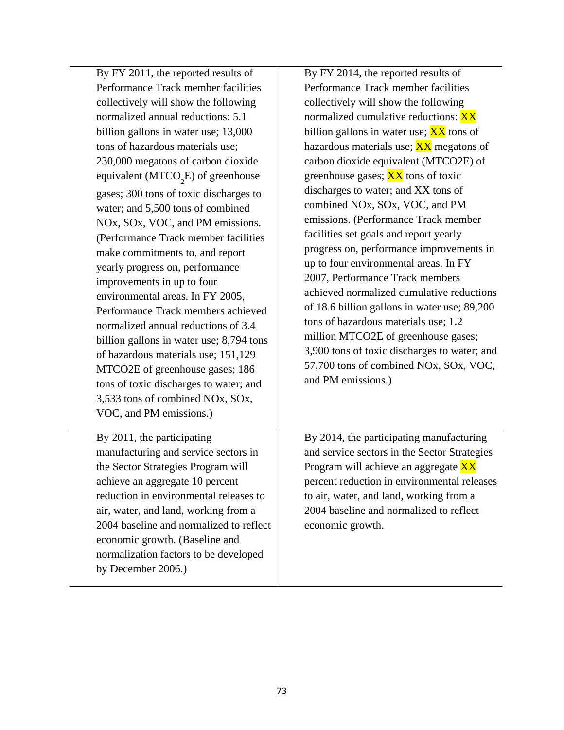| | |
|---|---|
| By FY 2011, the reported results of Performance Track member facilities collectively will show the following normalized annual reductions: 5.1 billion gallons in water use; 13,000 tons of hazardous materials use; 230,000 megatons of carbon dioxide equivalent ($MTCO_2E$) of greenhouse gases; 300 tons of toxic discharges to water; and 5,500 tons of combined NOx, SOx, VOC, and PM emissions. (Performance Track member facilities make commitments to, and report yearly progress on, performance improvements in up to four environmental areas. In FY 2005, Performance Track members achieved normalized annual reductions of 3.4 billion gallons in water use; 8,794 tons of hazardous materials use; 151,129 MTCO2E of greenhouse gases; 186 tons of toxic discharges to water; and 3,533 tons of combined NOx, SOx, VOC, and PM emissions.) | By FY 2014, the reported results of Performance Track member facilities collectively will show the following normalized cumulative reductions: XX billion gallons in water use; XX tons of hazardous materials use; XX megatons of carbon dioxide equivalent (MTCO2E) of greenhouse gases; XX tons of toxic discharges to water; and XX tons of combined NOx, SOx, VOC, and PM emissions. (Performance Track member facilities set goals and report yearly progress on, performance improvements in up to four environmental areas. In FY 2007, Performance Track members achieved normalized cumulative reductions of 18.6 billion gallons in water use; 89,200 tons of hazardous materials use; 1.2 million MTCO2E of greenhouse gases; 3,900 tons of toxic discharges to water; and 57,700 tons of combined NOx, SOx, VOC, and PM emissions.) |
| By 2011, the participating manufacturing and service sectors in the Sector Strategies Program will achieve an aggregate 10 percent reduction in environmental releases to air, water, and land, working from a 2004 baseline and normalized to reflect economic growth. (Baseline and normalization factors to be developed by December 2006.) | By 2014, the participating manufacturing and service sectors in the Sector Strategies Program will achieve an aggregate XX percent reduction in environmental releases to air, water, and land, working from a 2004 baseline and normalized to reflect economic growth. |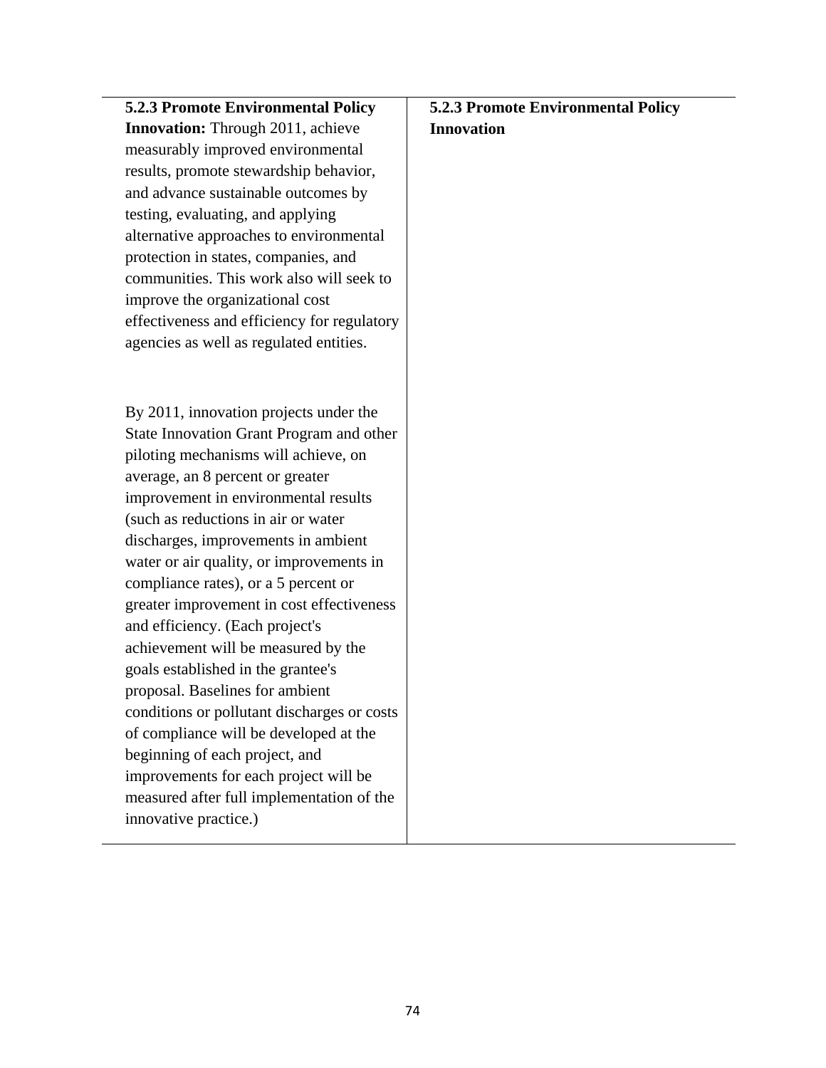| **5.2.3 Promote Environmental Policy Innovation:** Through 2011, achieve measurably improved environmental results, promote stewardship behavior, and advance sustainable outcomes by testing, evaluating, and applying alternative approaches to environmental protection in states, companies, and communities. This work also will seek to improve the organizational cost effectiveness and efficiency for regulatory agencies as well as regulated entities.<br><br>By 2011, innovation projects under the State Innovation Grant Program and other piloting mechanisms will achieve, on average, an 8 percent or greater improvement in environmental results (such as reductions in air or water discharges, improvements in ambient water or air quality, or improvements in compliance rates), or a 5 percent or greater improvement in cost effectiveness and efficiency. (Each project's achievement will be measured by the goals established in the grantee's proposal. Baselines for ambient conditions or pollutant discharges or costs of compliance will be developed at the beginning of each project, and improvements for each project will be measured after full implementation of the innovative practice.) | **5.2.3 Promote Environmental Policy Innovation** |
|---|---|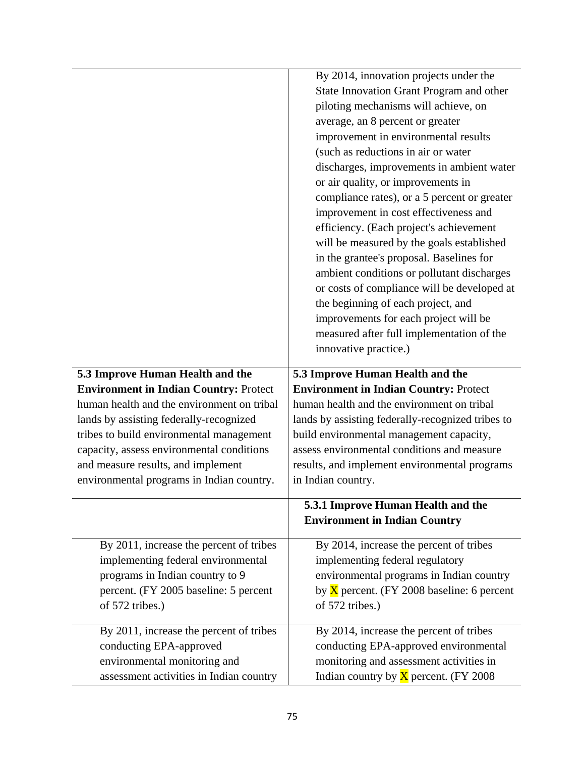| | |
|---|---|
| | By 2014, innovation projects under the State Innovation Grant Program and other piloting mechanisms will achieve, on average, an 8 percent or greater improvement in environmental results (such as reductions in air or water discharges, improvements in ambient water or air quality, or improvements in compliance rates), or a 5 percent or greater improvement in cost effectiveness and efficiency. (Each project's achievement will be measured by the goals established in the grantee's proposal. Baselines for ambient conditions or pollutant discharges or costs of compliance will be developed at the beginning of each project, and improvements for each project will be measured after full implementation of the innovative practice.) |
| **5.3 Improve Human Health and the Environment in Indian Country:** Protect human health and the environment on tribal lands by assisting federally-recognized tribes to build environmental management capacity, assess environmental conditions and measure results, and implement environmental programs in Indian country. | **5.3 Improve Human Health and the Environment in Indian Country:** Protect human health and the environment on tribal lands by assisting federally-recognized tribes to build environmental management capacity, assess environmental conditions and measure results, and implement environmental programs in Indian country. |
| | **5.3.1 Improve Human Health and the Environment in Indian Country** |
| By 2011, increase the percent of tribes implementing federal environmental programs in Indian country to 9 percent. (FY 2005 baseline: 5 percent of 572 tribes.) | By 2014, increase the percent of tribes implementing federal regulatory environmental programs in Indian country by X percent. (FY 2008 baseline: 6 percent of 572 tribes.) |
| By 2011, increase the percent of tribes conducting EPA-approved environmental monitoring and assessment activities in Indian country | By 2014, increase the percent of tribes conducting EPA-approved environmental monitoring and assessment activities in Indian country by X percent. (FY 2008 |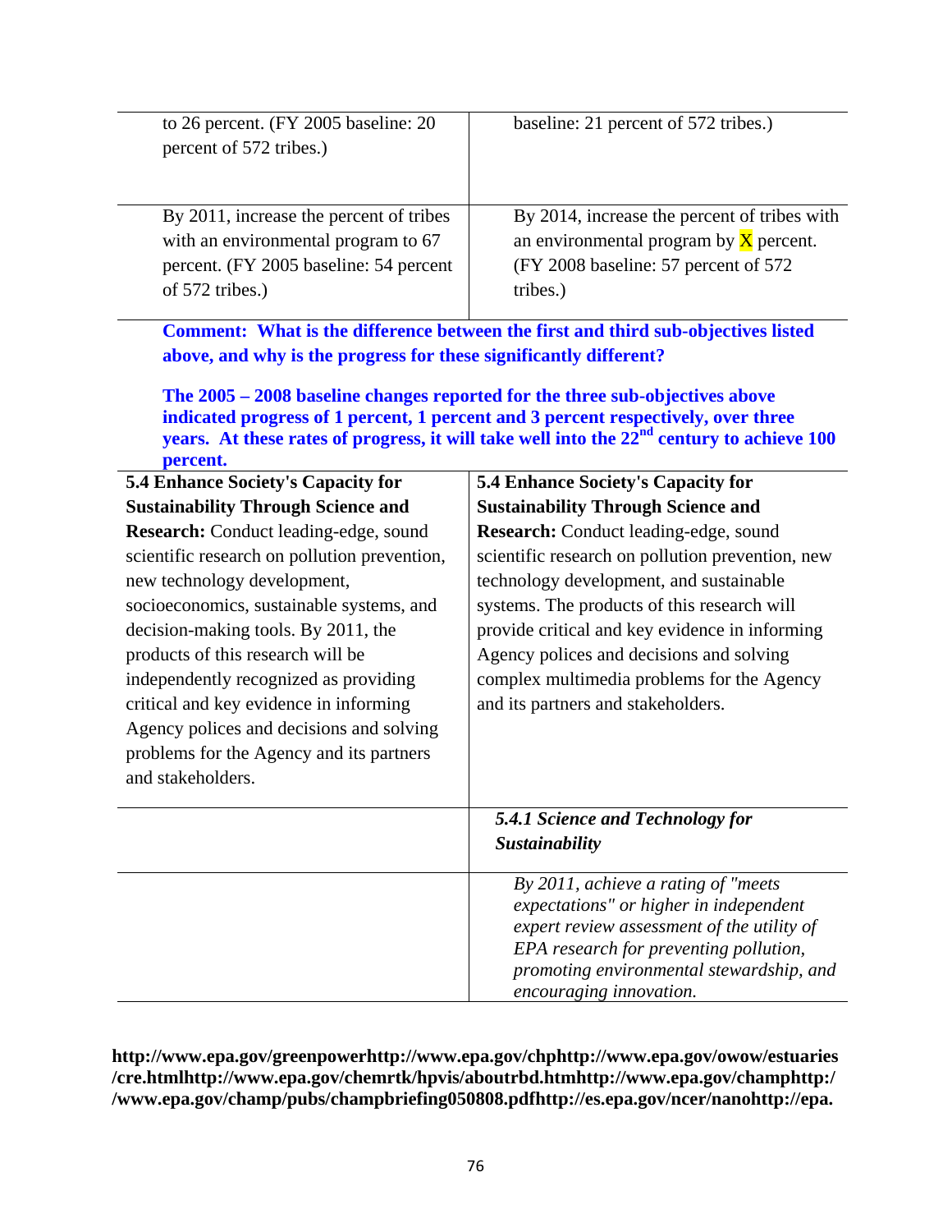| | |
|---|---|
| to 26 percent. (FY 2005 baseline: 20 percent of 572 tribes.) | baseline: 21 percent of 572 tribes.) |
| By 2011, increase the percent of tribes with an environmental program to 67 percent. (FY 2005 baseline: 54 percent of 572 tribes.) | By 2014, increase the percent of tribes with an environmental program by X percent. (FY 2008 baseline: 57 percent of 572 tribes.) |

**Comment: What is the difference between the first and third sub-objectives listed above, and why is the progress for these significantly different?**

**The 2005 – 2008 baseline changes reported for the three sub-objectives above indicated progress of 1 percent, 1 percent and 3 percent respectively, over three years. At these rates of progress, it will take well into the 22nd century to achieve 100 percent.**

| | |
|---|---|
| **5.4 Enhance Society's Capacity for Sustainability Through Science and Research:** Conduct leading-edge, sound scientific research on pollution prevention, new technology development, socioeconomics, sustainable systems, and decision-making tools. By 2011, the products of this research will be independently recognized as providing critical and key evidence in informing Agency polices and decisions and solving problems for the Agency and its partners and stakeholders. | **5.4 Enhance Society's Capacity for Sustainability Through Science and Research:** Conduct leading-edge, sound scientific research on pollution prevention, new technology development, and sustainable systems. The products of this research will provide critical and key evidence in informing Agency polices and decisions and solving complex multimedia problems for the Agency and its partners and stakeholders. |
| | ***5.4.1 Science and Technology for Sustainability*** |
| | *By 2011, achieve a rating of "meets expectations" or higher in independent expert review assessment of the utility of EPA research for preventing pollution, promoting environmental stewardship, and encouraging innovation.* |

**http://www.epa.gov/greenpowerhttp://www.epa.gov/chphttp://www.epa.gov/owow/estuaries/cre.htmlhttp://www.epa.gov/chemrtk/hpvis/aboutrbd.htmhttp://www.epa.gov/champhttp://www.epa.gov/champ/pubs/champbriefing050808.pdfhttp://es.epa.gov/ncer/nanohttp://epa.**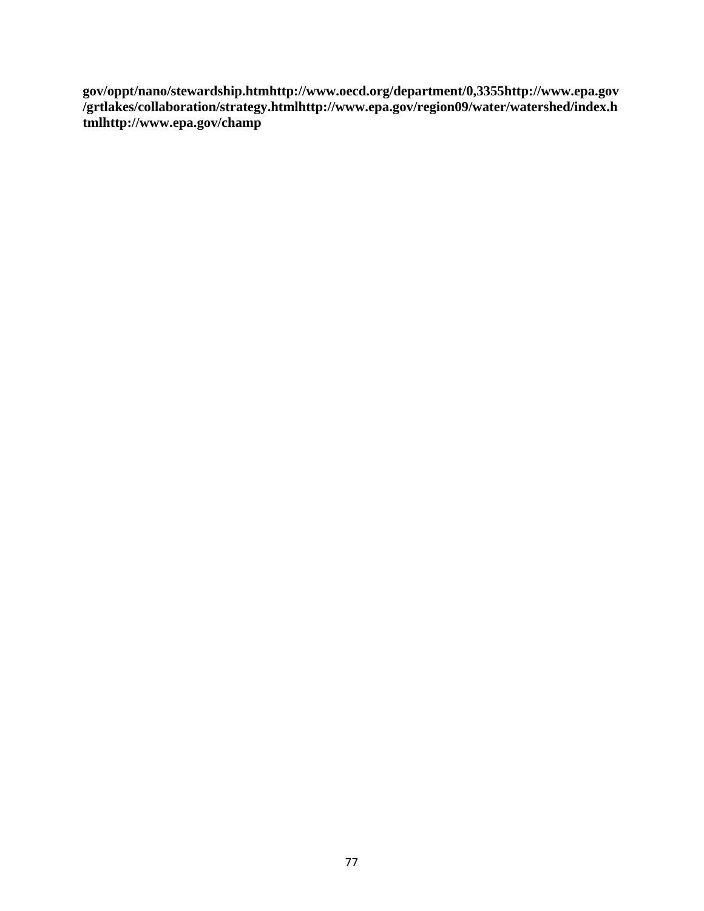**gov/oppt/nano/stewardship.htmhttp://www.oecd.org/department/0,3355http://www.epa.gov/grtlakes/collaboration/strategy.htmlhttp://www.epa.gov/region09/water/watershed/index.htmlhttp://www.epa.gov/champ**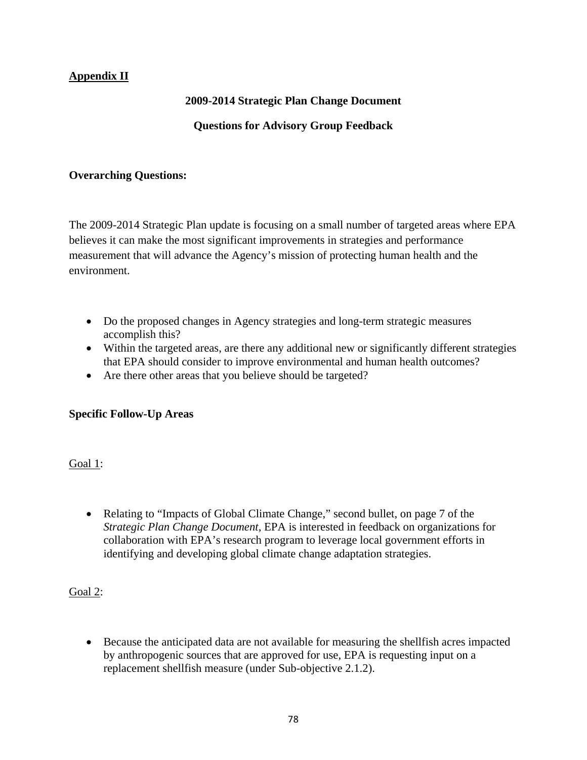**Appendix II**

**2009-2014 Strategic Plan Change Document**

**Questions for Advisory Group Feedback**

**Overarching Questions:**

The 2009-2014 Strategic Plan update is focusing on a small number of targeted areas where EPA believes it can make the most significant improvements in strategies and performance measurement that will advance the Agency's mission of protecting human health and the environment.

- Do the proposed changes in Agency strategies and long-term strategic measures accomplish this?
- Within the targeted areas, are there any additional new or significantly different strategies that EPA should consider to improve environmental and human health outcomes?
- Are there other areas that you believe should be targeted?

**Specific Follow-Up Areas**

Goal 1:

- Relating to "Impacts of Global Climate Change," second bullet, on page 7 of the *Strategic Plan Change Document,* EPA is interested in feedback on organizations for collaboration with EPA's research program to leverage local government efforts in identifying and developing global climate change adaptation strategies.

Goal 2:

- Because the anticipated data are not available for measuring the shellfish acres impacted by anthropogenic sources that are approved for use, EPA is requesting input on a replacement shellfish measure (under Sub-objective 2.1.2).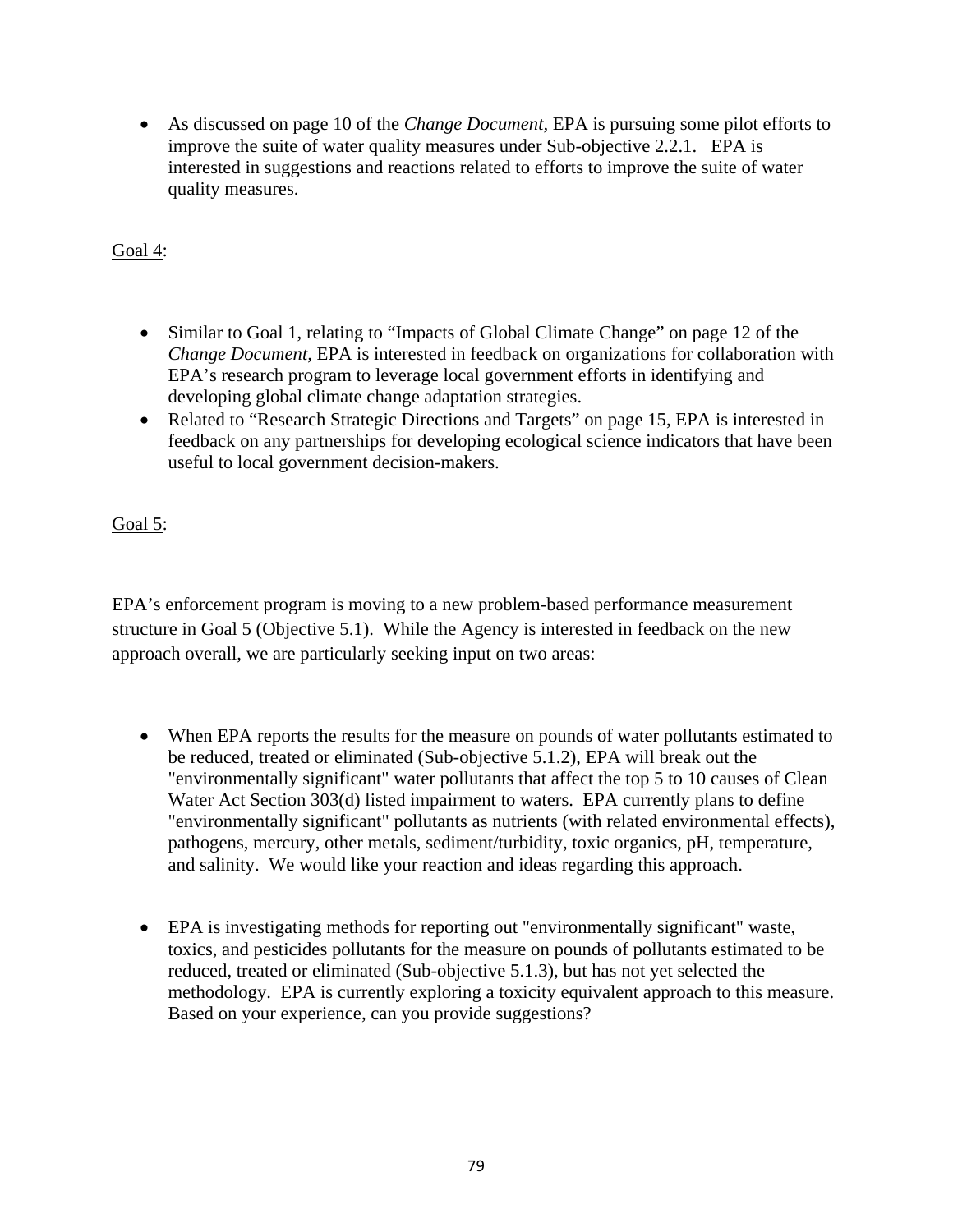- As discussed on page 10 of the *Change Document*, EPA is pursuing some pilot efforts to improve the suite of water quality measures under Sub-objective 2.2.1. EPA is interested in suggestions and reactions related to efforts to improve the suite of water quality measures.

Goal 4:

- Similar to Goal 1, relating to "Impacts of Global Climate Change" on page 12 of the *Change Document*, EPA is interested in feedback on organizations for collaboration with EPA's research program to leverage local government efforts in identifying and developing global climate change adaptation strategies.
- Related to "Research Strategic Directions and Targets" on page 15, EPA is interested in feedback on any partnerships for developing ecological science indicators that have been useful to local government decision-makers.

Goal 5:

EPA's enforcement program is moving to a new problem-based performance measurement structure in Goal 5 (Objective 5.1). While the Agency is interested in feedback on the new approach overall, we are particularly seeking input on two areas:

- When EPA reports the results for the measure on pounds of water pollutants estimated to be reduced, treated or eliminated (Sub-objective 5.1.2), EPA will break out the "environmentally significant" water pollutants that affect the top 5 to 10 causes of Clean Water Act Section 303(d) listed impairment to waters. EPA currently plans to define "environmentally significant" pollutants as nutrients (with related environmental effects), pathogens, mercury, other metals, sediment/turbidity, toxic organics, pH, temperature, and salinity. We would like your reaction and ideas regarding this approach.

- EPA is investigating methods for reporting out "environmentally significant" waste, toxics, and pesticides pollutants for the measure on pounds of pollutants estimated to be reduced, treated or eliminated (Sub-objective 5.1.3), but has not yet selected the methodology. EPA is currently exploring a toxicity equivalent approach to this measure. Based on your experience, can you provide suggestions?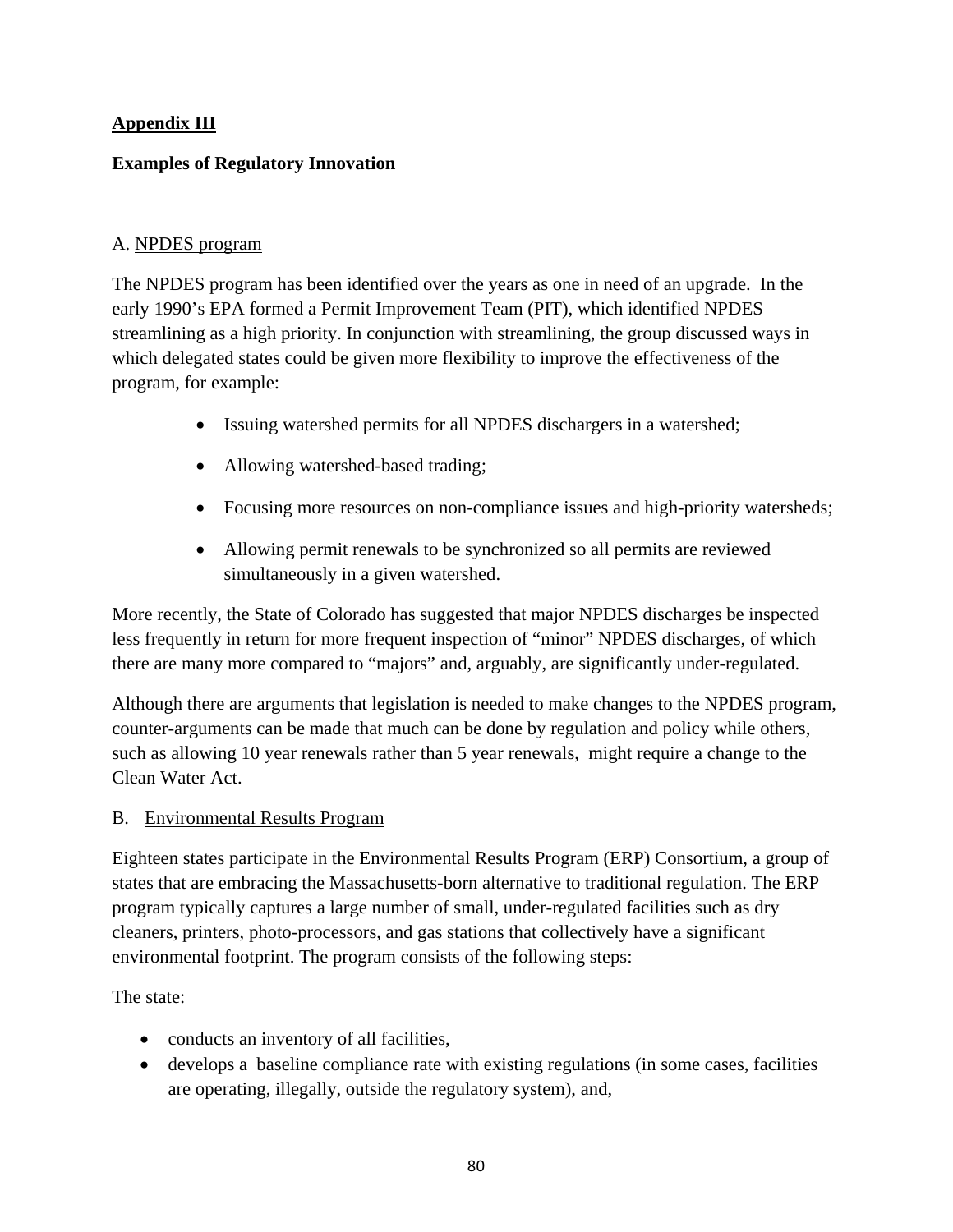## Appendix III

### Examples of Regulatory Innovation

A. NPDES program

The NPDES program has been identified over the years as one in need of an upgrade. In the early 1990's EPA formed a Permit Improvement Team (PIT), which identified NPDES streamlining as a high priority. In conjunction with streamlining, the group discussed ways in which delegated states could be given more flexibility to improve the effectiveness of the program, for example:

- Issuing watershed permits for all NPDES dischargers in a watershed;
- Allowing watershed-based trading;
- Focusing more resources on non-compliance issues and high-priority watersheds;
- Allowing permit renewals to be synchronized so all permits are reviewed simultaneously in a given watershed.

More recently, the State of Colorado has suggested that major NPDES discharges be inspected less frequently in return for more frequent inspection of "minor" NPDES discharges, of which there are many more compared to "majors" and, arguably, are significantly under-regulated.

Although there are arguments that legislation is needed to make changes to the NPDES program, counter-arguments can be made that much can be done by regulation and policy while others, such as allowing 10 year renewals rather than 5 year renewals, might require a change to the Clean Water Act.

B. Environmental Results Program

Eighteen states participate in the Environmental Results Program (ERP) Consortium, a group of states that are embracing the Massachusetts-born alternative to traditional regulation. The ERP program typically captures a large number of small, under-regulated facilities such as dry cleaners, printers, photo-processors, and gas stations that collectively have a significant environmental footprint. The program consists of the following steps:

The state:

- conducts an inventory of all facilities,
- develops a baseline compliance rate with existing regulations (in some cases, facilities are operating, illegally, outside the regulatory system), and,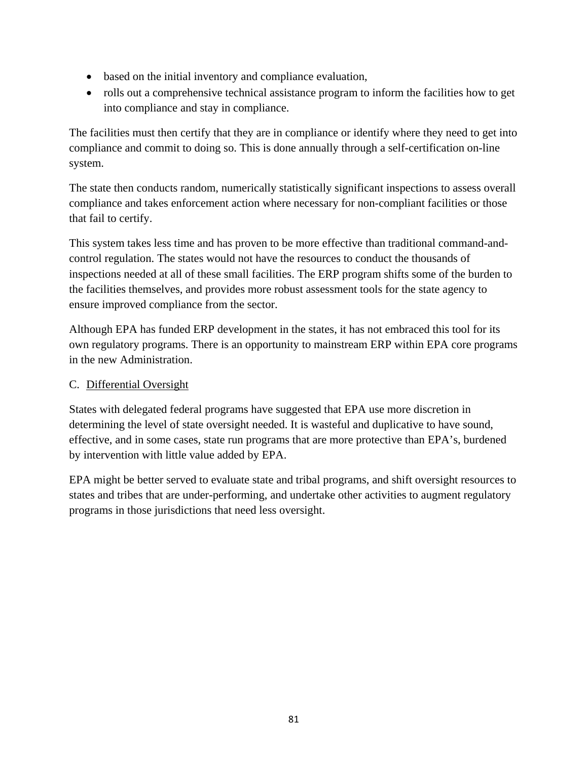- based on the initial inventory and compliance evaluation,
- rolls out a comprehensive technical assistance program to inform the facilities how to get into compliance and stay in compliance.

The facilities must then certify that they are in compliance or identify where they need to get into compliance and commit to doing so. This is done annually through a self-certification on-line system.

The state then conducts random, numerically statistically significant inspections to assess overall compliance and takes enforcement action where necessary for non-compliant facilities or those that fail to certify.

This system takes less time and has proven to be more effective than traditional command-and-control regulation. The states would not have the resources to conduct the thousands of inspections needed at all of these small facilities. The ERP program shifts some of the burden to the facilities themselves, and provides more robust assessment tools for the state agency to ensure improved compliance from the sector.

Although EPA has funded ERP development in the states, it has not embraced this tool for its own regulatory programs. There is an opportunity to mainstream ERP within EPA core programs in the new Administration.

C. <u>Differential Oversight</u>

States with delegated federal programs have suggested that EPA use more discretion in determining the level of state oversight needed. It is wasteful and duplicative to have sound, effective, and in some cases, state run programs that are more protective than EPA's, burdened by intervention with little value added by EPA.

EPA might be better served to evaluate state and tribal programs, and shift oversight resources to states and tribes that are under-performing, and undertake other activities to augment regulatory programs in those jurisdictions that need less oversight.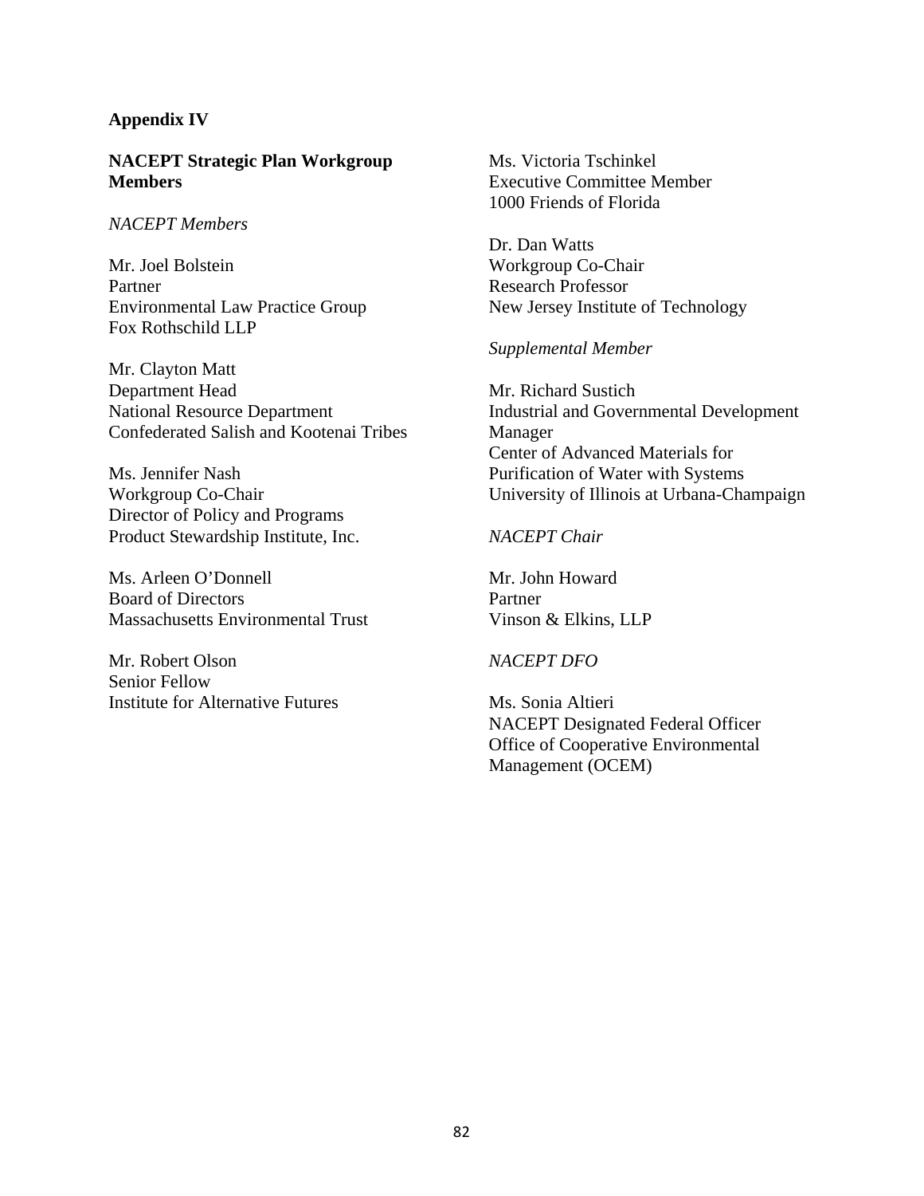**Appendix IV**

**NACEPT Strategic Plan Workgroup Members**

*NACEPT Members*

Mr. Joel Bolstein
Partner
Environmental Law Practice Group
Fox Rothschild LLP

Mr. Clayton Matt
Department Head
National Resource Department
Confederated Salish and Kootenai Tribes

Ms. Jennifer Nash
Workgroup Co-Chair
Director of Policy and Programs
Product Stewardship Institute, Inc.

Ms. Arleen O'Donnell
Board of Directors
Massachusetts Environmental Trust

Mr. Robert Olson
Senior Fellow
Institute for Alternative Futures

Ms. Victoria Tschinkel
Executive Committee Member
1000 Friends of Florida

Dr. Dan Watts
Workgroup Co-Chair
Research Professor
New Jersey Institute of Technology

*Supplemental Member*

Mr. Richard Sustich
Industrial and Governmental Development Manager
Center of Advanced Materials for Purification of Water with Systems
University of Illinois at Urbana-Champaign

*NACEPT Chair*

Mr. John Howard
Partner
Vinson & Elkins, LLP

*NACEPT DFO*

Ms. Sonia Altieri
NACEPT Designated Federal Officer
Office of Cooperative Environmental Management (OCEM)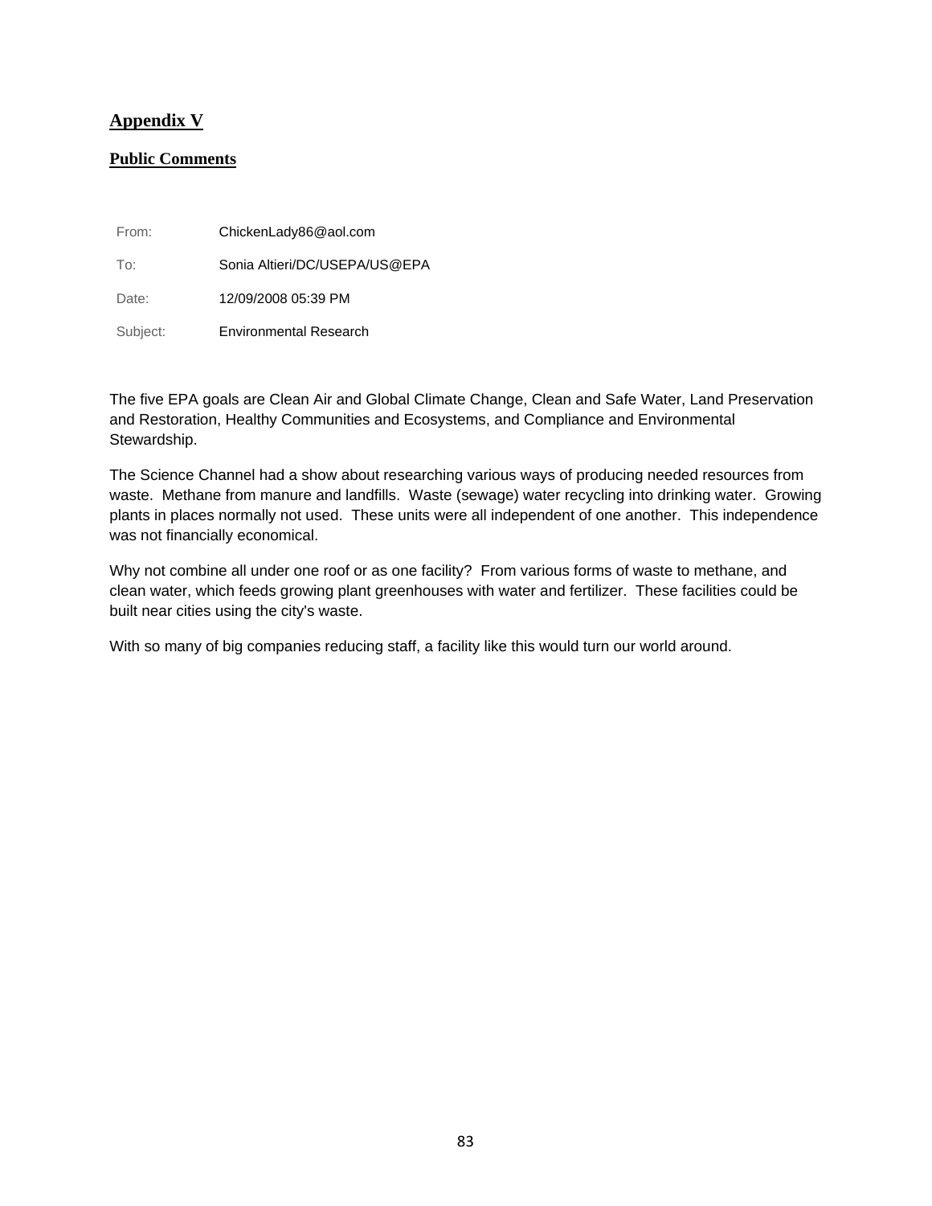## Appendix V

### Public Comments

From: ChickenLady86@aol.com

To: Sonia Altieri/DC/USEPA/US@EPA

Date: 12/09/2008 05:39 PM

Subject: Environmental Research

The five EPA goals are Clean Air and Global Climate Change, Clean and Safe Water, Land Preservation and Restoration, Healthy Communities and Ecosystems, and Compliance and Environmental Stewardship.

The Science Channel had a show about researching various ways of producing needed resources from waste. Methane from manure and landfills. Waste (sewage) water recycling into drinking water. Growing plants in places normally not used. These units were all independent of one another. This independence was not financially economical.

Why not combine all under one roof or as one facility? From various forms of waste to methane, and clean water, which feeds growing plant greenhouses with water and fertilizer. These facilities could be built near cities using the city's waste.

With so many of big companies reducing staff, a facility like this would turn our world around.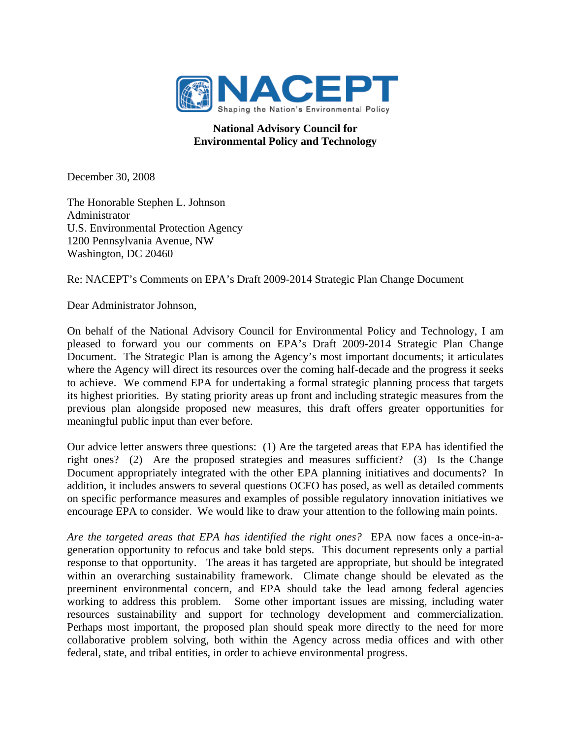**NACEPT**
Shaping the Nation's Environmental Policy

**National Advisory Council for**
**Environmental Policy and Technology**

December 30, 2008

The Honorable Stephen L. Johnson
Administrator
U.S. Environmental Protection Agency
1200 Pennsylvania Avenue, NW
Washington, DC 20460

Re: NACEPT's Comments on EPA's Draft 2009-2014 Strategic Plan Change Document

Dear Administrator Johnson,

On behalf of the National Advisory Council for Environmental Policy and Technology, I am pleased to forward you our comments on EPA's Draft 2009-2014 Strategic Plan Change Document. The Strategic Plan is among the Agency's most important documents; it articulates where the Agency will direct its resources over the coming half-decade and the progress it seeks to achieve. We commend EPA for undertaking a formal strategic planning process that targets its highest priorities. By stating priority areas up front and including strategic measures from the previous plan alongside proposed new measures, this draft offers greater opportunities for meaningful public input than ever before.

Our advice letter answers three questions: (1) Are the targeted areas that EPA has identified the right ones? (2) Are the proposed strategies and measures sufficient? (3) Is the Change Document appropriately integrated with the other EPA planning initiatives and documents? In addition, it includes answers to several questions OCFO has posed, as well as detailed comments on specific performance measures and examples of possible regulatory innovation initiatives we encourage EPA to consider. We would like to draw your attention to the following main points.

*Are the targeted areas that EPA has identified the right ones?* EPA now faces a once-in-a-generation opportunity to refocus and take bold steps. This document represents only a partial response to that opportunity. The areas it has targeted are appropriate, but should be integrated within an overarching sustainability framework. Climate change should be elevated as the preeminent environmental concern, and EPA should take the lead among federal agencies working to address this problem. Some other important issues are missing, including water resources sustainability and support for technology development and commercialization. Perhaps most important, the proposed plan should speak more directly to the need for more collaborative problem solving, both within the Agency across media offices and with other federal, state, and tribal entities, in order to achieve environmental progress.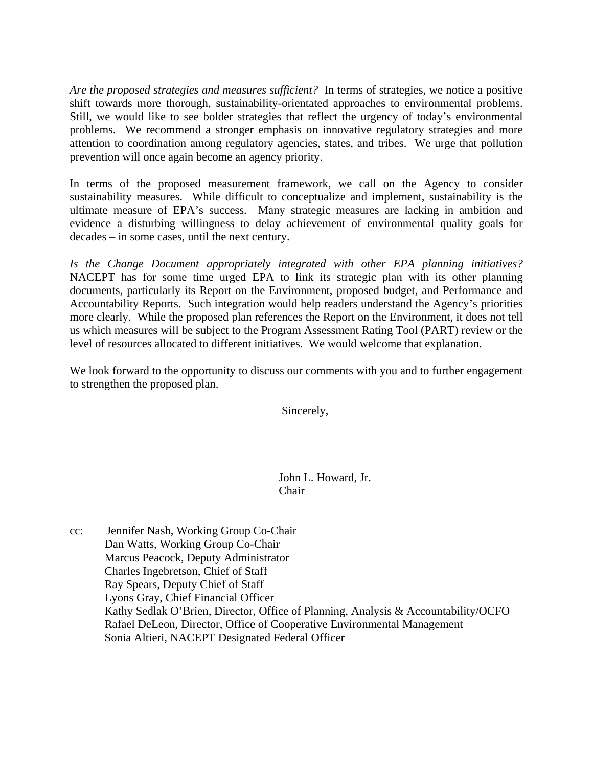*Are the proposed strategies and measures sufficient?* In terms of strategies, we notice a positive shift towards more thorough, sustainability-orientated approaches to environmental problems. Still, we would like to see bolder strategies that reflect the urgency of today's environmental problems. We recommend a stronger emphasis on innovative regulatory strategies and more attention to coordination among regulatory agencies, states, and tribes. We urge that pollution prevention will once again become an agency priority.

In terms of the proposed measurement framework, we call on the Agency to consider sustainability measures. While difficult to conceptualize and implement, sustainability is the ultimate measure of EPA's success. Many strategic measures are lacking in ambition and evidence a disturbing willingness to delay achievement of environmental quality goals for decades – in some cases, until the next century.

*Is the Change Document appropriately integrated with other EPA planning initiatives?* NACEPT has for some time urged EPA to link its strategic plan with its other planning documents, particularly its Report on the Environment, proposed budget, and Performance and Accountability Reports. Such integration would help readers understand the Agency's priorities more clearly. While the proposed plan references the Report on the Environment, it does not tell us which measures will be subject to the Program Assessment Rating Tool (PART) review or the level of resources allocated to different initiatives. We would welcome that explanation.

We look forward to the opportunity to discuss our comments with you and to further engagement to strengthen the proposed plan.

Sincerely,

John L. Howard, Jr.
Chair

cc: Jennifer Nash, Working Group Co-Chair
Dan Watts, Working Group Co-Chair
Marcus Peacock, Deputy Administrator
Charles Ingebretson, Chief of Staff
Ray Spears, Deputy Chief of Staff
Lyons Gray, Chief Financial Officer
Kathy Sedlak O'Brien, Director, Office of Planning, Analysis & Accountability/OCFO
Rafael DeLeon, Director, Office of Cooperative Environmental Management
Sonia Altieri, NACEPT Designated Federal Officer